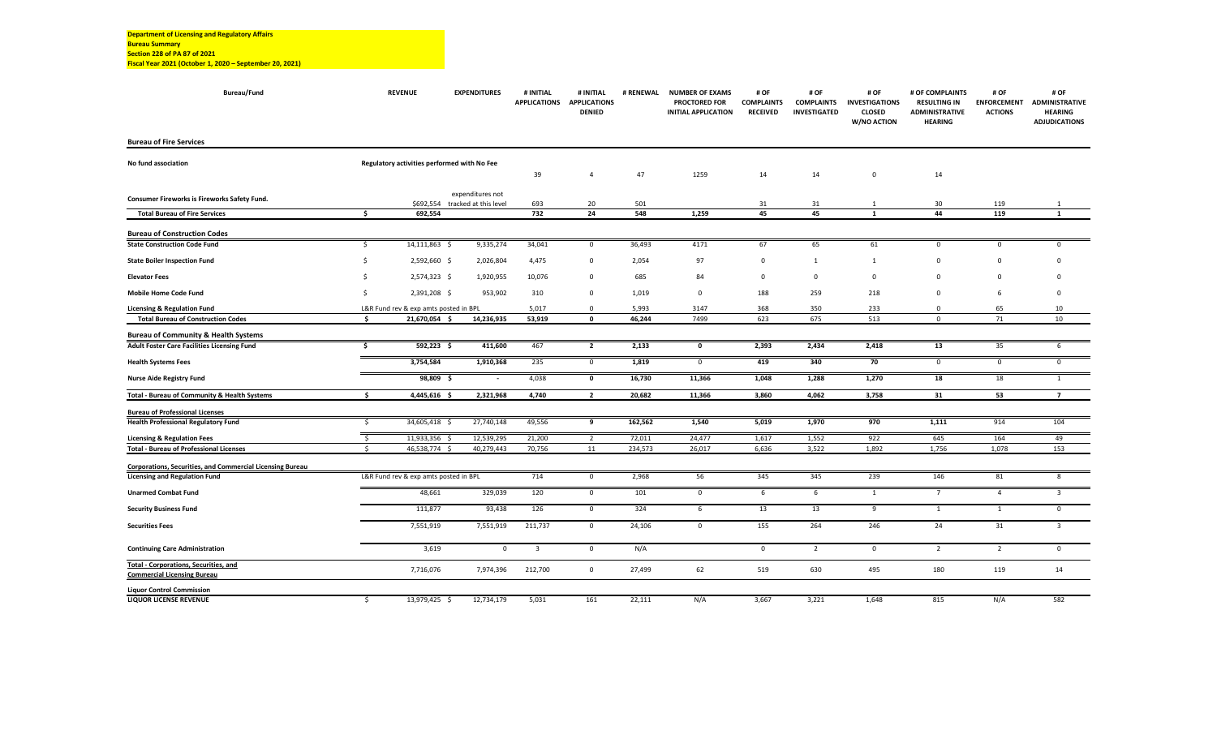**Department of Licensing and Regulatory Affairs**
**Bureau Summary**
**Section 228 of PA 87 of 2021**
**Fiscal Year 2021 (October 1, 2020 – September 20, 2021)**

| Bureau/Fund | REVENUE | EXPENDITURES | # INITIAL APPLICATIONS | # INITIAL APPLICATIONS DENIED | # RENEWAL | NUMBER OF EXAMS PROCTORED FOR INITIAL APPLICATION | # OF COMPLAINTS RECEIVED | # OF COMPLAINTS INVESTIGATED | # OF INVESTIGATIONS CLOSED W/NO ACTION | # OF COMPLAINTS RESULTING IN ADMINISTRATIVE HEARING | # OF ENFORCEMENT ACTIONS | # OF ADMINISTRATIVE HEARING ADJUDICATIONS |
|---|---|---|---|---|---|---|---|---|---|---|---|---|
| **Bureau of Fire Services** | | | | | | | | | | | | |
| **No fund association** | Regulatory activities performed with No Fee | | 39 | 4 | 47 | 1259 | 14 | 14 | 0 | 14 | | |
| **Consumer Fireworks is Fireworks Safety Fund.** | $692,554 | expenditures not tracked at this level | 693 | 20 | 501 | | 31 | 31 | 1 | 30 | 119 | 1 |
| **Total Bureau of Fire Services** | $ 692,554 | | 732 | 24 | 548 | 1,259 | 45 | 45 | 1 | 44 | 119 | 1 |
| **Bureau of Construction Codes** | | | | | | | | | | | | |
| **State Construction Code Fund** | $ 14,111,863 | $ 9,335,274 | 34,041 | 0 | 36,493 | 4171 | 67 | 65 | 61 | 0 | 0 | 0 |
| **State Boiler Inspection Fund** | $ 2,592,660 | $ 2,026,804 | 4,475 | 0 | 2,054 | 97 | 0 | 1 | 1 | 0 | 0 | 0 |
| **Elevator Fees** | $ 2,574,323 | $ 1,920,955 | 10,076 | 0 | 685 | 84 | 0 | 0 | 0 | 0 | 0 | 0 |
| **Mobile Home Code Fund** | $ 2,391,208 | $ 953,902 | 310 | 0 | 1,019 | 0 | 188 | 259 | 218 | 0 | 6 | 0 |
| **Licensing & Regulation Fund** | L&R Fund rev & exp amts posted in BPL | | 5,017 | 0 | 5,993 | 3147 | 368 | 350 | 233 | 0 | 65 | 10 |
| **Total Bureau of Construction Codes** | $ 21,670,054 | $ 14,236,935 | 53,919 | 0 | 46,244 | 7499 | 623 | 675 | 513 | 0 | 71 | 10 |
| **Bureau of Community & Health Systems** | | | | | | | | | | | | |
| **Adult Foster Care Facilities Licensing Fund** | $ 592,223 | $ 411,600 | 467 | 2 | 2,133 | 0 | 2,393 | 2,434 | 2,418 | 13 | 35 | 6 |
| **Health Systems Fees** | 3,754,584 | 1,910,368 | 235 | 0 | 1,819 | 0 | 419 | 340 | 70 | 0 | 0 | 0 |
| **Nurse Aide Registry Fund** | 98,809 | $ - | 4,038 | 0 | 16,730 | 11,366 | 1,048 | 1,288 | 1,270 | 18 | 18 | 1 |
| **Total - Bureau of Community & Health Systems** | $ 4,445,616 | $ 2,321,968 | 4,740 | 2 | 20,682 | 11,366 | 3,860 | 4,062 | 3,758 | 31 | 53 | 7 |
| **Bureau of Professional Licenses** | | | | | | | | | | | | |
| **Health Professional Regulatory Fund** | $ 34,605,418 | $ 27,740,148 | 49,556 | 9 | 162,562 | 1,540 | 5,019 | 1,970 | 970 | 1,111 | 914 | 104 |
| **Licensing & Regulation Fees** | $ 11,933,356 | $ 12,539,295 | 21,200 | 2 | 72,011 | 24,477 | 1,617 | 1,552 | 922 | 645 | 164 | 49 |
| **Total - Bureau of Professional Licenses** | $ 46,538,774 | $ 40,279,443 | 70,756 | 11 | 234,573 | 26,017 | 6,636 | 3,522 | 1,892 | 1,756 | 1,078 | 153 |
| **Corporations, Securities, and Commercial Licensing Bureau** | | | | | | | | | | | | |
| **Licensing and Regulation Fund** | L&R Fund rev & exp amts posted in BPL | | 714 | 0 | 2,968 | 56 | 345 | 345 | 239 | 146 | 81 | 8 |
| **Unarmed Combat Fund** | 48,661 | 329,039 | 120 | 0 | 101 | 0 | 6 | 6 | 1 | 7 | 4 | 3 |
| **Security Business Fund** | 111,877 | 93,438 | 126 | 0 | 324 | 6 | 13 | 13 | 9 | 1 | 1 | 0 |
| **Securities Fees** | 7,551,919 | 7,551,919 | 211,737 | 0 | 24,106 | 0 | 155 | 264 | 246 | 24 | 31 | 3 |
| **Continuing Care Administration** | 3,619 | 0 | 3 | 0 | N/A | | 0 | 2 | 0 | 2 | 2 | 0 |
| **Total - Corporations, Securities, and Commercial Licensing Bureau** | 7,716,076 | 7,974,396 | 212,700 | 0 | 27,499 | 62 | 519 | 630 | 495 | 180 | 119 | 14 |
| **Liquor Control Commission** | | | | | | | | | | | | |
| **LIQUOR LICENSE REVENUE** | $ 13,979,425 | $ 12,734,179 | 5,031 | 161 | 22,111 | N/A | 3,667 | 3,221 | 1,648 | 815 | N/A | 582 |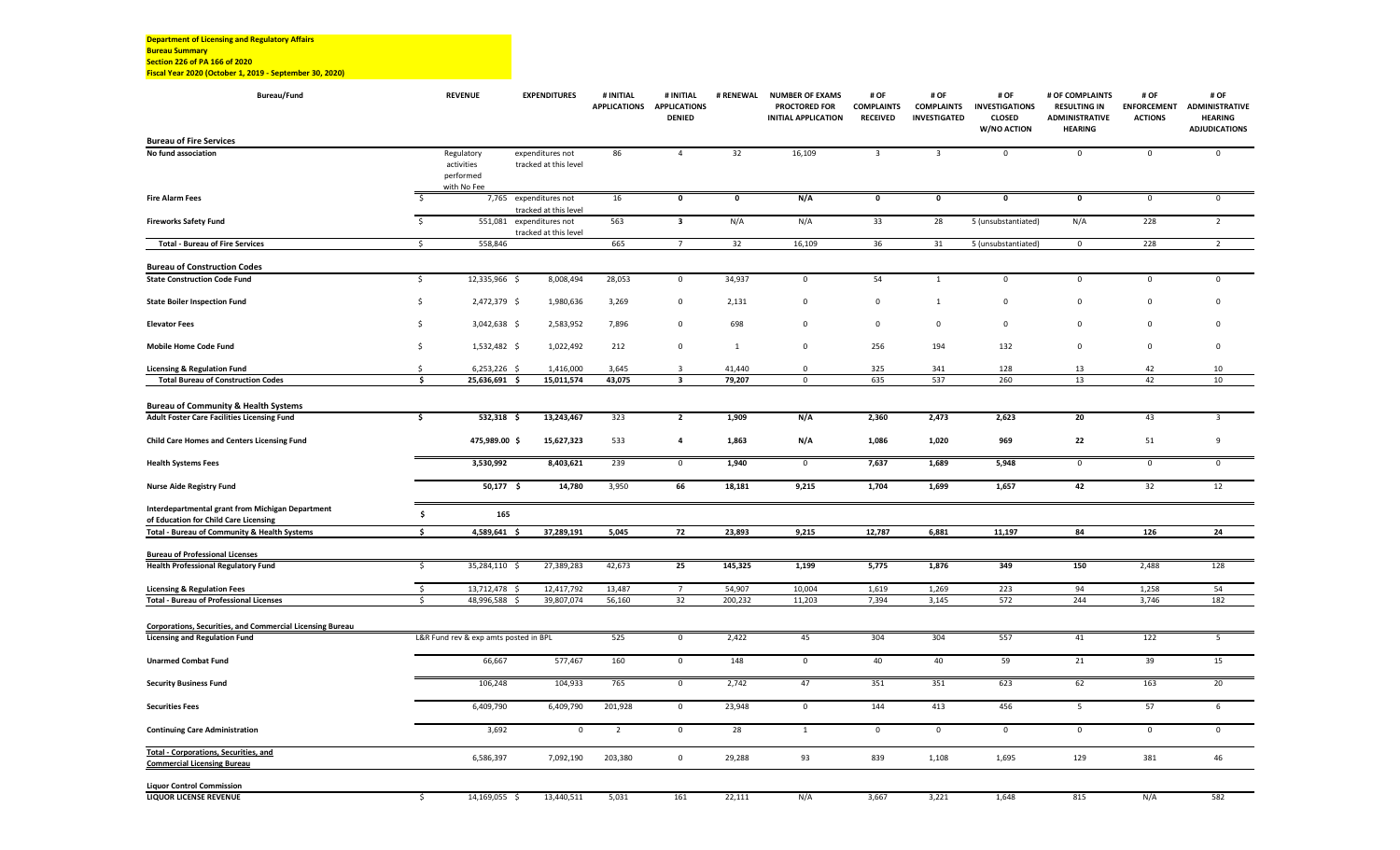**Department of Licensing and Regulatory Affairs**
**Bureau Summary**
**Section 226 of PA 166 of 2020**
**Fiscal Year 2020 (October 1, 2019 - September 30, 2020)**

| Bureau/Fund | REVENUE | EXPENDITURES | # INITIAL APPLICATIONS | # INITIAL APPLICATIONS DENIED | # RENEWAL | NUMBER OF EXAMS PROCTORED FOR INITIAL APPLICATION | # OF COMPLAINTS RECEIVED | # OF COMPLAINTS INVESTIGATED | # OF INVESTIGATIONS CLOSED W/NO ACTION | # OF COMPLAINTS RESULTING IN ADMINISTRATIVE HEARING | # OF ENFORCEMENT ACTIONS | # OF ADMINISTRATIVE HEARING ADJUDICATIONS |
|---|---|---|---|---|---|---|---|---|---|---|---|---|
| **Bureau of Fire Services** | | | | | | | | | | | | |
| **No fund association** | Regulatory activities performed with No Fee | expenditures not tracked at this level | 86 | 4 | 32 | 16,109 | 3 | 3 | 0 | 0 | 0 | 0 |
| **Fire Alarm Fees** | $ 7,765 | expenditures not tracked at this level | 16 | 0 | 0 | N/A | 0 | 0 | 0 | 0 | 0 | 0 |
| **Fireworks Safety Fund** | $ 551,081 | expenditures not tracked at this level | 563 | 3 | N/A | N/A | 33 | 28 | 5 (unsubstantiated) | N/A | 228 | 2 |
| **Total - Bureau of Fire Services** | $ 558,846 | | 665 | 7 | 32 | 16,109 | 36 | 31 | 5 (unsubstantiated) | 0 | 228 | 2 |
| **Bureau of Construction Codes** | | | | | | | | | | | | |
| **State Construction Code Fund** | $ 12,335,966 | $ 8,008,494 | 28,053 | 0 | 34,937 | 0 | 54 | 1 | 0 | 0 | 0 | 0 |
| **State Boiler Inspection Fund** | $ 2,472,379 | $ 1,980,636 | 3,269 | 0 | 2,131 | 0 | 0 | 1 | 0 | 0 | 0 | 0 |
| **Elevator Fees** | $ 3,042,638 | $ 2,583,952 | 7,896 | 0 | 698 | 0 | 0 | 0 | 0 | 0 | 0 | 0 |
| **Mobile Home Code Fund** | $ 1,532,482 | $ 1,022,492 | 212 | 0 | 1 | 0 | 256 | 194 | 132 | 0 | 0 | 0 |
| **Licensing & Regulation Fund** | $ 6,253,226 | $ 1,416,000 | 3,645 | 3 | 41,440 | 0 | 325 | 341 | 128 | 13 | 42 | 10 |
| **Total Bureau of Construction Codes** | $ 25,636,691 | $ 15,011,574 | 43,075 | 3 | 79,207 | 0 | 635 | 537 | 260 | 13 | 42 | 10 |
| **Bureau of Community & Health Systems** | | | | | | | | | | | | |
| **Adult Foster Care Facilities Licensing Fund** | $ 532,318 | $ 13,243,467 | 323 | 2 | 1,909 | N/A | 2,360 | 2,473 | 2,623 | 20 | 43 | 3 |
| **Child Care Homes and Centers Licensing Fund** | 475,989.00 | $ 15,627,323 | 533 | 4 | 1,863 | N/A | 1,086 | 1,020 | 969 | 22 | 51 | 9 |
| **Health Systems Fees** | 3,530,992 | 8,403,621 | 239 | 0 | 1,940 | 0 | 7,637 | 1,689 | 5,948 | 0 | 0 | 0 |
| **Nurse Aide Registry Fund** | 50,177 | $ 14,780 | 3,950 | 66 | 18,181 | 9,215 | 1,704 | 1,699 | 1,657 | 42 | 32 | 12 |
| **Interdepartmental grant from Michigan Department of Education for Child Care Licensing** | $ 165 | | | | | | | | | | | |
| **Total - Bureau of Community & Health Systems** | $ 4,589,641 | $ 37,289,191 | 5,045 | 72 | 23,893 | 9,215 | 12,787 | 6,881 | 11,197 | 84 | 126 | 24 |
| **Bureau of Professional Licenses** | | | | | | | | | | | | |
| **Health Professional Regulatory Fund** | $ 35,284,110 | $ 27,389,283 | 42,673 | 25 | 145,325 | 1,199 | 5,775 | 1,876 | 349 | 150 | 2,488 | 128 |
| **Licensing & Regulation Fees** | $ 13,712,478 | $ 12,417,792 | 13,487 | 7 | 54,907 | 10,004 | 1,619 | 1,269 | 223 | 94 | 1,258 | 54 |
| **Total - Bureau of Professional Licenses** | $ 48,996,588 | $ 39,807,074 | 56,160 | 32 | 200,232 | 11,203 | 7,394 | 3,145 | 572 | 244 | 3,746 | 182 |
| **Corporations, Securities, and Commercial Licensing Bureau** | | | | | | | | | | | | |
| **Licensing and Regulation Fund** | L&R Fund rev & exp amts posted in BPL | | 525 | 0 | 2,422 | 45 | 304 | 304 | 557 | 41 | 122 | 5 |
| **Unarmed Combat Fund** | 66,667 | 577,467 | 160 | 0 | 148 | 0 | 40 | 40 | 59 | 21 | 39 | 15 |
| **Security Business Fund** | 106,248 | 104,933 | 765 | 0 | 2,742 | 47 | 351 | 351 | 623 | 62 | 163 | 20 |
| **Securities Fees** | 6,409,790 | 6,409,790 | 201,928 | 0 | 23,948 | 0 | 144 | 413 | 456 | 5 | 57 | 6 |
| **Continuing Care Administration** | 3,692 | 0 | 2 | 0 | 28 | 1 | 0 | 0 | 0 | 0 | 0 | 0 |
| **Total - Corporations, Securities, and Commercial Licensing Bureau** | 6,586,397 | 7,092,190 | 203,380 | 0 | 29,288 | 93 | 839 | 1,108 | 1,695 | 129 | 381 | 46 |
| **Liquor Control Commission** | | | | | | | | | | | | |
| **LIQUOR LICENSE REVENUE** | $ 14,169,055 | $ 13,440,511 | 5,031 | 161 | 22,111 | N/A | 3,667 | 3,221 | 1,648 | 815 | N/A | 582 |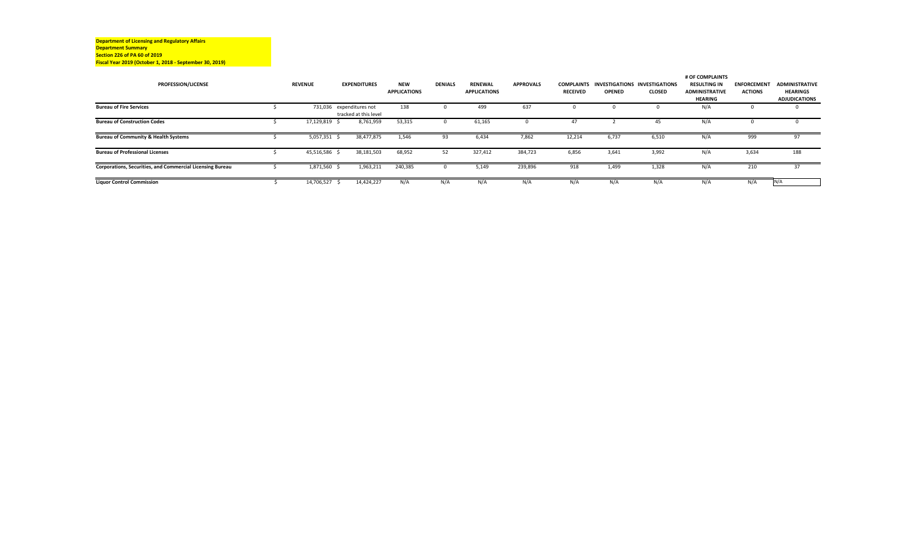**Department of Licensing and Regulatory Affairs**
**Department Summary**
**Section 226 of PA 60 of 2019**
**Fiscal Year 2019 (October 1, 2018 - September 30, 2019)**

| PROFESSION/LICENSE | REVENUE | EXPENDITURES | NEW APPLICATIONS | DENIALS | RENEWAL APPLICATIONS | APPROVALS | COMPLAINTS RECEIVED | INVESTIGATIONS OPENED | INVESTIGATIONS CLOSED | # OF COMPLAINTS RESULTING IN ADMINISTRATIVE HEARING | ENFORCEMENT ACTIONS | ADMINISTRATIVE HEARINGS ADJUDICATIONS |
|---|---|---|---|---|---|---|---|---|---|---|---|---|
| **Bureau of Fire Services** | $ 731,036 | expenditures not tracked at this level | 138 | 0 | 499 | 637 | 0 | 0 | 0 | N/A | 0 | 0 |
| **Bureau of Construction Codes** | $ 17,129,819 | $ 8,761,959 | 53,315 | 0 | 61,165 | 0 | 47 | 2 | 45 | N/A | 0 | 0 |
| **Bureau of Community & Health Systems** | $ 5,057,351 | $ 38,477,875 | 1,546 | 93 | 6,434 | 7,862 | 12,214 | 6,737 | 6,510 | N/A | 999 | 97 |
| **Bureau of Professional Licenses** | $ 45,516,586 | $ 38,181,503 | 68,952 | 52 | 327,412 | 384,723 | 6,856 | 3,641 | 3,992 | N/A | 3,634 | 188 |
| **Corporations, Securities, and Commercial Licensing Bureau** | $ 1,871,560 | $ 1,963,211 | 240,385 | 0 | 5,149 | 239,896 | 918 | 1,499 | 1,328 | N/A | 210 | 37 |
| **Liquor Control Commission** | $ 14,706,527 | $ 14,424,227 | N/A | N/A | N/A | N/A | N/A | N/A | N/A | N/A | N/A | N/A |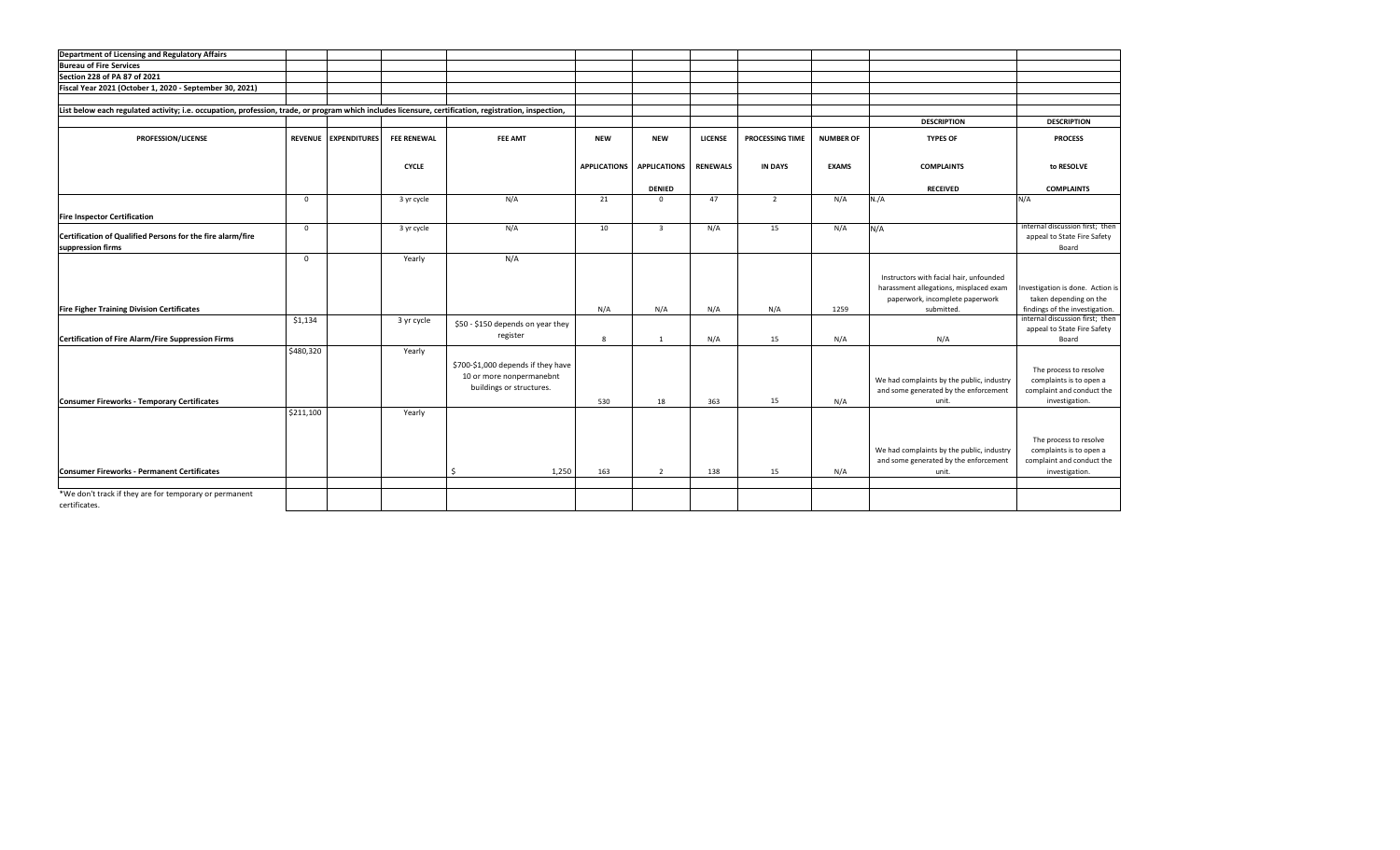**Department of Licensing and Regulatory Affairs**

**Bureau of Fire Services**

**Section 228 of PA 87 of 2021**

**Fiscal Year 2021 (October 1, 2020 - September 30, 2021)**

**List below each regulated activity; i.e. occupation, profession, trade, or program which includes licensure, certification, registration, inspection,**

| PROFESSION/LICENSE | REVENUE | EXPENDITURES | FEE RENEWAL CYCLE | FEE AMT | NEW APPLICATIONS | NEW APPLICATIONS DENIED | LICENSE RENEWALS | PROCESSING TIME IN DAYS | NUMBER OF EXAMS | DESCRIPTION TYPES OF COMPLAINTS RECEIVED | DESCRIPTION PROCESS to RESOLVE COMPLAINTS |
|---|---|---|---|---|---|---|---|---|---|---|---|
| **Fire Inspector Certification** | 0 | | 3 yr cycle | N/A | 21 | 0 | 47 | 2 | N/A | N./A | N/A |
| **Certification of Qualified Persons for the fire alarm/fire suppression firms** | 0 | | 3 yr cycle | N/A | 10 | 3 | N/A | 15 | N/A | N/A | internal discussion first; then appeal to State Fire Safety Board |
| **Fire Figher Training Division Certificates** | 0 | | Yearly | N/A | N/A | N/A | N/A | N/A | 1259 | Instructors with facial hair, unfounded harassment allegations, misplaced exam paperwork, incomplete paperwork submitted. | Investigation is done. Action is taken depending on the findings of the investigation. |
| **Certification of Fire Alarm/Fire Suppression Firms** | $1,134 | | 3 yr cycle | $50 - $150 depends on year they register | 8 | 1 | N/A | 15 | N/A | N/A | internal discussion first; then appeal to State Fire Safety Board |
| **Consumer Fireworks - Temporary Certificates** | $480,320 | | Yearly | $700-$1,000 depends if they have 10 or more nonpermanebnt buildings or structures. | 530 | 18 | 363 | 15 | N/A | We had complaints by the public, industry and some generated by the enforcement unit. | The process to resolve complaints is to open a complaint and conduct the investigation. |
| **Consumer Fireworks - Permanent Certificates** | $211,100 | | Yearly | $ 1,250 | 163 | 2 | 138 | 15 | N/A | We had complaints by the public, industry and some generated by the enforcement unit. | The process to resolve complaints is to open a complaint and conduct the investigation. |

*We don't track if they are for temporary or permanent certificates.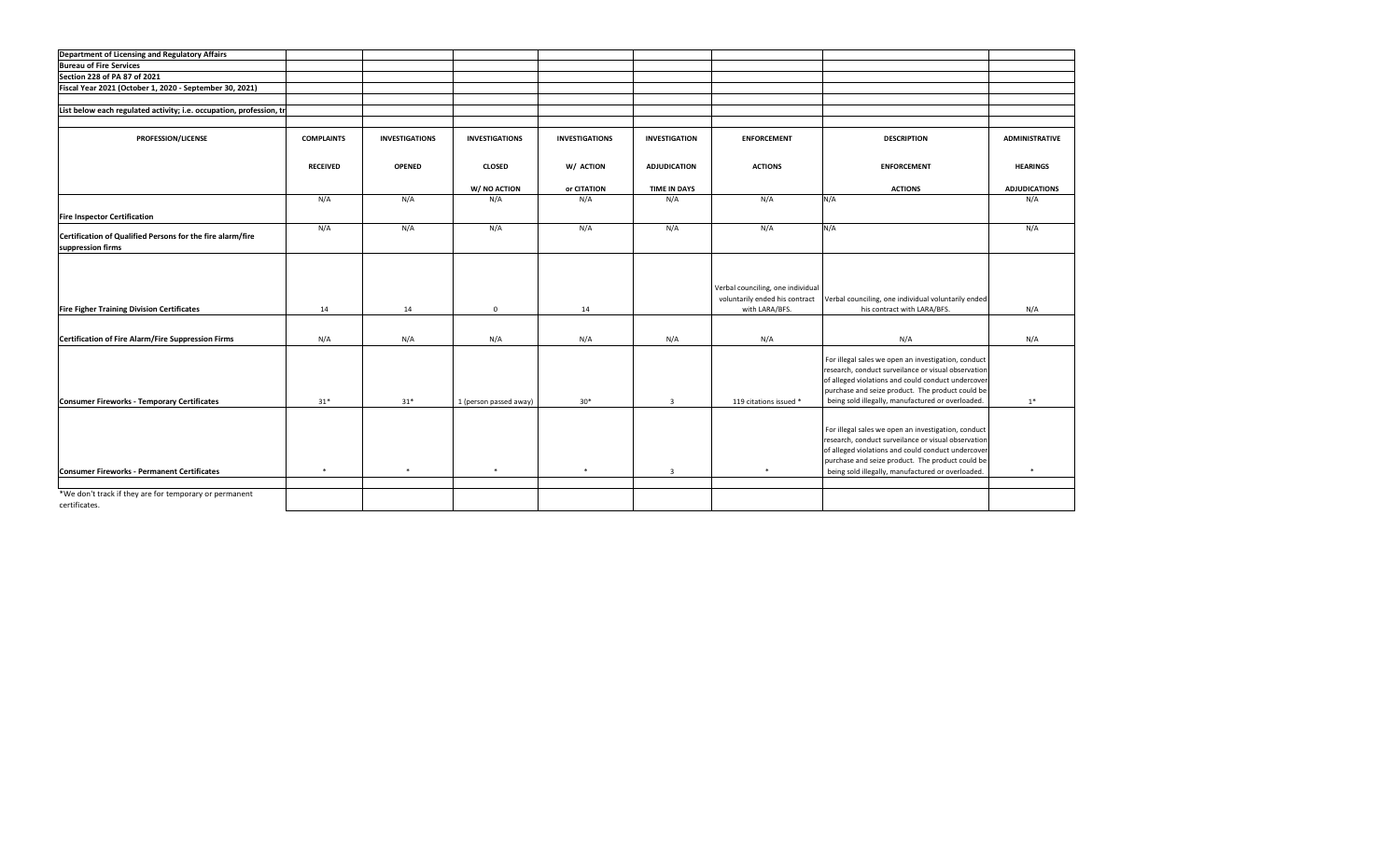**Department of Licensing and Regulatory Affairs**

**Bureau of Fire Services**

**Section 228 of PA 87 of 2021**

**Fiscal Year 2021 (October 1, 2020 - September 30, 2021)**

**List below each regulated activity; i.e. occupation, profession, tr**

| PROFESSION/LICENSE | COMPLAINTS RECEIVED | INVESTIGATIONS OPENED | INVESTIGATIONS CLOSED W/ NO ACTION | INVESTIGATIONS W/ ACTION or CITATION | INVESTIGATION ADJUDICATION TIME IN DAYS | ENFORCEMENT ACTIONS | DESCRIPTION ENFORCEMENT ACTIONS | ADMINISTRATIVE HEARINGS ADJUDICATIONS |
|---|---|---|---|---|---|---|---|---|
| **Fire Inspector Certification** | N/A | N/A | N/A | N/A | N/A | N/A | N/A | N/A |
| **Certification of Qualified Persons for the fire alarm/fire suppression firms** | N/A | N/A | N/A | N/A | N/A | N/A | N/A | N/A |
| **Fire Figher Training Division Certificates** | 14 | 14 | 0 | 14 | | Verbal counciling, one individual voluntarily ended his contract with LARA/BFS. | Verbal counciling, one individual voluntarily ended his contract with LARA/BFS. | N/A |
| **Certification of Fire Alarm/Fire Suppression Firms** | N/A | N/A | N/A | N/A | N/A | N/A | N/A | N/A |
| **Consumer Fireworks - Temporary Certificates** | 31* | 31* | 1 (person passed away) | 30* | 3 | 119 citations issued * | For illegal sales we open an investigation, conduct research, conduct surveilance or visual observation of alleged violations and could conduct undercover purchase and seize product. The product could be being sold illegally, manufactured or overloaded. | 1* |
| **Consumer Fireworks - Permanent Certificates** | * | * | * | * | 3 | * | For illegal sales we open an investigation, conduct research, conduct surveilance or visual observation of alleged violations and could conduct undercover purchase and seize product. The product could be being sold illegally, manufactured or overloaded. | * |

*We don't track if they are for temporary or permanent certificates.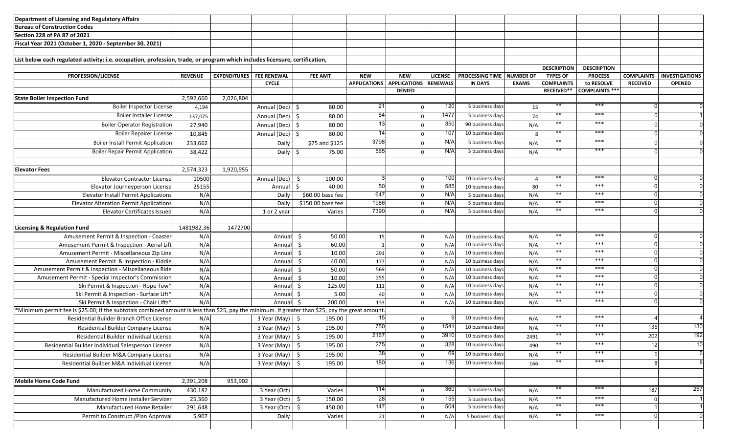Department of Licensing and Regulatory Affairs
Bureau of Construction Codes
Section 228 of PA 87 of 2021
Fiscal Year 2021 (October 1, 2020 - September 30, 2021)

List below each regulated activity; i.e. occupation, profession, trade, or program which includes licensure, certification,

| PROFESSION/LICENSE | REVENUE | EXPENDITURES | FEE RENEWAL CYCLE | FEE AMT | NEW APPLICATIONS | NEW APPLICATIONS DENIED | LICENSE RENEWALS | PROCESSING TIME IN DAYS | NUMBER OF EXAMS | DESCRIPTION TYPES OF COMPLAINTS RECEIVED** | DESCRIPTION PROCESS to RESOLVE COMPLAINTS *** | COMPLAINTS RECEIVED | INVESTIGATIONS OPENED |
|---|---|---|---|---|---|---|---|---|---|---|---|---|---|
| **State Boiler Inspection Fund** | 2,592,660 | 2,026,804 | | | | | | | | | | | |
| Boiler Inspector License | 4,194 | | Annual (Dec) | $ 80.00 | 21 | 0 | 120 | 5 business days | 15 | ** | *** | 0 | 0 |
| Boiler Installer License | 137,075 | | Annual (Dec) | $ 80.00 | 64 | 0 | 1477 | 5 business days | 74 | ** | *** | 0 | 1 |
| Boiler Operator Registration | 27,940 | | Annual (Dec) | $ 80.00 | 13 | 0 | 350 | 90 business days | N/A | ** | *** | 0 | 0 |
| Boiler Repairer License | 10,845 | | Annual (Dec) | $ 80.00 | 14 | 0 | 107 | 10 business days | 8 | ** | *** | 0 | 0 |
| Boiler Install Permit Application | 233,662 | | Daily | $75 and $125 | 3798 | 0 | N/A | 5 business days | N/A | ** | *** | 0 | 0 |
| Boiler Repair Permit Application | 38,422 | | Daily | $ 75.00 | 565 | 0 | N/A | 5 business days | N/A | ** | *** | 0 | 0 |
| | | | | | | | | | | | | | |
| **Elevator Fees** | 2,574,323 | 1,920,955 | | | | | | | | | | | |
| Elevator Contractor License | 10500 | | Annual (Dec) | $ 100.00 | 3 | 0 | 100 | 10 business days | 4 | ** | *** | 0 | 0 |
| Elevator Journeyperson License | 25155 | | Annual | $ 40.00 | 50 | 0 | 585 | 10 business days | 80 | ** | *** | 0 | 0 |
| Elevator Install Permit Applications | N/A | | Daily | $60.00 base fee | 647 | 0 | N/A | 5 business days | N/A | ** | *** | 0 | 0 |
| Elevator Alteration Permit Applications | N/A | | Daily | $150.00 base fee | 1986 | 0 | N/A | 5 business days | N/A | ** | *** | 0 | 0 |
| Elevator Certificates Issued | N/A | | 1 or 2 year | Varies | 7390 | 0 | N/A | 5 business days | N/A | ** | *** | 0 | 0 |
| | | | | | | | | | | | | | |
| **Licensing & Regulation Fund** | 1481982.36 | 1472700 | | | | | | | | | | | |
| Amusement Permit & Inspection - Coaster | N/A | | Annual | $ 50.00 | 15 | 0 | N/A | 10 business days | N/A | ** | *** | 0 | 0 |
| Amusement Permit & Inspection - Aerial Lift | N/A | | Annual | $ 60.00 | 1 | 0 | N/A | 10 business days | N/A | ** | *** | 0 | 0 |
| Amusement Permit - Miscellaneous Zip Line | N/A | | Annual | $ 10.00 | 291 | 0 | N/A | 10 business days | N/A | ** | *** | 0 | 0 |
| Amusement Permit & Inspection - Kiddie | N/A | | Annual | $ 40.00 | 177 | 0 | N/A | 10 business days | N/A | ** | *** | 0 | 0 |
| Amusement Permit & Inspection - Miscellaneous Ride | N/A | | Annual | $ 50.00 | 569 | 0 | N/A | 10 business days | N/A | ** | *** | 0 | 0 |
| Amusement Permit - Special Inspector's Commission | N/A | | Annual | $ 10.00 | 255 | 0 | N/A | 10 business days | N/A | ** | *** | 0 | 0 |
| Ski Permit & Inspection - Rope Tow* | N/A | | Annual | $ 125.00 | 111 | 0 | N/A | 10 business days | N/A | ** | *** | 0 | 0 |
| Ski Permit & Inspection - Surface Lift* | N/A | | Annual | $ 5.00 | 40 | 0 | N/A | 10 business days | N/A | ** | *** | 0 | 0 |
| Ski Permit & Inspection - Chair Lifts* | N/A | | Annual | $ 200.00 | 133 | 0 | N/A | 10 business days | N/A | ** | *** | 0 | 0 |
| *Minimum permit fee is $25.00; if the subtotals combined amount is less than $25, pay the minimum. If greater than $25, pay the great amount. | | | | | | | | | | | | | |
| Residential Builder Branch Office License | N/A | | 3 Year (May) | $ 195.00 | 15 | 0 | 9 | 10 business days | N/A | ** | *** | 4 | 4 |
| Residential Builder Company License | N/A | | 3 Year (May) | $ 195.00 | 750 | 0 | 1541 | 10 business days | N/A | ** | *** | 136 | 130 |
| Residential Builder Individual License | N/A | | 3 Year (May) | $ 195.00 | 2167 | 0 | 3910 | 10 business days | 2491 | ** | *** | 202 | 192 |
| Residential Builder Individual Salesperson License | N/A | | 3 Year (May) | $ 195.00 | 275 | 0 | 328 | 10 business days | 490 | ** | *** | 12 | 10 |
| Residential Builder M&A Company License | N/A | | 3 Year (May) | $ 195.00 | 38 | 0 | 69 | 10 business days | N/A | ** | *** | 6 | 6 |
| Residential Builder M&A Individual License | N/A | | 3 Year (May) | $ 195.00 | 180 | 0 | 136 | 10 business days | 166 | ** | *** | 8 | 8 |
| | | | | | | | | | | | | | |
| **Mobile Home Code Fund** | 2,391,208 | 953,902 | | | | | | | | | | | |
| Manufactured Home Community | 430,182 | | 3 Year (Oct) | Varies | 114 | 0 | 360 | 5 business days | N/A | ** | *** | 187 | 257 |
| Manufactured Home Installer Servicer | 25,360 | | 3 Year (Oct) | $ 150.00 | 28 | 0 | 155 | 5 business days | N/A | ** | *** | 0 | 1 |
| Manufactured Home Retailer | 291,648 | | 3 Year (Oct) | $ 450.00 | 147 | 0 | 504 | 5 business days | N/A | ** | *** | 1 | 1 |
| Permit to Construct /Plan Approval | 5,907 | | Daily | Varies | 21 | 0 | N/A | 5 business days | N/A | ** | *** | 0 | 0 |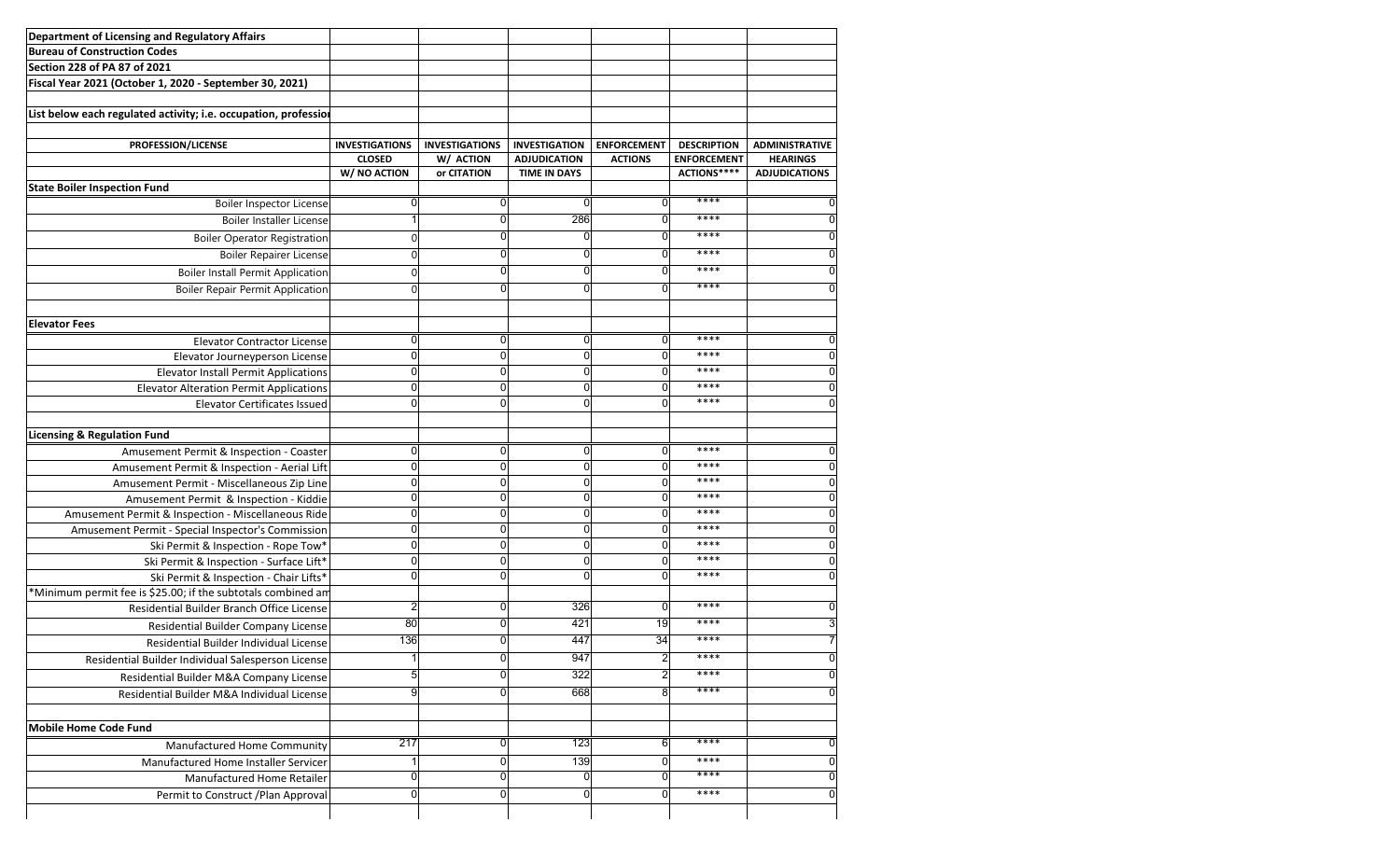**Department of Licensing and Regulatory Affairs**
**Bureau of Construction Codes**
**Section 228 of PA 87 of 2021**
**Fiscal Year 2021 (October 1, 2020 - September 30, 2021)**

**List below each regulated activity; i.e. occupation, professio**

| PROFESSION/LICENSE | INVESTIGATIONS CLOSED W/ NO ACTION | INVESTIGATIONS W/ ACTION or CITATION | INVESTIGATION ADJUDICATION TIME IN DAYS | ENFORCEMENT ACTIONS | DESCRIPTION ENFORCEMENT ACTIONS**** | ADMINISTRATIVE HEARINGS ADJUDICATIONS |
|---|---|---|---|---|---|---|
| **State Boiler Inspection Fund** | | | | | | |
| Boiler Inspector License | 0 | 0 | 0 | 0 | **** | 0 |
| Boiler Installer License | 1 | 0 | 286 | 0 | **** | 0 |
| Boiler Operator Registration | 0 | 0 | 0 | 0 | **** | 0 |
| Boiler Repairer License | 0 | 0 | 0 | 0 | **** | 0 |
| Boiler Install Permit Application | 0 | 0 | 0 | 0 | **** | 0 |
| Boiler Repair Permit Application | 0 | 0 | 0 | 0 | **** | 0 |
| | | | | | | |
| **Elevator Fees** | | | | | | |
| Elevator Contractor License | 0 | 0 | 0 | 0 | **** | 0 |
| Elevator Journeyperson License | 0 | 0 | 0 | 0 | **** | 0 |
| Elevator Install Permit Applications | 0 | 0 | 0 | 0 | **** | 0 |
| Elevator Alteration Permit Applications | 0 | 0 | 0 | 0 | **** | 0 |
| Elevator Certificates Issued | 0 | 0 | 0 | 0 | **** | 0 |
| | | | | | | |
| **Licensing & Regulation Fund** | | | | | | |
| Amusement Permit & Inspection - Coaster | 0 | 0 | 0 | 0 | **** | 0 |
| Amusement Permit & Inspection - Aerial Lift | 0 | 0 | 0 | 0 | **** | 0 |
| Amusement Permit - Miscellaneous Zip Line | 0 | 0 | 0 | 0 | **** | 0 |
| Amusement Permit & Inspection - Kiddie | 0 | 0 | 0 | 0 | **** | 0 |
| Amusement Permit & Inspection - Miscellaneous Ride | 0 | 0 | 0 | 0 | **** | 0 |
| Amusement Permit - Special Inspector's Commission | 0 | 0 | 0 | 0 | **** | 0 |
| Ski Permit & Inspection - Rope Tow* | 0 | 0 | 0 | 0 | **** | 0 |
| Ski Permit & Inspection - Surface Lift* | 0 | 0 | 0 | 0 | **** | 0 |
| Ski Permit & Inspection - Chair Lifts* | 0 | 0 | 0 | 0 | **** | 0 |
| *Minimum permit fee is $25.00; if the subtotals combined am | | | | | | |
| Residential Builder Branch Office License | 2 | 0 | 326 | 0 | **** | 0 |
| Residential Builder Company License | 80 | 0 | 421 | 19 | **** | 3 |
| Residential Builder Individual License | 136 | 0 | 447 | 34 | **** | 7 |
| Residential Builder Individual Salesperson License | 1 | 0 | 947 | 2 | **** | 0 |
| Residential Builder M&A Company License | 5 | 0 | 322 | 2 | **** | 0 |
| Residential Builder M&A Individual License | 9 | 0 | 668 | 8 | **** | 0 |
| | | | | | | |
| **Mobile Home Code Fund** | | | | | | |
| Manufactured Home Community | 217 | 0 | 123 | 6 | **** | 0 |
| Manufactured Home Installer Servicer | 1 | 0 | 139 | 0 | **** | 0 |
| Manufactured Home Retailer | 0 | 0 | 0 | 0 | **** | 0 |
| Permit to Construct /Plan Approval | 0 | 0 | 0 | 0 | **** | 0 |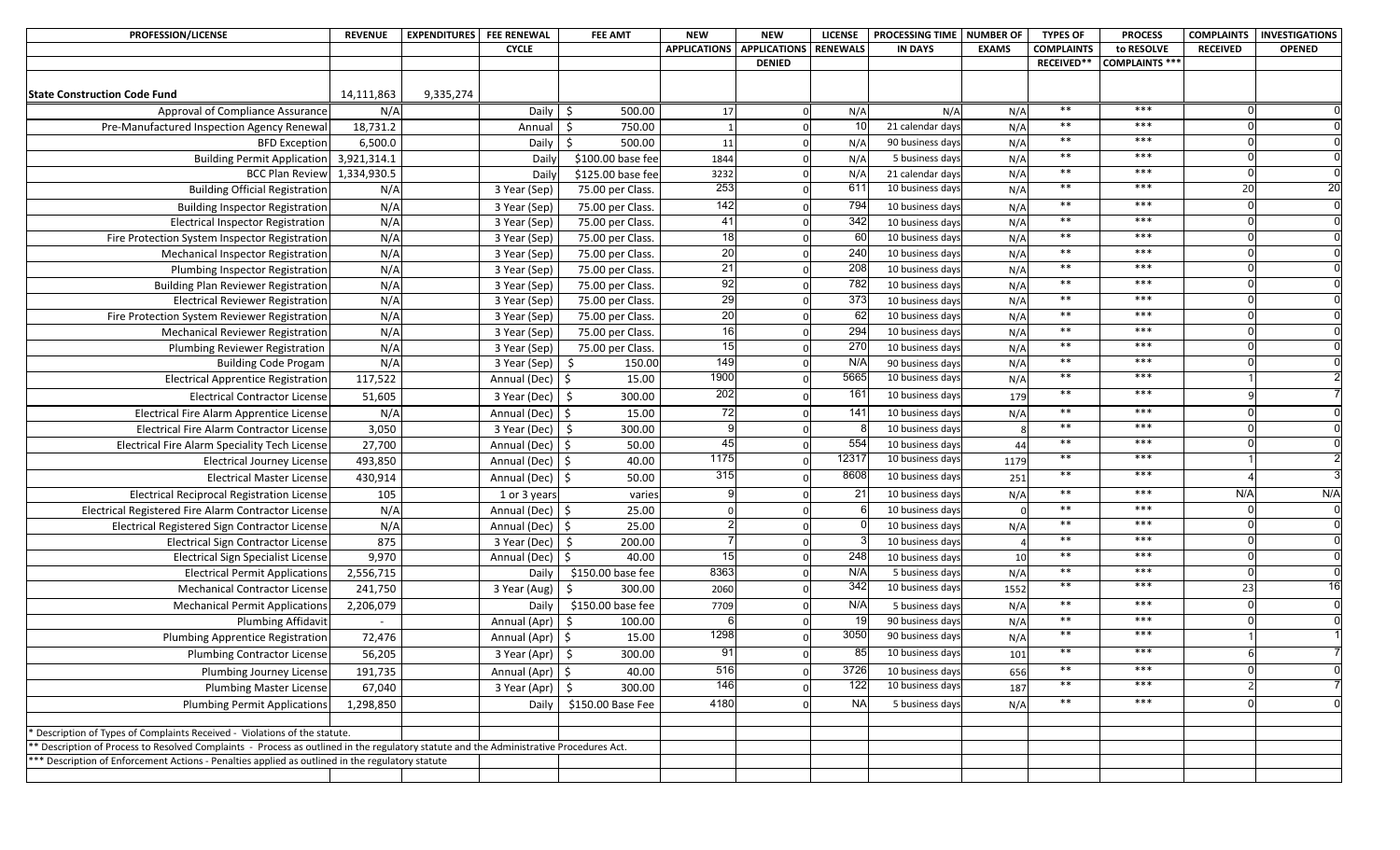| PROFESSION/LICENSE | REVENUE | EXPENDITURES | FEE RENEWAL CYCLE | FEE AMT | NEW APPLICATIONS | NEW APPLICATIONS DENIED | LICENSE RENEWALS | PROCESSING TIME IN DAYS | NUMBER OF EXAMS | TYPES OF COMPLAINTS RECEIVED** | PROCESS to RESOLVE COMPLAINTS *** | COMPLAINTS RECEIVED | INVESTIGATIONS OPENED |
|---|---|---|---|---|---|---|---|---|---|---|---|---|---|
| **State Construction Code Fund** | 14,111,863 | 9,335,274 | | | | | | | | | | | |
| Approval of Compliance Assurance | N/A | | Daily | $ 500.00 | 17 | 0 | N/A | N/A | N/A | ** | *** | 0 | 0 |
| Pre-Manufactured Inspection Agency Renewal | 18,731.2 | | Annual | $ 750.00 | 1 | 0 | 10 | 21 calendar days | N/A | ** | *** | 0 | 0 |
| BFD Exception | 6,500.0 | | Daily | $ 500.00 | 11 | 0 | N/A | 90 business days | N/A | ** | *** | 0 | 0 |
| Building Permit Application | 3,921,314.1 | | Daily | $100.00 base fee | 1844 | 0 | N/A | 5 business days | N/A | ** | *** | 0 | 0 |
| BCC Plan Review | 1,334,930.5 | | Daily | $125.00 base fee | 3232 | 0 | N/A | 21 calendar days | N/A | ** | *** | 0 | 0 |
| Building Official Registration | N/A | | 3 Year (Sep) | 75.00 per Class. | 253 | 0 | 611 | 10 business days | N/A | ** | *** | 20 | 20 |
| Building Inspector Registration | N/A | | 3 Year (Sep) | 75.00 per Class. | 142 | 0 | 794 | 10 business days | N/A | ** | *** | 0 | 0 |
| Electrical Inspector Registration | N/A | | 3 Year (Sep) | 75.00 per Class. | 41 | 0 | 342 | 10 business days | N/A | ** | *** | 0 | 0 |
| Fire Protection System Inspector Registration | N/A | | 3 Year (Sep) | 75.00 per Class. | 18 | 0 | 60 | 10 business days | N/A | ** | *** | 0 | 0 |
| Mechanical Inspector Registration | N/A | | 3 Year (Sep) | 75.00 per Class. | 20 | 0 | 240 | 10 business days | N/A | ** | *** | 0 | 0 |
| Plumbing Inspector Registration | N/A | | 3 Year (Sep) | 75.00 per Class. | 21 | 0 | 208 | 10 business days | N/A | ** | *** | 0 | 0 |
| Building Plan Reviewer Registration | N/A | | 3 Year (Sep) | 75.00 per Class. | 92 | 0 | 782 | 10 business days | N/A | ** | *** | 0 | 0 |
| Electrical Reviewer Registration | N/A | | 3 Year (Sep) | 75.00 per Class. | 29 | 0 | 373 | 10 business days | N/A | ** | *** | 0 | 0 |
| Fire Protection System Reviewer Registration | N/A | | 3 Year (Sep) | 75.00 per Class. | 20 | 0 | 62 | 10 business days | N/A | ** | *** | 0 | 0 |
| Mechanical Reviewer Registration | N/A | | 3 Year (Sep) | 75.00 per Class. | 16 | 0 | 294 | 10 business days | N/A | ** | *** | 0 | 0 |
| Plumbing Reviewer Registration | N/A | | 3 Year (Sep) | 75.00 per Class. | 15 | 0 | 270 | 10 business days | N/A | ** | *** | 0 | 0 |
| Building Code Progam | N/A | | 3 Year (Sep) | $ 150.00 | 149 | 0 | N/A | 90 business days | N/A | ** | *** | 0 | 0 |
| Electrical Apprentice Registration | 117,522 | | Annual (Dec) | $ 15.00 | 1900 | 0 | 5665 | 10 business days | N/A | ** | *** | 1 | 2 |
| Electrical Contractor License | 51,605 | | 3 Year (Dec) | $ 300.00 | 202 | 0 | 161 | 10 business days | 179 | ** | *** | 9 | 7 |
| Electrical Fire Alarm Apprentice License | N/A | | Annual (Dec) | $ 15.00 | 72 | 0 | 141 | 10 business days | N/A | ** | *** | 0 | 0 |
| Electrical Fire Alarm Contractor License | 3,050 | | 3 Year (Dec) | $ 300.00 | 9 | 0 | 8 | 10 business days | 8 | ** | *** | 0 | 0 |
| Electrical Fire Alarm Speciality Tech License | 27,700 | | Annual (Dec) | $ 50.00 | 45 | 0 | 554 | 10 business days | 44 | ** | *** | 0 | 0 |
| Electrical Journey License | 493,850 | | Annual (Dec) | $ 40.00 | 1175 | 0 | 12317 | 10 business days | 1179 | ** | *** | 1 | 2 |
| Electrical Master License | 430,914 | | Annual (Dec) | $ 50.00 | 315 | 0 | 8608 | 10 business days | 251 | ** | *** | 4 | 3 |
| Electrical Reciprocal Registration License | 105 | | 1 or 3 years | varies | 9 | 0 | 21 | 10 business days | N/A | ** | *** | N/A | N/A |
| Electrical Registered Fire Alarm Contractor License | N/A | | Annual (Dec) | $ 25.00 | 0 | 0 | 6 | 10 business days | 0 | ** | *** | 0 | 0 |
| Electrical Registered Sign Contractor License | N/A | | Annual (Dec) | $ 25.00 | 2 | 0 | 0 | 10 business days | N/A | ** | *** | 0 | 0 |
| Electrical Sign Contractor License | 875 | | 3 Year (Dec) | $ 200.00 | 7 | 0 | 3 | 10 business days | 4 | ** | *** | 0 | 0 |
| Electrical Sign Specialist License | 9,970 | | Annual (Dec) | $ 40.00 | 15 | 0 | 248 | 10 business days | 10 | ** | *** | 0 | 0 |
| Electrical Permit Applications | 2,556,715 | | Daily | $150.00 base fee | 8363 | 0 | N/A | 5 business days | N/A | ** | *** | 0 | 0 |
| Mechanical Contractor License | 241,750 | | 3 Year (Aug) | $ 300.00 | 2060 | 0 | 342 | 10 business days | 1552 | ** | *** | 23 | 16 |
| Mechanical Permit Applications | 2,206,079 | | Daily | $150.00 base fee | 7709 | 0 | N/A | 5 business days | N/A | ** | *** | 0 | 0 |
| Plumbing Affidavit | - | | Annual (Apr) | $ 100.00 | 6 | 0 | 19 | 90 business days | N/A | ** | *** | 0 | 0 |
| Plumbing Apprentice Registration | 72,476 | | Annual (Apr) | $ 15.00 | 1298 | 0 | 3050 | 90 business days | N/A | ** | *** | 1 | 1 |
| Plumbing Contractor License | 56,205 | | 3 Year (Apr) | $ 300.00 | 91 | 0 | 85 | 10 business days | 101 | ** | *** | 6 | 7 |
| Plumbing Journey License | 191,735 | | Annual (Apr) | $ 40.00 | 516 | 0 | 3726 | 10 business days | 656 | ** | *** | 0 | 0 |
| Plumbing Master License | 67,040 | | 3 Year (Apr) | $ 300.00 | 146 | 0 | 122 | 10 business days | 187 | ** | *** | 2 | 7 |
| Plumbing Permit Applications | 1,298,850 | | Daily | $150.00 Base Fee | 4180 | 0 | NA | 5 business days | N/A | ** | *** | 0 | 0 |

* Description of Types of Complaints Received - Violations of the statute.

** Description of Process to Resolved Complaints - Process as outlined in the regulatory statute and the Administrative Procedures Act.

*** Description of Enforcement Actions - Penalties applied as outlined in the regulatory statute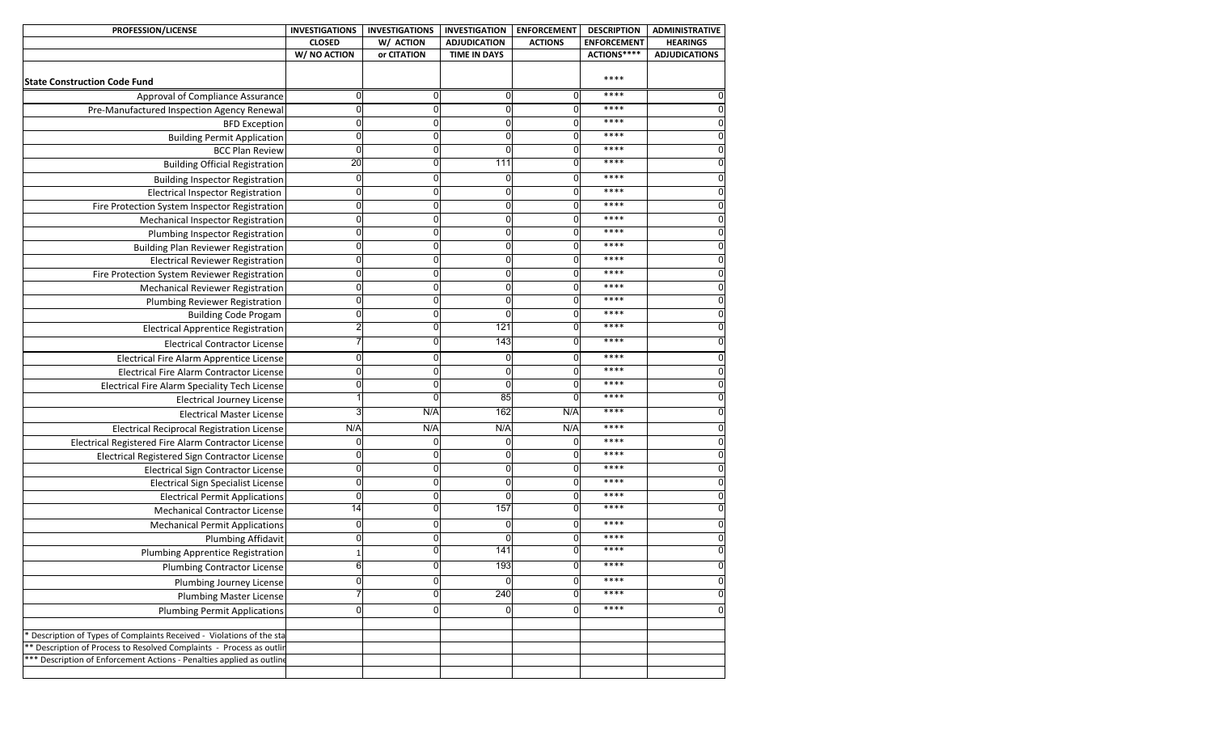| PROFESSION/LICENSE | INVESTIGATIONS CLOSED W/ NO ACTION | INVESTIGATIONS W/ ACTION or CITATION | INVESTIGATION ADJUDICATION TIME IN DAYS | ENFORCEMENT ACTIONS | DESCRIPTION ENFORCEMENT ACTIONS**** | ADMINISTRATIVE HEARINGS ADJUDICATIONS |
|---|---|---|---|---|---|---|
| **State Construction Code Fund** | | | | | **** | |
| Approval of Compliance Assurance | 0 | 0 | 0 | 0 | **** | 0 |
| Pre-Manufactured Inspection Agency Renewal | 0 | 0 | 0 | 0 | **** | 0 |
| BFD Exception | 0 | 0 | 0 | 0 | **** | 0 |
| Building Permit Application | 0 | 0 | 0 | 0 | **** | 0 |
| BCC Plan Review | 0 | 0 | 0 | 0 | **** | 0 |
| Building Official Registration | 20 | 0 | 111 | 0 | **** | 0 |
| Building Inspector Registration | 0 | 0 | 0 | 0 | **** | 0 |
| Electrical Inspector Registration | 0 | 0 | 0 | 0 | **** | 0 |
| Fire Protection System Inspector Registration | 0 | 0 | 0 | 0 | **** | 0 |
| Mechanical Inspector Registration | 0 | 0 | 0 | 0 | **** | 0 |
| Plumbing Inspector Registration | 0 | 0 | 0 | 0 | **** | 0 |
| Building Plan Reviewer Registration | 0 | 0 | 0 | 0 | **** | 0 |
| Electrical Reviewer Registration | 0 | 0 | 0 | 0 | **** | 0 |
| Fire Protection System Reviewer Registration | 0 | 0 | 0 | 0 | **** | 0 |
| Mechanical Reviewer Registration | 0 | 0 | 0 | 0 | **** | 0 |
| Plumbing Reviewer Registration | 0 | 0 | 0 | 0 | **** | 0 |
| Building Code Progam | 0 | 0 | 0 | 0 | **** | 0 |
| Electrical Apprentice Registration | 2 | 0 | 121 | 0 | **** | 0 |
| Electrical Contractor License | 7 | 0 | 143 | 0 | **** | 0 |
| Electrical Fire Alarm Apprentice License | 0 | 0 | 0 | 0 | **** | 0 |
| Electrical Fire Alarm Contractor License | 0 | 0 | 0 | 0 | **** | 0 |
| Electrical Fire Alarm Speciality Tech License | 0 | 0 | 0 | 0 | **** | 0 |
| Electrical Journey License | 1 | 0 | 85 | 0 | **** | 0 |
| Electrical Master License | 3 | N/A | 162 | N/A | **** | 0 |
| Electrical Reciprocal Registration License | N/A | N/A | N/A | N/A | **** | 0 |
| Electrical Registered Fire Alarm Contractor License | 0 | 0 | 0 | 0 | **** | 0 |
| Electrical Registered Sign Contractor License | 0 | 0 | 0 | 0 | **** | 0 |
| Electrical Sign Contractor License | 0 | 0 | 0 | 0 | **** | 0 |
| Electrical Sign Specialist License | 0 | 0 | 0 | 0 | **** | 0 |
| Electrical Permit Applications | 0 | 0 | 0 | 0 | **** | 0 |
| Mechanical Contractor License | 14 | 0 | 157 | 0 | **** | 0 |
| Mechanical Permit Applications | 0 | 0 | 0 | 0 | **** | 0 |
| Plumbing Affidavit | 0 | 0 | 0 | 0 | **** | 0 |
| Plumbing Apprentice Registration | 1 | 0 | 141 | 0 | **** | 0 |
| Plumbing Contractor License | 6 | 0 | 193 | 0 | **** | 0 |
| Plumbing Journey License | 0 | 0 | 0 | 0 | **** | 0 |
| Plumbing Master License | 7 | 0 | 240 | 0 | **** | 0 |
| Plumbing Permit Applications | 0 | 0 | 0 | 0 | **** | 0 |

* Description of Types of Complaints Received - Violations of the sta

** Description of Process to Resolved Complaints - Process as outlir

*** Description of Enforcement Actions - Penalties applied as outline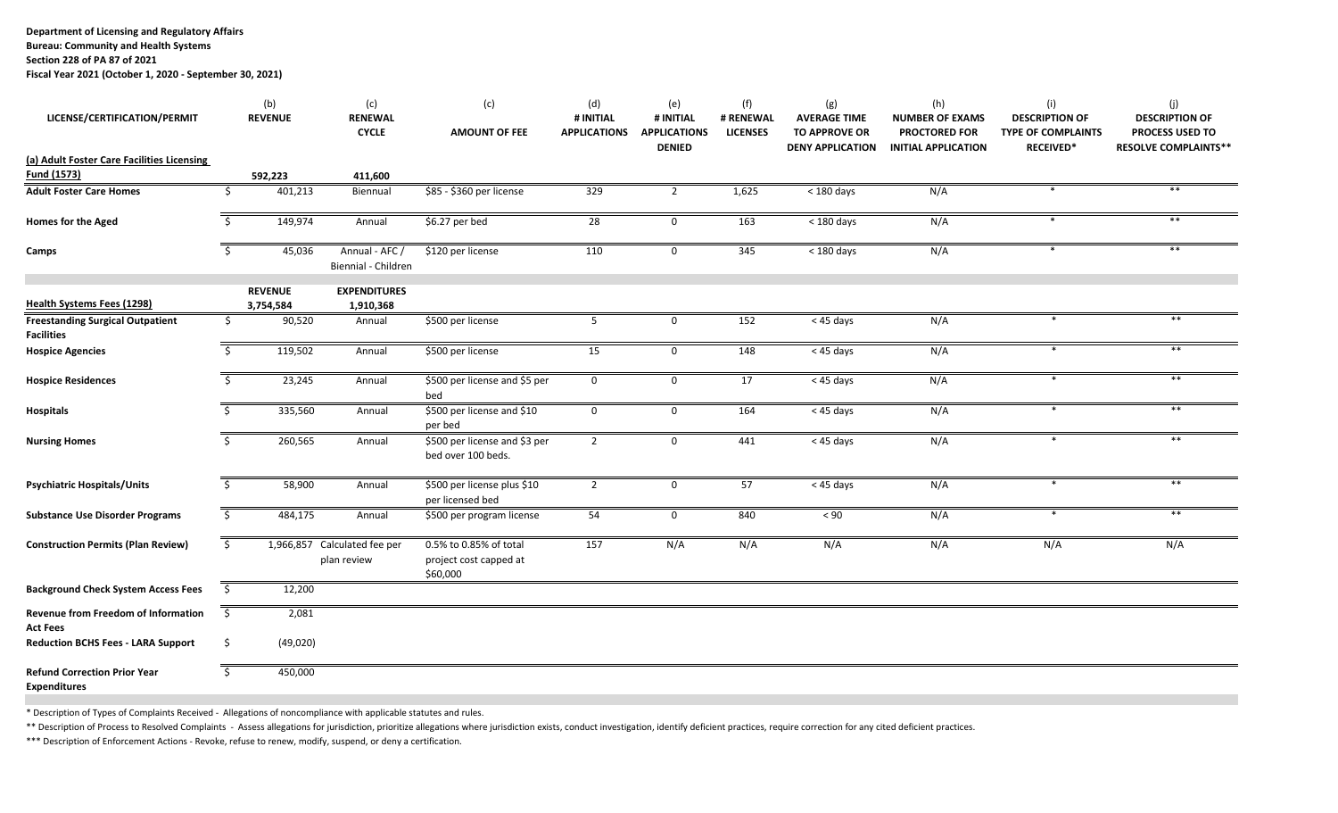**Department of Licensing and Regulatory Affairs**
**Bureau: Community and Health Systems**
**Section 228 of PA 87 of 2021**
**Fiscal Year 2021 (October 1, 2020 - September 30, 2021)**

| LICENSE/CERTIFICATION/PERMIT | (b) REVENUE | (c) RENEWAL CYCLE | (c) AMOUNT OF FEE | (d) # INITIAL APPLICATIONS | (e) # INITIAL APPLICATIONS DENIED | (f) # RENEWAL LICENSES | (g) AVERAGE TIME TO APPROVE OR DENY APPLICATION | (h) NUMBER OF EXAMS PROCTORED FOR INITIAL APPLICATION | (i) DESCRIPTION OF TYPE OF COMPLAINTS RECEIVED* | (j) DESCRIPTION OF PROCESS USED TO RESOLVE COMPLAINTS** |
|---|---|---|---|---|---|---|---|---|---|---|
| **(a) Adult Foster Care Facilities Licensing Fund (1573)** | **592,223** | **411,600** | | | | | | | | |
| **Adult Foster Care Homes** | $ 401,213 | Biennual | $85 - $360 per license | 329 | 2 | 1,625 | < 180 days | N/A | * | ** |
| **Homes for the Aged** | $ 149,974 | Annual | $6.27 per bed | 28 | 0 | 163 | < 180 days | N/A | * | ** |
| **Camps** | $ 45,036 | Annual - AFC / Biennial - Children | $120 per license | 110 | 0 | 345 | < 180 days | N/A | * | ** |
| **Health Systems Fees (1298)** | **REVENUE 3,754,584** | **EXPENDITURES 1,910,368** | | | | | | | | |
| **Freestanding Surgical Outpatient Facilities** | $ 90,520 | Annual | $500 per license | 5 | 0 | 152 | < 45 days | N/A | * | ** |
| **Hospice Agencies** | $ 119,502 | Annual | $500 per license | 15 | 0 | 148 | < 45 days | N/A | * | ** |
| **Hospice Residences** | $ 23,245 | Annual | $500 per license and $5 per bed | 0 | 0 | 17 | < 45 days | N/A | * | ** |
| **Hospitals** | $ 335,560 | Annual | $500 per license and $10 per bed | 0 | 0 | 164 | < 45 days | N/A | * | ** |
| **Nursing Homes** | $ 260,565 | Annual | $500 per license and $3 per bed over 100 beds. | 2 | 0 | 441 | < 45 days | N/A | * | ** |
| **Psychiatric Hospitals/Units** | $ 58,900 | Annual | $500 per license plus $10 per licensed bed | 2 | 0 | 57 | < 45 days | N/A | * | ** |
| **Substance Use Disorder Programs** | $ 484,175 | Annual | $500 per program license | 54 | 0 | 840 | < 90 | N/A | * | ** |
| **Construction Permits (Plan Review)** | $ 1,966,857 | Calculated fee per plan review | 0.5% to 0.85% of total project cost capped at $60,000 | 157 | N/A | N/A | N/A | N/A | N/A | N/A |
| **Background Check System Access Fees** | $ 12,200 | | | | | | | | | |
| **Revenue from Freedom of Information Act Fees** | $ 2,081 | | | | | | | | | |
| **Reduction BCHS Fees - LARA Support** | $ (49,020) | | | | | | | | | |
| **Refund Correction Prior Year Expenditures** | $ 450,000 | | | | | | | | | |

* Description of Types of Complaints Received - Allegations of noncompliance with applicable statutes and rules.

** Description of Process to Resolved Complaints - Assess allegations for jurisdiction, prioritize allegations where jurisdiction exists, conduct investigation, identify deficient practices, require correction for any cited deficient practices.

*** Description of Enforcement Actions - Revoke, refuse to renew, modify, suspend, or deny a certification.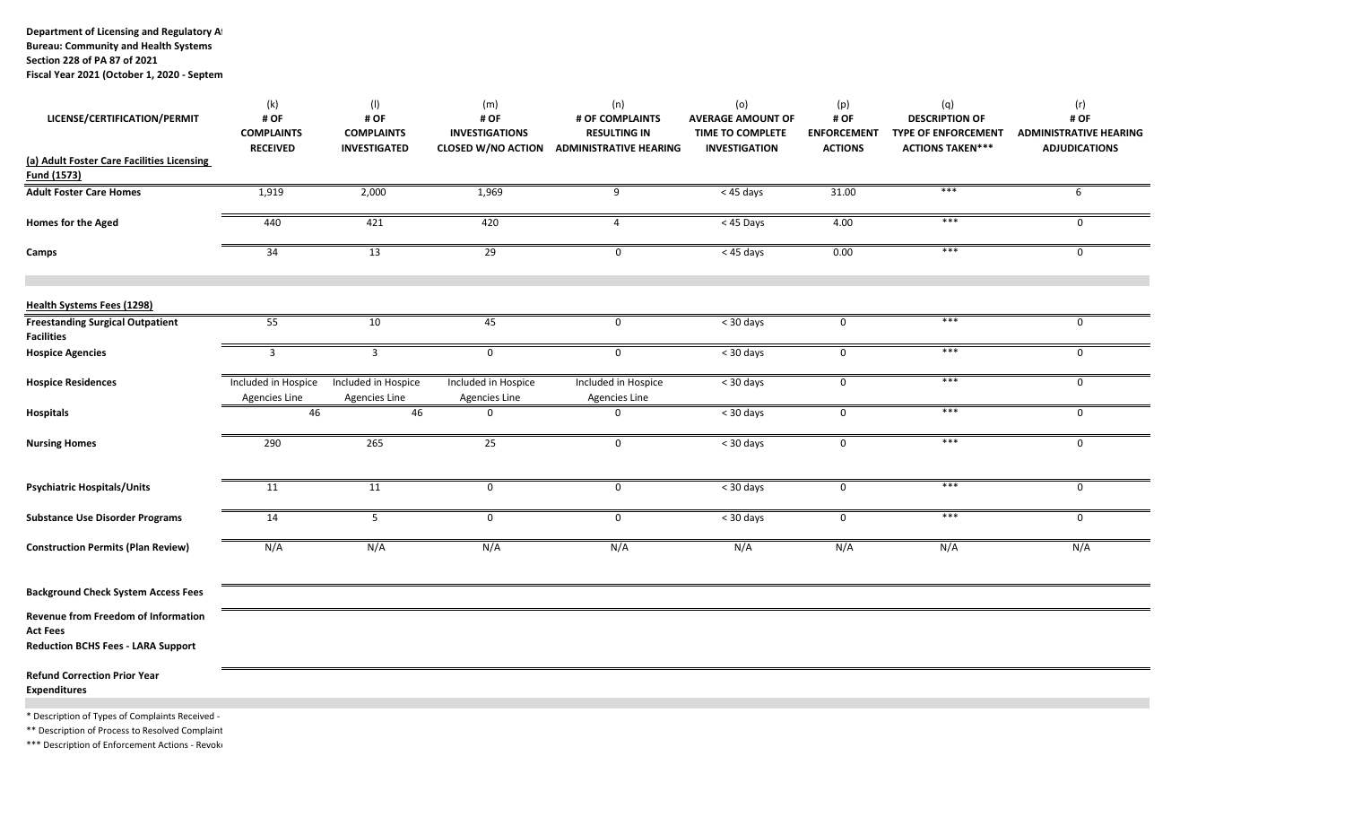**Department of Licensing and Regulatory A**
**Bureau: Community and Health Systems**
**Section 228 of PA 87 of 2021**
**Fiscal Year 2021 (October 1, 2020 - Septem**

| LICENSE/CERTIFICATION/PERMIT | (k) # OF COMPLAINTS RECEIVED | (l) # OF COMPLAINTS INVESTIGATED | (m) # OF INVESTIGATIONS CLOSED W/NO ACTION | (n) # OF COMPLAINTS RESULTING IN ADMINISTRATIVE HEARING | (o) AVERAGE AMOUNT OF TIME TO COMPLETE INVESTIGATION | (p) # OF ENFORCEMENT ACTIONS | (q) DESCRIPTION OF TYPE OF ENFORCEMENT ACTIONS TAKEN*** | (r) # OF ADMINISTRATIVE HEARING ADJUDICATIONS |
|---|---|---|---|---|---|---|---|---|
| **(a) Adult Foster Care Facilities Licensing Fund (1573)** | | | | | | | | |
| **Adult Foster Care Homes** | 1,919 | 2,000 | 1,969 | 9 | < 45 days | 31.00 | *** | 6 |
| **Homes for the Aged** | 440 | 421 | 420 | 4 | < 45 Days | 4.00 | *** | 0 |
| **Camps** | 34 | 13 | 29 | 0 | < 45 days | 0.00 | *** | 0 |
| **Health Systems Fees (1298)** | | | | | | | | |
| **Freestanding Surgical Outpatient Facilities** | 55 | 10 | 45 | 0 | < 30 days | 0 | *** | 0 |
| **Hospice Agencies** | 3 | 3 | 0 | 0 | < 30 days | 0 | *** | 0 |
| **Hospice Residences** | Included in Hospice Agencies Line | Included in Hospice Agencies Line | Included in Hospice Agencies Line | Included in Hospice Agencies Line | < 30 days | 0 | *** | 0 |
| **Hospitals** | 46 | 46 | 0 | 0 | < 30 days | 0 | *** | 0 |
| **Nursing Homes** | 290 | 265 | 25 | 0 | < 30 days | 0 | *** | 0 |
| **Psychiatric Hospitals/Units** | 11 | 11 | 0 | 0 | < 30 days | 0 | *** | 0 |
| **Substance Use Disorder Programs** | 14 | 5 | 0 | 0 | < 30 days | 0 | *** | 0 |
| **Construction Permits (Plan Review)** | N/A | N/A | N/A | N/A | N/A | N/A | N/A | N/A |
| **Background Check System Access Fees** | | | | | | | | |
| **Revenue from Freedom of Information Act Fees** | | | | | | | | |
| **Reduction BCHS Fees - LARA Support** | | | | | | | | |
| **Refund Correction Prior Year Expenditures** | | | | | | | | |

* Description of Types of Complaints Received -

** Description of Process to Resolved Complaint

*** Description of Enforcement Actions - Revok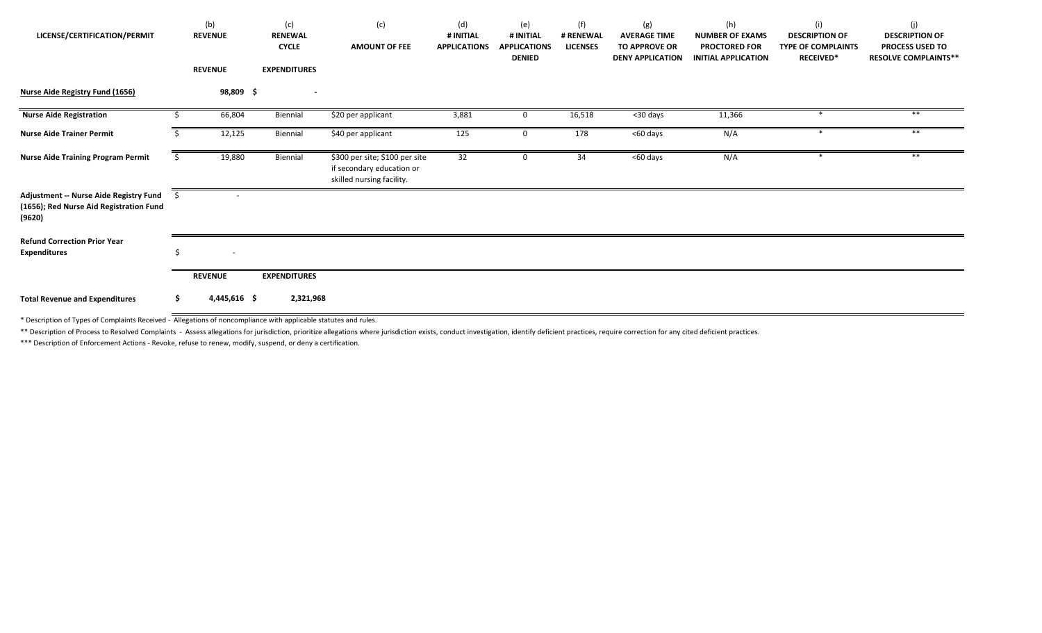| LICENSE/CERTIFICATION/PERMIT | (b) REVENUE | (c) RENEWAL CYCLE | (c) AMOUNT OF FEE | (d) # INITIAL APPLICATIONS | (e) # INITIAL APPLICATIONS DENIED | (f) # RENEWAL LICENSES | (g) AVERAGE TIME TO APPROVE OR DENY APPLICATION | (h) NUMBER OF EXAMS PROCTORED FOR INITIAL APPLICATION | (i) DESCRIPTION OF TYPE OF COMPLAINTS RECEIVED* | (j) DESCRIPTION OF PROCESS USED TO RESOLVE COMPLAINTS** |
|---|---|---|---|---|---|---|---|---|---|---|
| | **REVENUE** | **EXPENDITURES** | | | | | | | | |
| **Nurse Aide Registry Fund (1656)** | **98,809** | **$ -** | | | | | | | | |
| **Nurse Aide Registration** | $ 66,804 | Biennial | $20 per applicant | 3,881 | 0 | 16,518 | <30 days | 11,366 | * | ** |
| **Nurse Aide Trainer Permit** | $ 12,125 | Biennial | $40 per applicant | 125 | 0 | 178 | <60 days | N/A | * | ** |
| **Nurse Aide Training Program Permit** | $ 19,880 | Biennial | $300 per site; $100 per site if secondary education or skilled nursing facility. | 32 | 0 | 34 | <60 days | N/A | * | ** |
| **Adjustment -- Nurse Aide Registry Fund (1656); Red Nurse Aid Registration Fund (9620)** | $ - | | | | | | | | | |
| **Refund Correction Prior Year Expenditures** | $ - | | | | | | | | | |
| | **REVENUE** | **EXPENDITURES** | | | | | | | | |
| **Total Revenue and Expenditures** | **$ 4,445,616** | **$ 2,321,968** | | | | | | | | |

\* Description of Types of Complaints Received - Allegations of noncompliance with applicable statutes and rules.

\** Description of Process to Resolved Complaints - Assess allegations for jurisdiction, prioritize allegations where jurisdiction exists, conduct investigation, identify deficient practices, require correction for any cited deficient practices.

\*** Description of Enforcement Actions - Revoke, refuse to renew, modify, suspend, or deny a certification.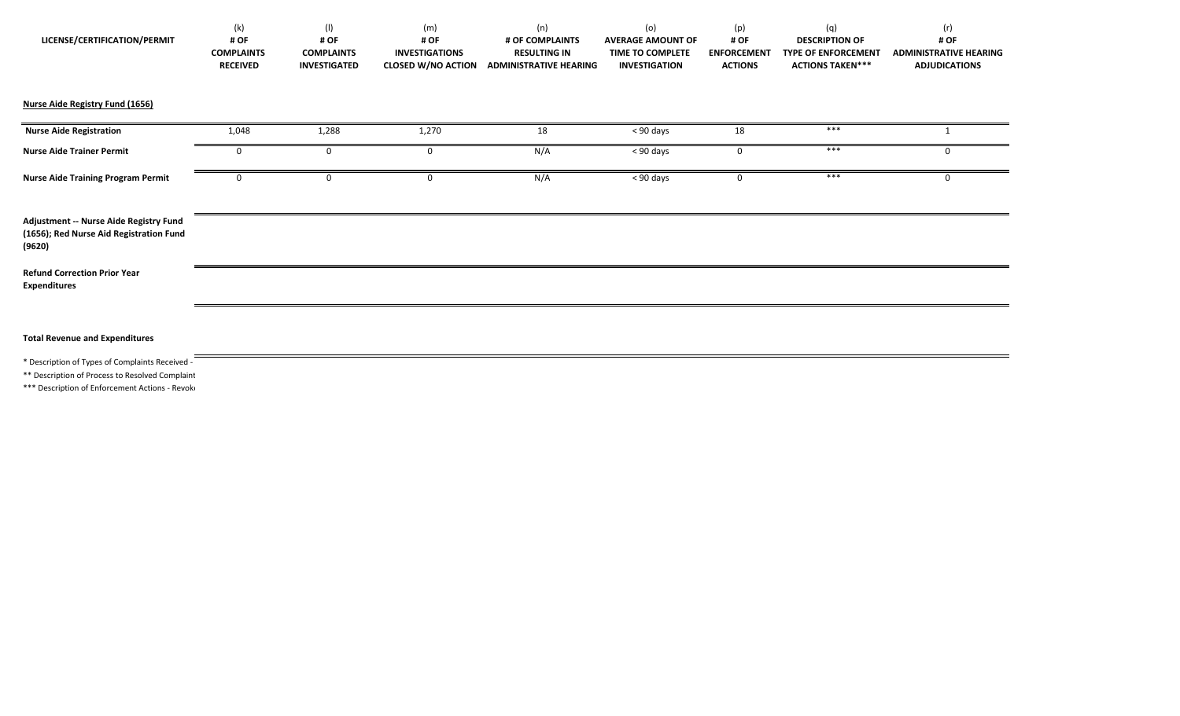| LICENSE/CERTIFICATION/PERMIT | (k) # OF COMPLAINTS RECEIVED | (l) # OF COMPLAINTS INVESTIGATED | (m) # OF INVESTIGATIONS CLOSED W/NO ACTION | (n) # OF COMPLAINTS RESULTING IN ADMINISTRATIVE HEARING | (o) AVERAGE AMOUNT OF TIME TO COMPLETE INVESTIGATION | (p) # OF ENFORCEMENT ACTIONS | (q) DESCRIPTION OF TYPE OF ENFORCEMENT ACTIONS TAKEN*** | (r) # OF ADMINISTRATIVE HEARING ADJUDICATIONS |
|---|---|---|---|---|---|---|---|---|
| **Nurse Aide Registry Fund (1656)** | | | | | | | | |
| **Nurse Aide Registration** | 1,048 | 1,288 | 1,270 | 18 | < 90 days | 18 | *** | 1 |
| **Nurse Aide Trainer Permit** | 0 | 0 | 0 | N/A | < 90 days | 0 | *** | 0 |
| **Nurse Aide Training Program Permit** | 0 | 0 | 0 | N/A | < 90 days | 0 | *** | 0 |
| **Adjustment -- Nurse Aide Registry Fund (1656); Red Nurse Aid Registration Fund (9620)** | | | | | | | | |
| **Refund Correction Prior Year Expenditures** | | | | | | | | |
| **Total Revenue and Expenditures** | | | | | | | | |

* Description of Types of Complaints Received -

** Description of Process to Resolved Complaint

*** Description of Enforcement Actions - Revok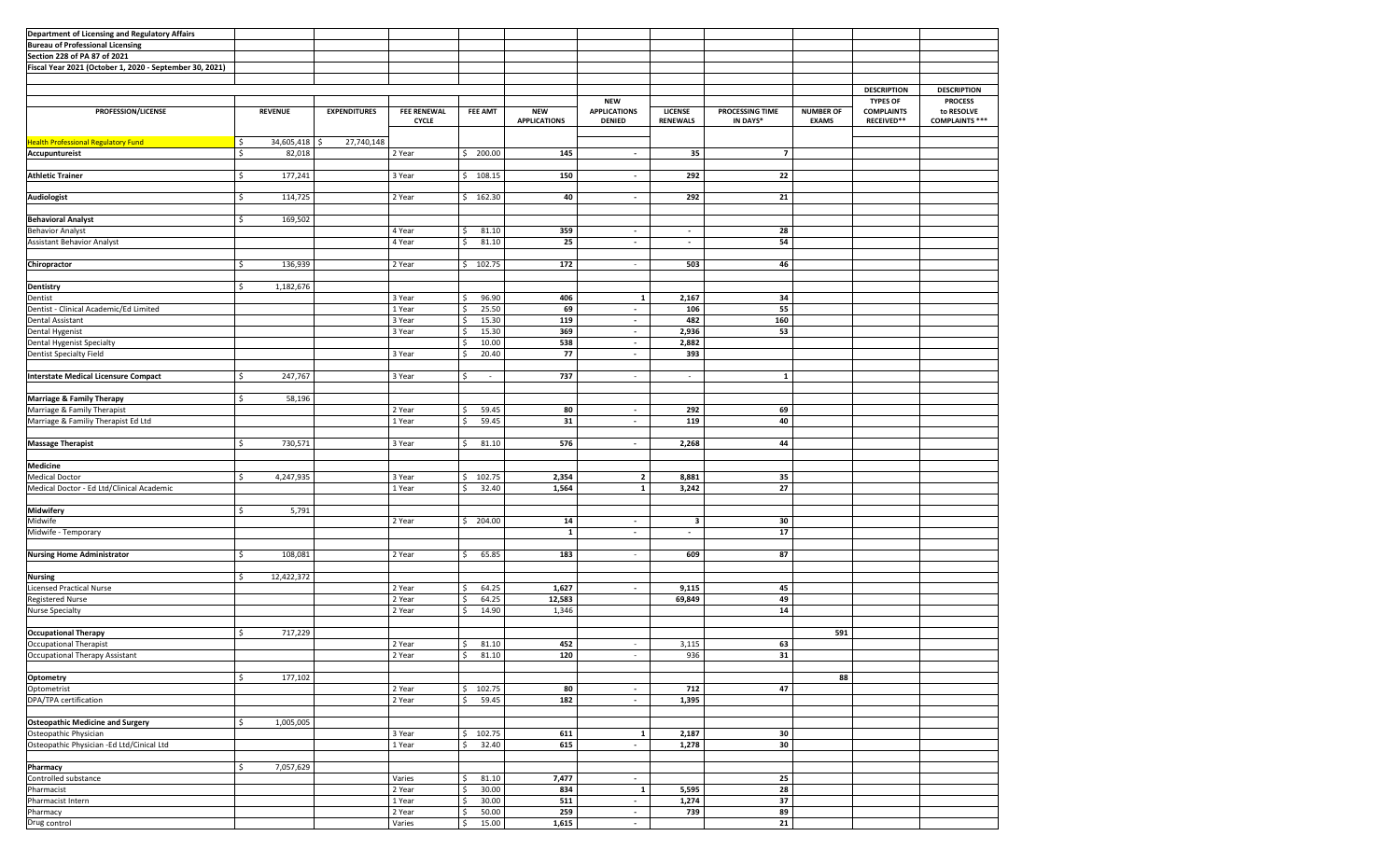**Department of Licensing and Regulatory Affairs**
**Bureau of Professional Licensing**
**Section 228 of PA 87 of 2021**
**Fiscal Year 2021 (October 1, 2020 - September 30, 2021)**

| PROFESSION/LICENSE | REVENUE | EXPENDITURES | FEE RENEWAL CYCLE | FEE AMT | NEW APPLICATIONS | NEW APPLICATIONS DENIED | LICENSE RENEWALS | PROCESSING TIME IN DAYS* | NUMBER OF EXAMS | DESCRIPTION TYPES OF COMPLAINTS RECEIVED** | DESCRIPTION PROCESS to RESOLVE COMPLAINTS *** |
|---|---|---|---|---|---|---|---|---|---|---|---|
| Health Professional Regulatory Fund | $ 34,605,418 | $ 27,740,148 | | | | | | | | | |
| **Accupuntureist** | $ 82,018 | | 2 Year | $ 200.00 | **145** | - | **35** | **7** | | | |
| **Athletic Trainer** | $ 177,241 | | 3 Year | $ 108.15 | **150** | - | **292** | **22** | | | |
| **Audiologist** | $ 114,725 | | 2 Year | $ 162.30 | **40** | - | **292** | **21** | | | |
| **Behavioral Analyst** | $ 169,502 | | | | | | | | | | |
| Behavior Analyst | | | 4 Year | $ 81.10 | **359** | - | - | **28** | | | |
| Assistant Behavior Analyst | | | 4 Year | $ 81.10 | **25** | - | - | **54** | | | |
| **Chiropractor** | $ 136,939 | | 2 Year | $ 102.75 | **172** | - | **503** | **46** | | | |
| **Dentistry** | $ 1,182,676 | | | | | | | | | | |
| Dentist | | | 3 Year | $ 96.90 | **406** | **1** | **2,167** | **34** | | | |
| Dentist - Clinical Academic/Ed Limited | | | 1 Year | $ 25.50 | **69** | - | **106** | **55** | | | |
| Dental Assistant | | | 3 Year | $ 15.30 | **119** | - | **482** | **160** | | | |
| Dental Hygenist | | | 3 Year | $ 15.30 | **369** | - | **2,936** | **53** | | | |
| Dental Hygenist Specialty | | | | $ 10.00 | **538** | - | **2,882** | | | | |
| Dentist Specialty Field | | | 3 Year | $ 20.40 | **77** | - | **393** | | | | |
| **Interstate Medical Licensure Compact** | $ 247,767 | | 3 Year | $ - | **737** | - | - | **1** | | | |
| **Marriage & Family Therapy** | $ 58,196 | | | | | | | | | | |
| Marriage & Family Therapist | | | 2 Year | $ 59.45 | **80** | - | **292** | **69** | | | |
| Marriage & Familiy Therapist Ed Ltd | | | 1 Year | $ 59.45 | **31** | - | **119** | **40** | | | |
| **Massage Therapist** | $ 730,571 | | 3 Year | $ 81.10 | **576** | - | **2,268** | **44** | | | |
| **Medicine** | | | | | | | | | | | |
| Medical Doctor | $ 4,247,935 | | 3 Year | $ 102.75 | **2,354** | **2** | **8,881** | **35** | | | |
| Medical Doctor - Ed Ltd/Clinical Academic | | | 1 Year | $ 32.40 | **1,564** | **1** | **3,242** | **27** | | | |
| **Midwifery** | $ 5,791 | | | | | | | | | | |
| Midwife | | | 2 Year | $ 204.00 | **14** | - | **3** | **30** | | | |
| Midwife - Temporary | | | | | **1** | - | - | **17** | | | |
| **Nursing Home Administrator** | $ 108,081 | | 2 Year | $ 65.85 | **183** | - | **609** | **87** | | | |
| **Nursing** | $ 12,422,372 | | | | | | | | | | |
| Licensed Practical Nurse | | | 2 Year | $ 64.25 | **1,627** | - | **9,115** | **45** | | | |
| Registered Nurse | | | 2 Year | $ 64.25 | **12,583** | | **69,849** | **49** | | | |
| Nurse Specialty | | | 2 Year | $ 14.90 | 1,346 | | | **14** | | | |
| **Occupational Therapy** | $ 717,229 | | | | | | | | **591** | | |
| Occupational Therapist | | | 2 Year | $ 81.10 | **452** | - | 3,115 | **63** | | | |
| Occupational Therapy Assistant | | | 2 Year | $ 81.10 | **120** | - | 936 | **31** | | | |
| **Optometry** | $ 177,102 | | | | | | | | **88** | | |
| Optometrist | | | 2 Year | $ 102.75 | **80** | - | **712** | **47** | | | |
| DPA/TPA certification | | | 2 Year | $ 59.45 | **182** | - | **1,395** | | | | |
| **Osteopathic Medicine and Surgery** | $ 1,005,005 | | | | | | | | | | |
| Osteopathic Physician | | | 3 Year | $ 102.75 | **611** | **1** | **2,187** | **30** | | | |
| Osteopathic Physician -Ed Ltd/Cinical Ltd | | | 1 Year | $ 32.40 | **615** | - | **1,278** | **30** | | | |
| **Pharmacy** | $ 7,057,629 | | | | | | | | | | |
| Controlled substance | | | Varies | $ 81.10 | **7,477** | - | | **25** | | | |
| Pharmacist | | | 2 Year | $ 30.00 | **834** | **1** | **5,595** | **28** | | | |
| Pharmacist Intern | | | 1 Year | $ 30.00 | **511** | - | **1,274** | **37** | | | |
| Pharmacy | | | 2 Year | $ 50.00 | **259** | - | **739** | **89** | | | |
| Drug control | | | Varies | $ 15.00 | **1,615** | - | | **21** | | | |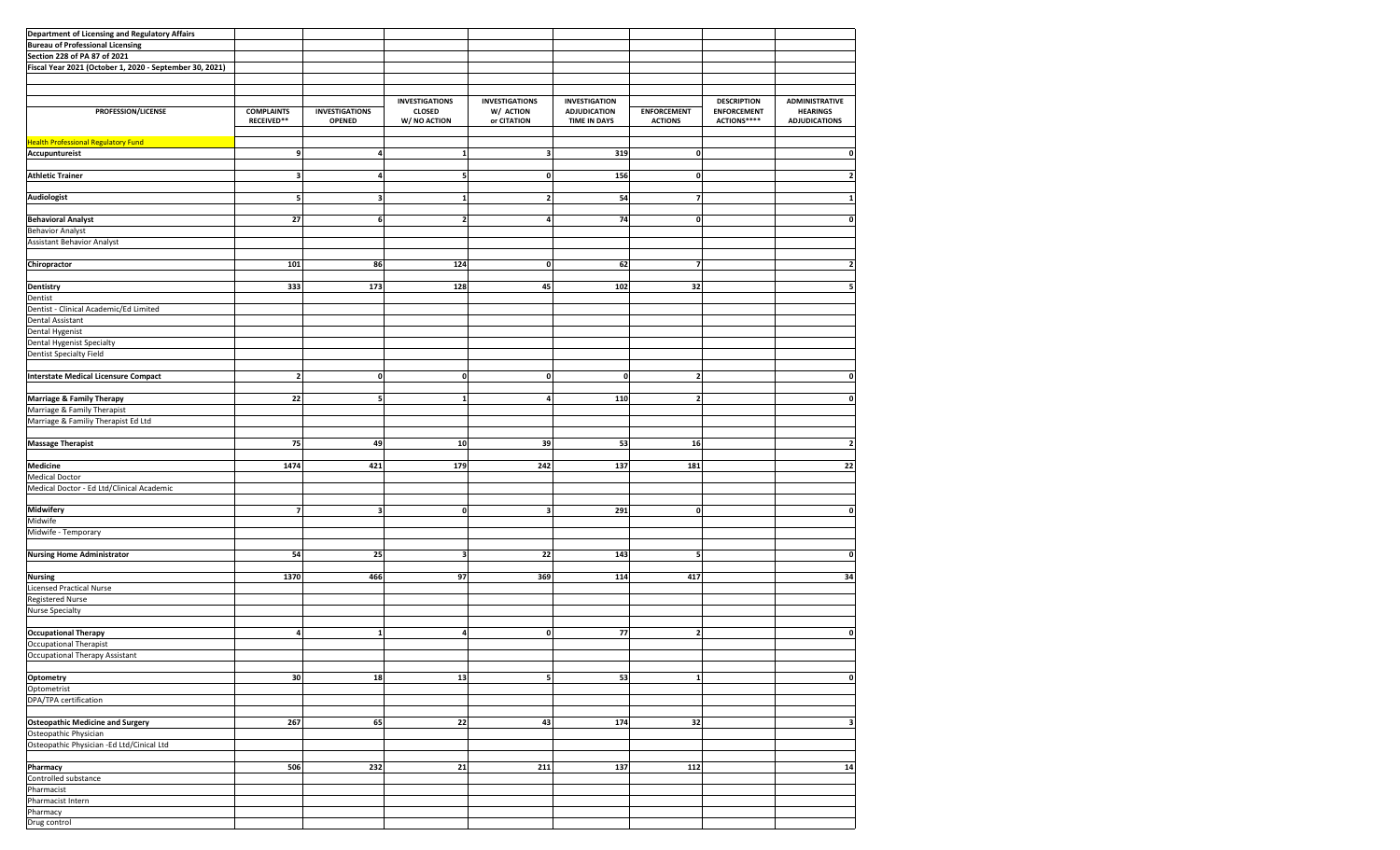**Department of Licensing and Regulatory Affairs**
**Bureau of Professional Licensing**
**Section 228 of PA 87 of 2021**
**Fiscal Year 2021 (October 1, 2020 - September 30, 2021)**

| PROFESSION/LICENSE | COMPLAINTS RECEIVED** | INVESTIGATIONS OPENED | INVESTIGATIONS CLOSED W/ NO ACTION | INVESTIGATIONS W/ ACTION or CITATION | INVESTIGATION ADJUDICATION TIME IN DAYS | ENFORCEMENT ACTIONS | DESCRIPTION ENFORCEMENT ACTIONS**** | ADMINISTRATIVE HEARINGS ADJUDICATIONS |
|---|---|---|---|---|---|---|---|---|
| Health Professional Regulatory Fund | | | | | | | | |
| **Accupuntureist** | 9 | 4 | 1 | 3 | 319 | 0 | | 0 |
| **Athletic Trainer** | 3 | 4 | 5 | 0 | 156 | 0 | | 2 |
| **Audiologist** | 5 | 3 | 1 | 2 | 54 | 7 | | 1 |
| **Behavioral Analyst** | 27 | 6 | 2 | 4 | 74 | 0 | | 0 |
| Behavior Analyst | | | | | | | | |
| Assistant Behavior Analyst | | | | | | | | |
| **Chiropractor** | 101 | 86 | 124 | 0 | 62 | 7 | | 2 |
| **Dentistry** | 333 | 173 | 128 | 45 | 102 | 32 | | 5 |
| Dentist | | | | | | | | |
| Dentist - Clinical Academic/Ed Limited | | | | | | | | |
| Dental Assistant | | | | | | | | |
| Dental Hygenist | | | | | | | | |
| Dental Hygenist Specialty | | | | | | | | |
| Dentist Specialty Field | | | | | | | | |
| **Interstate Medical Licensure Compact** | 2 | 0 | 0 | 0 | 0 | 2 | | 0 |
| **Marriage & Family Therapy** | 22 | 5 | 1 | 4 | 110 | 2 | | 0 |
| Marriage & Family Therapist | | | | | | | | |
| Marriage & Familiy Therapist Ed Ltd | | | | | | | | |
| **Massage Therapist** | 75 | 49 | 10 | 39 | 53 | 16 | | 2 |
| **Medicine** | 1474 | 421 | 179 | 242 | 137 | 181 | | 22 |
| Medical Doctor | | | | | | | | |
| Medical Doctor - Ed Ltd/Clinical Academic | | | | | | | | |
| **Midwifery** | 7 | 3 | 0 | 3 | 291 | 0 | | 0 |
| Midwife | | | | | | | | |
| Midwife - Temporary | | | | | | | | |
| **Nursing Home Administrator** | 54 | 25 | 3 | 22 | 143 | 5 | | 0 |
| **Nursing** | 1370 | 466 | 97 | 369 | 114 | 417 | | 34 |
| Licensed Practical Nurse | | | | | | | | |
| Registered Nurse | | | | | | | | |
| Nurse Specialty | | | | | | | | |
| **Occupational Therapy** | 4 | 1 | 4 | 0 | 77 | 2 | | 0 |
| Occupational Therapist | | | | | | | | |
| Occupational Therapy Assistant | | | | | | | | |
| **Optometry** | 30 | 18 | 13 | 5 | 53 | 1 | | 0 |
| Optometrist | | | | | | | | |
| DPA/TPA certification | | | | | | | | |
| **Osteopathic Medicine and Surgery** | 267 | 65 | 22 | 43 | 174 | 32 | | 3 |
| Osteopathic Physician | | | | | | | | |
| Osteopathic Physician -Ed Ltd/Cinical Ltd | | | | | | | | |
| **Pharmacy** | 506 | 232 | 21 | 211 | 137 | 112 | | 14 |
| Controlled substance | | | | | | | | |
| Pharmacist | | | | | | | | |
| Pharmacist Intern | | | | | | | | |
| Pharmacy | | | | | | | | |
| Drug control | | | | | | | | |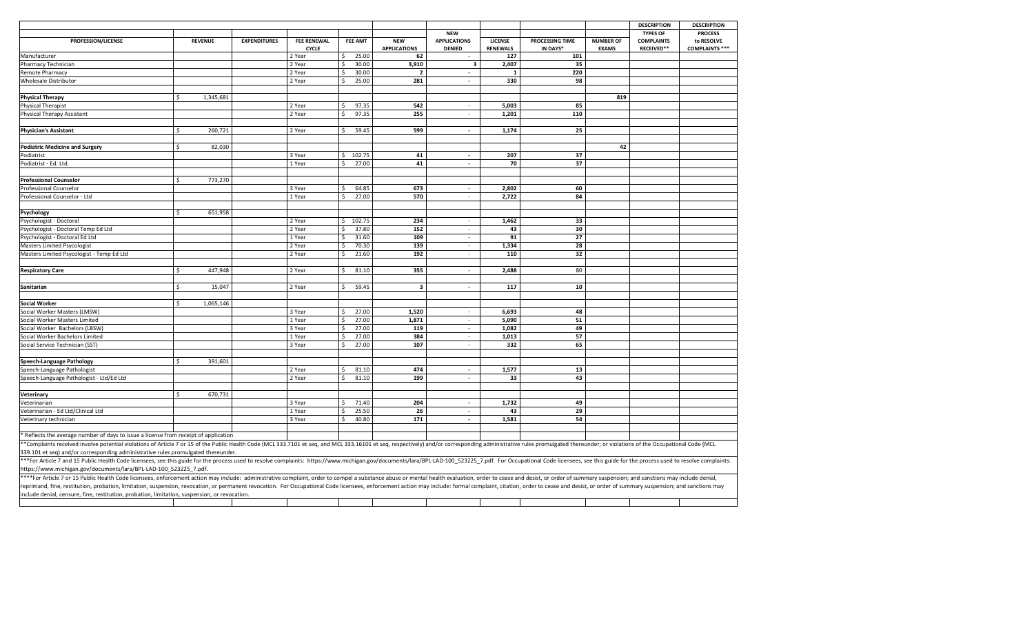| PROFESSION/LICENSE | REVENUE | EXPENDITURES | FEE RENEWAL CYCLE | FEE AMT | NEW APPLICATIONS | NEW APPLICATIONS DENIED | LICENSE RENEWALS | PROCESSING TIME IN DAYS* | NUMBER OF EXAMS | DESCRIPTION TYPES OF COMPLAINTS RECEIVED** | DESCRIPTION PROCESS to RESOLVE COMPLAINTS *** |
|---|---|---|---|---|---|---|---|---|---|---|---|
| Manufacturer | | | 2 Year | $ 25.00 | 62 | - | 127 | 101 | | | |
| Pharmacy Technician | | | 2 Year | $ 30.00 | 3,910 | 3 | 2,407 | 35 | | | |
| Remote Pharmacy | | | 2 Year | $ 30.00 | 2 | - | 1 | 220 | | | |
| Wholesale Distributor | | | 2 Year | $ 25.00 | 281 | - | 330 | 98 | | | |
| | | | | | | | | | | | |
| **Physical Therapy** | $ 1,345,681 | | | | | | | | 819 | | |
| Physical Therapist | | | 2 Year | $ 97.35 | 542 | - | 5,003 | 85 | | | |
| Physical Therapy Assistant | | | 2 Year | $ 97.35 | 255 | - | 1,201 | 110 | | | |
| | | | | | | | | | | | |
| **Physician's Assistant** | $ 260,721 | | 2 Year | $ 59.45 | 599 | - | 1,174 | 25 | | | |
| | | | | | | | | | | | |
| **Podiatric Medicine and Surgery** | $ 82,030 | | | | | | | | 42 | | |
| Podiatrist | | | 3 Year | $ 102.75 | 41 | - | 207 | 37 | | | |
| Podiatrist - Ed. Ltd. | | | 1 Year | $ 27.00 | 41 | - | 70 | 37 | | | |
| | | | | | | | | | | | |
| **Professional Counselor** | $ 773,270 | | | | | | | | | | |
| Professional Counselor | | | 3 Year | $ 64.85 | 673 | - | 2,802 | 60 | | | |
| Professional Counselor - Ltd | | | 1 Year | $ 27.00 | 570 | - | 2,722 | 84 | | | |
| | | | | | | | | | | | |
| **Psychology** | $ 651,958 | | | | | | | | | | |
| Psychologist - Doctoral | | | 2 Year | $ 102.75 | 234 | - | 1,462 | 33 | | | |
| Psychologist - Doctoral Temp Ed Ltd | | | 2 Year | $ 37.80 | 152 | - | 43 | 30 | | | |
| Psychologist - Doctoral Ed Ltd | | | 1 Year | $ 31.60 | 109 | - | 91 | 27 | | | |
| Masters Limited Psycologist | | | 2 Year | $ 70.30 | 139 | - | 1,334 | 28 | | | |
| Masters Limited Psycologist - Temp Ed Ltd | | | 2 Year | $ 21.60 | 192 | - | 110 | 32 | | | |
| | | | | | | | | | | | |
| **Respiratory Care** | $ 447,948 | | 2 Year | $ 81.10 | 355 | - | 2,488 | 80 | | | |
| | | | | | | | | | | | |
| **Sanitarian** | $ 15,047 | | 2 Year | $ 59.45 | 3 | - | 117 | 10 | | | |
| | | | | | | | | | | | |
| **Social Worker** | $ 1,065,146 | | | | | | | | | | |
| Social Worker Masters (LMSW) | | | 3 Year | $ 27.00 | 1,520 | - | 6,693 | 48 | | | |
| Social Worker Masters Limited | | | 1 Year | $ 27.00 | 1,871 | - | 5,090 | 51 | | | |
| Social Worker Bachelors (LBSW) | | | 3 Year | $ 27.00 | 119 | - | 1,082 | 49 | | | |
| Social Worker Bachelors Limited | | | 1 Year | $ 27.00 | 384 | - | 1,013 | 57 | | | |
| Social Service Technician (SST) | | | 3 Year | $ 27.00 | 107 | - | 332 | 65 | | | |
| | | | | | | | | | | | |
| **Speech-Language Pathology** | $ 391,601 | | | | | | | | | | |
| Speech-Language Pathologist | | | 2 Year | $ 81.10 | 474 | - | 1,577 | 13 | | | |
| Speech-Language Pathologist - Ltd/Ed Ltd | | | 2 Year | $ 81.10 | 199 | - | 33 | 43 | | | |
| | | | | | | | | | | | |
| **Veterinary** | $ 670,731 | | | | | | | | | | |
| Veterinarian | | | 3 Year | $ 71.40 | 204 | - | 1,732 | 49 | | | |
| Veterinarian - Ed Ltd/Clinical Ltd | | | 1 Year | $ 25.50 | 26 | - | 43 | 29 | | | |
| Veterinary technician | | | 3 Year | $ 40.80 | 171 | - | 1,581 | 54 | | | |

* Reflects the average number of days to issue a license from receipt of application

**Complaints received involve potential violations of Article 7 or 15 of the Public Health Code (MCL 333.7101 et seq, and MCL 333.16101 et seq, respectively) and/or corresponding administrative rules promulgated thereunder; or violations of the Occupational Code (MCL 339.101 et seq) and/or corresponding administrative rules promulgated thereunder.

***For Article 7 and 15 Public Health Code licensees, see this guide for the process used to resolve complaints: https://www.michigan.gov/documents/lara/BPL-LAD-100_523225_7.pdf. For Occupational Code licensees, see this guide for the process used to resolve complaints: https://www.michigan.gov/documents/lara/BPL-LAD-100_523225_7.pdf.

****For Article 7 or 15 Public Health Code licensees, enforcement action may include: administrative complaint, order to compel a substance abuse or mental health evaluation, order to cease and desist, or order of summary suspension; and sanctions may include denial, reprimand, fine, restitution, probation, limitation, suspension, revocation, or permanent revocation. For Occupational Code licensees, enforcement action may include: formal complaint, citation, order to cease and desist, or order of summary suspension; and sanctions may include denial, censure, fine, restitution, probation, limitation, suspension, or revocation.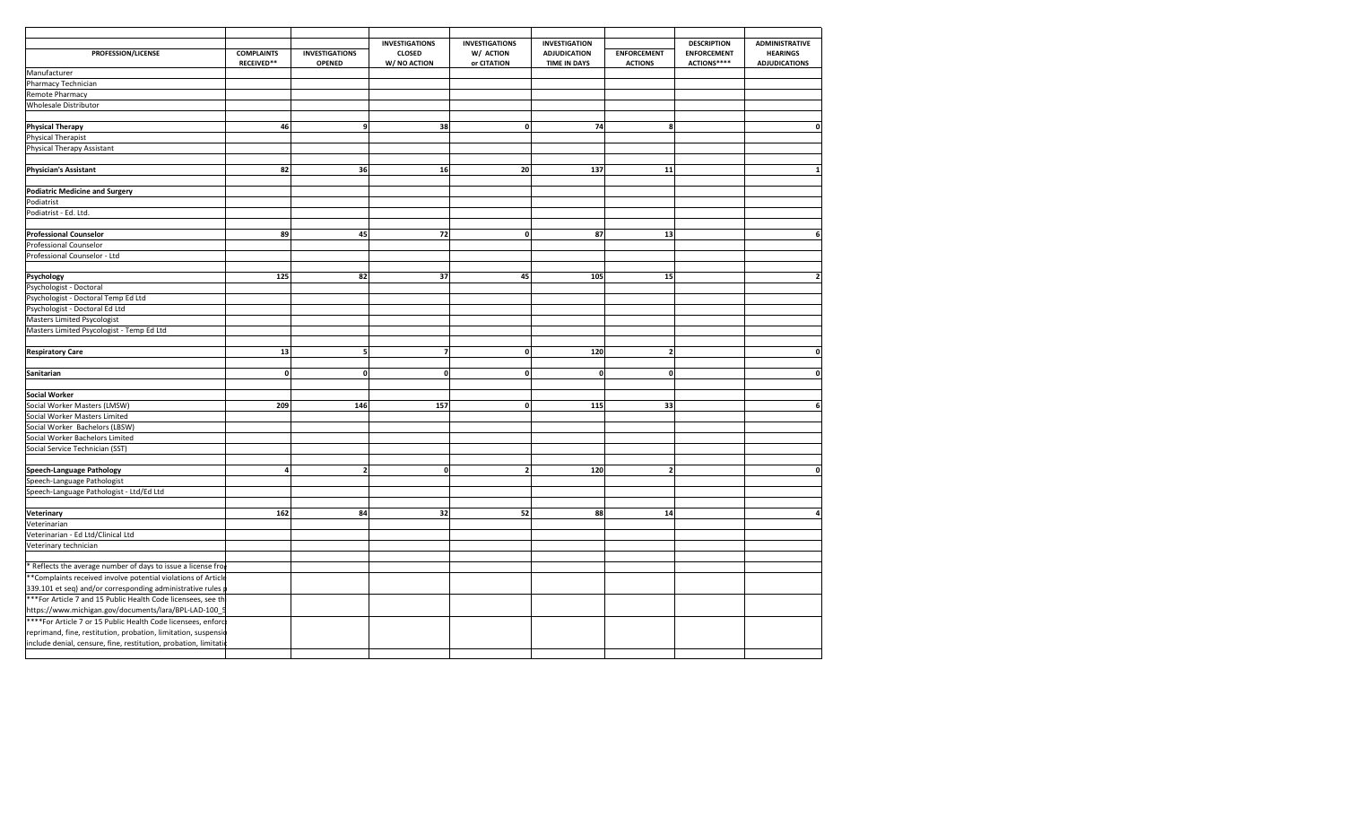| PROFESSION/LICENSE | COMPLAINTS RECEIVED** | INVESTIGATIONS OPENED | INVESTIGATIONS CLOSED W/ NO ACTION | INVESTIGATIONS W/ ACTION or CITATION | INVESTIGATION ADJUDICATION TIME IN DAYS | ENFORCEMENT ACTIONS | DESCRIPTION ENFORCEMENT ACTIONS**** | ADMINISTRATIVE HEARINGS ADJUDICATIONS |
|---|---|---|---|---|---|---|---|---|
| Manufacturer | | | | | | | | |
| Pharmacy Technician | | | | | | | | |
| Remote Pharmacy | | | | | | | | |
| Wholesale Distributor | | | | | | | | |
| | | | | | | | | |
| **Physical Therapy** | 46 | 9 | 38 | 0 | 74 | 8 | | 0 |
| Physical Therapist | | | | | | | | |
| Physical Therapy Assistant | | | | | | | | |
| | | | | | | | | |
| **Physician's Assistant** | 82 | 36 | 16 | 20 | 137 | 11 | | 1 |
| | | | | | | | | |
| **Podiatric Medicine and Surgery** | | | | | | | | |
| Podiatrist | | | | | | | | |
| Podiatrist - Ed. Ltd. | | | | | | | | |
| | | | | | | | | |
| **Professional Counselor** | 89 | 45 | 72 | 0 | 87 | 13 | | 6 |
| Professional Counselor | | | | | | | | |
| Professional Counselor - Ltd | | | | | | | | |
| | | | | | | | | |
| **Psychology** | 125 | 82 | 37 | 45 | 105 | 15 | | 2 |
| Psychologist - Doctoral | | | | | | | | |
| Psychologist - Doctoral Temp Ed Ltd | | | | | | | | |
| Psychologist - Doctoral Ed Ltd | | | | | | | | |
| Masters Limited Psycologist | | | | | | | | |
| Masters Limited Psycologist - Temp Ed Ltd | | | | | | | | |
| | | | | | | | | |
| **Respiratory Care** | 13 | 5 | 7 | 0 | 120 | 2 | | 0 |
| | | | | | | | | |
| **Sanitarian** | 0 | 0 | 0 | 0 | 0 | 0 | | 0 |
| | | | | | | | | |
| **Social Worker** | | | | | | | | |
| Social Worker Masters (LMSW) | 209 | 146 | 157 | 0 | 115 | 33 | | 6 |
| Social Worker Masters Limited | | | | | | | | |
| Social Worker Bachelors (LBSW) | | | | | | | | |
| Social Worker Bachelors Limited | | | | | | | | |
| Social Service Technician (SST) | | | | | | | | |
| | | | | | | | | |
| **Speech-Language Pathology** | 4 | 2 | 0 | 2 | 120 | 2 | | 0 |
| Speech-Language Pathologist | | | | | | | | |
| Speech-Language Pathologist - Ltd/Ed Ltd | | | | | | | | |
| | | | | | | | | |
| **Veterinary** | 162 | 84 | 32 | 52 | 88 | 14 | | 4 |
| Veterinarian | | | | | | | | |
| Veterinarian - Ed Ltd/Clinical Ltd | | | | | | | | |
| Veterinary technician | | | | | | | | |

* Reflects the average number of days to issue a license fro

**Complaints received involve potential violations of Article 339.101 et seq) and/or corresponding administrative rules p

***For Article 7 and 15 Public Health Code licensees, see th https://www.michigan.gov/documents/lara/BPL-LAD-100_5

****For Article 7 or 15 Public Health Code licensees, enforc reprimand, fine, restitution, probation, limitation, suspensio include denial, censure, fine, restitution, probation, limitatio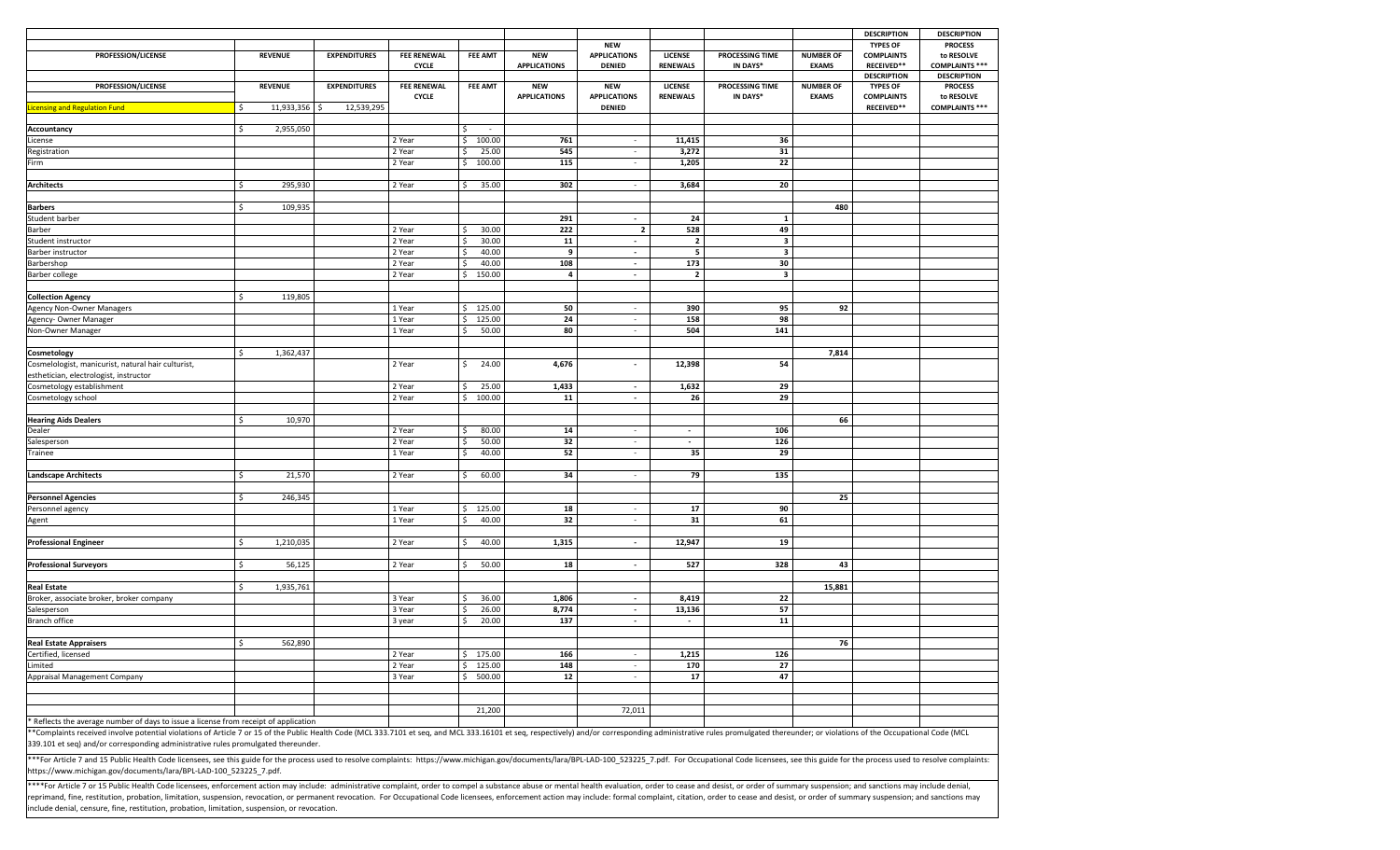| PROFESSION/LICENSE | REVENUE | EXPENDITURES | FEE RENEWAL CYCLE | FEE AMT | NEW APPLICATIONS | NEW APPLICATIONS DENIED | LICENSE RENEWALS | PROCESSING TIME IN DAYS* | NUMBER OF EXAMS | DESCRIPTION TYPES OF COMPLAINTS RECEIVED** | DESCRIPTION PROCESS to RESOLVE COMPLAINTS *** |
|---|---|---|---|---|---|---|---|---|---|---|---|
| PROFESSION/LICENSE | REVENUE | EXPENDITURES | FEE RENEWAL CYCLE | FEE AMT | NEW APPLICATIONS | NEW APPLICATIONS DENIED | LICENSE RENEWALS | PROCESSING TIME IN DAYS* | NUMBER OF EXAMS | DESCRIPTION TYPES OF COMPLAINTS RECEIVED** | DESCRIPTION PROCESS to RESOLVE COMPLAINTS *** |
| Licensing and Regulation Fund | $ 11,933,356 | $ 12,539,295 | | | | | | | | | |
| **Accountancy** | $ 2,955,050 | | | $ - | | | | | | | |
| License | | | 2 Year | $ 100.00 | 761 | - | 11,415 | 36 | | | |
| Registration | | | 2 Year | $ 25.00 | 545 | - | 3,272 | 31 | | | |
| Firm | | | 2 Year | $ 100.00 | 115 | - | 1,205 | 22 | | | |
| **Architects** | $ 295,930 | | 2 Year | $ 35.00 | 302 | - | 3,684 | 20 | | | |
| **Barbers** | $ 109,935 | | | | | | | | 480 | | |
| Student barber | | | | | 291 | - | 24 | 1 | | | |
| Barber | | | 2 Year | $ 30.00 | 222 | 2 | 528 | 49 | | | |
| Student instructor | | | 2 Year | $ 30.00 | 11 | - | 2 | 3 | | | |
| Barber instructor | | | 2 Year | $ 40.00 | 9 | - | 5 | 3 | | | |
| Barbershop | | | 2 Year | $ 40.00 | 108 | - | 173 | 30 | | | |
| Barber college | | | 2 Year | $ 150.00 | 4 | - | 2 | 3 | | | |
| **Collection Agency** | $ 119,805 | | | | | | | | | | |
| Agency Non-Owner Managers | | | 1 Year | $ 125.00 | 50 | - | 390 | 95 | 92 | | |
| Agency- Owner Manager | | | 1 Year | $ 125.00 | 24 | - | 158 | 98 | | | |
| Non-Owner Manager | | | 1 Year | $ 50.00 | 80 | - | 504 | 141 | | | |
| **Cosmetology** | $ 1,362,437 | | | | | | | | 7,814 | | |
| Cosmelologist, manicurist, natural hair culturist, esthetician, electrologist, instructor | | | 2 Year | $ 24.00 | 4,676 | - | 12,398 | 54 | | | |
| Cosmetology establishment | | | 2 Year | $ 25.00 | 1,433 | - | 1,632 | 29 | | | |
| Cosmetology school | | | 2 Year | $ 100.00 | 11 | - | 26 | 29 | | | |
| **Hearing Aids Dealers** | $ 10,970 | | | | | | | | 66 | | |
| Dealer | | | 2 Year | $ 80.00 | 14 | - | - | 106 | | | |
| Salesperson | | | 2 Year | $ 50.00 | 32 | - | - | 126 | | | |
| Trainee | | | 1 Year | $ 40.00 | 52 | - | 35 | 29 | | | |
| **Landscape Architects** | $ 21,570 | | 2 Year | $ 60.00 | 34 | - | 79 | 135 | | | |
| **Personnel Agencies** | $ 246,345 | | | | | | | | 25 | | |
| Personnel agency | | | 1 Year | $ 125.00 | 18 | - | 17 | 90 | | | |
| Agent | | | 1 Year | $ 40.00 | 32 | - | 31 | 61 | | | |
| **Professional Engineer** | $ 1,210,035 | | 2 Year | $ 40.00 | 1,315 | - | 12,947 | 19 | | | |
| **Professional Surveyors** | $ 56,125 | | 2 Year | $ 50.00 | 18 | - | 527 | 328 | 43 | | |
| **Real Estate** | $ 1,935,761 | | | | | | | | 15,881 | | |
| Broker, associate broker, broker company | | | 3 Year | $ 36.00 | 1,806 | - | 8,419 | 22 | | | |
| Salesperson | | | 3 Year | $ 26.00 | 8,774 | - | 13,136 | 57 | | | |
| Branch office | | | 3 year | $ 20.00 | 137 | - | - | 11 | | | |
| **Real Estate Appraisers** | $ 562,890 | | | | | | | | 76 | | |
| Certified, licensed | | | 2 Year | $ 175.00 | 166 | - | 1,215 | 126 | | | |
| Limited | | | 2 Year | $ 125.00 | 148 | - | 170 | 27 | | | |
| Appraisal Management Company | | | 3 Year | $ 500.00 | 12 | - | 17 | 47 | | | |
| | | | | | 21,200 | 72,011 | | | | | |

* Reflects the average number of days to issue a license from receipt of application

**Complaints received involve potential violations of Article 7 or 15 of the Public Health Code (MCL 333.7101 et seq, and MCL 333.16101 et seq, respectively) and/or corresponding administrative rules promulgated thereunder; or violations of the Occupational Code (MCL 339.101 et seq) and/or corresponding administrative rules promulgated thereunder.

***For Article 7 and 15 Public Health Code licensees, see this guide for the process used to resolve complaints: https://www.michigan.gov/documents/lara/BPL-LAD-100_523225_7.pdf. For Occupational Code licensees, see this guide for the process used to resolve complaints: https://www.michigan.gov/documents/lara/BPL-LAD-100_523225_7.pdf.

****For Article 7 or 15 Public Health Code licensees, enforcement action may include: administrative complaint, order to compel a substance abuse or mental health evaluation, order to cease and desist, or order of summary suspension; and sanctions may include denial, reprimand, fine, restitution, probation, limitation, suspension, revocation, or permanent revocation. For Occupational Code licensees, enforcement action may include: formal complaint, citation, order to cease and desist, or order of summary suspension; and sanctions may include denial, censure, fine, restitution, probation, limitation, suspension, or revocation.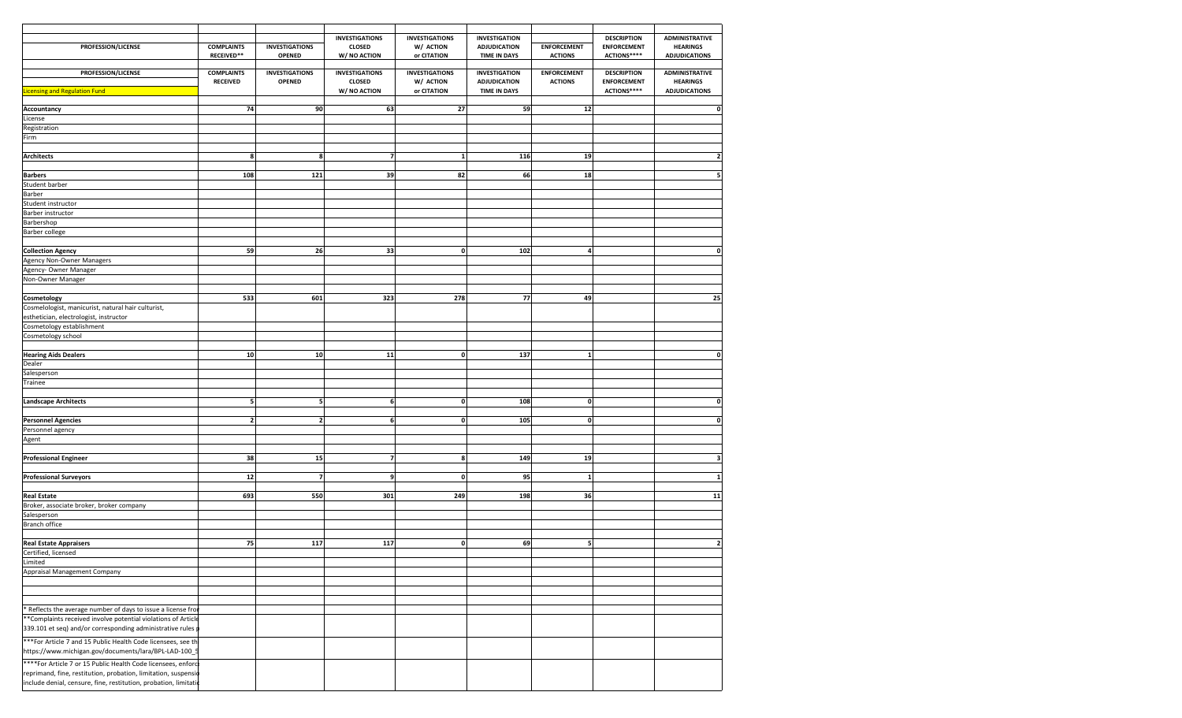| PROFESSION/LICENSE | COMPLAINTS RECEIVED** | INVESTIGATIONS OPENED | INVESTIGATIONS CLOSED W/ NO ACTION | INVESTIGATIONS W/ ACTION or CITATION | INVESTIGATION ADJUDICATION TIME IN DAYS | ENFORCEMENT ACTIONS | DESCRIPTION ENFORCEMENT ACTIONS**** | ADMINISTRATIVE HEARINGS ADJUDICATIONS |
|---|---|---|---|---|---|---|---|---|
| PROFESSION/LICENSE | COMPLAINTS RECEIVED | INVESTIGATIONS OPENED | INVESTIGATIONS CLOSED W/ NO ACTION | INVESTIGATIONS W/ ACTION or CITATION | INVESTIGATION ADJUDICATION TIME IN DAYS | ENFORCEMENT ACTIONS | DESCRIPTION ENFORCEMENT ACTIONS**** | ADMINISTRATIVE HEARINGS ADJUDICATIONS |
| Licensing and Regulation Fund | | | | | | | | |
| **Accountancy** | 74 | 90 | 63 | 27 | 59 | 12 | | 0 |
| License | | | | | | | | |
| Registration | | | | | | | | |
| Firm | | | | | | | | |
| **Architects** | 8 | 8 | 7 | 1 | 116 | 19 | | 2 |
| **Barbers** | 108 | 121 | 39 | 82 | 66 | 18 | | 5 |
| Student barber | | | | | | | | |
| Barber | | | | | | | | |
| Student instructor | | | | | | | | |
| Barber instructor | | | | | | | | |
| Barbershop | | | | | | | | |
| Barber college | | | | | | | | |
| **Collection Agency** | 59 | 26 | 33 | 0 | 102 | 4 | | 0 |
| Agency Non-Owner Managers | | | | | | | | |
| Agency- Owner Manager | | | | | | | | |
| Non-Owner Manager | | | | | | | | |
| **Cosmetology** | 533 | 601 | 323 | 278 | 77 | 49 | | 25 |
| Cosmelologist, manicurist, natural hair culturist, esthetician, electrologist, instructor | | | | | | | | |
| Cosmetology establishment | | | | | | | | |
| Cosmetology school | | | | | | | | |
| **Hearing Aids Dealers** | 10 | 10 | 11 | 0 | 137 | 1 | | 0 |
| Dealer | | | | | | | | |
| Salesperson | | | | | | | | |
| Trainee | | | | | | | | |
| **Landscape Architects** | 5 | 5 | 6 | 0 | 108 | 0 | | 0 |
| **Personnel Agencies** | 2 | 2 | 6 | 0 | 105 | 0 | | 0 |
| Personnel agency | | | | | | | | |
| Agent | | | | | | | | |
| **Professional Engineer** | 38 | 15 | 7 | 8 | 149 | 19 | | 3 |
| **Professional Surveyors** | 12 | 7 | 9 | 0 | 95 | 1 | | 1 |
| **Real Estate** | 693 | 550 | 301 | 249 | 198 | 36 | | 11 |
| Broker, associate broker, broker company | | | | | | | | |
| Salesperson | | | | | | | | |
| Branch office | | | | | | | | |
| **Real Estate Appraisers** | 75 | 117 | 117 | 0 | 69 | 5 | | 2 |
| Certified, licensed | | | | | | | | |
| Limited | | | | | | | | |
| Appraisal Management Company | | | | | | | | |

* Reflects the average number of days to issue a license fro

**Complaints received involve potential violations of Article 339.101 et seq) and/or corresponding administrative rules p

***For Article 7 and 15 Public Health Code licensees, see th https://www.michigan.gov/documents/lara/BPL-LAD-100_5

****For Article 7 or 15 Public Health Code licensees, enforc reprimand, fine, restitution, probation, limitation, suspensio include denial, censure, fine, restitution, probation, limitatio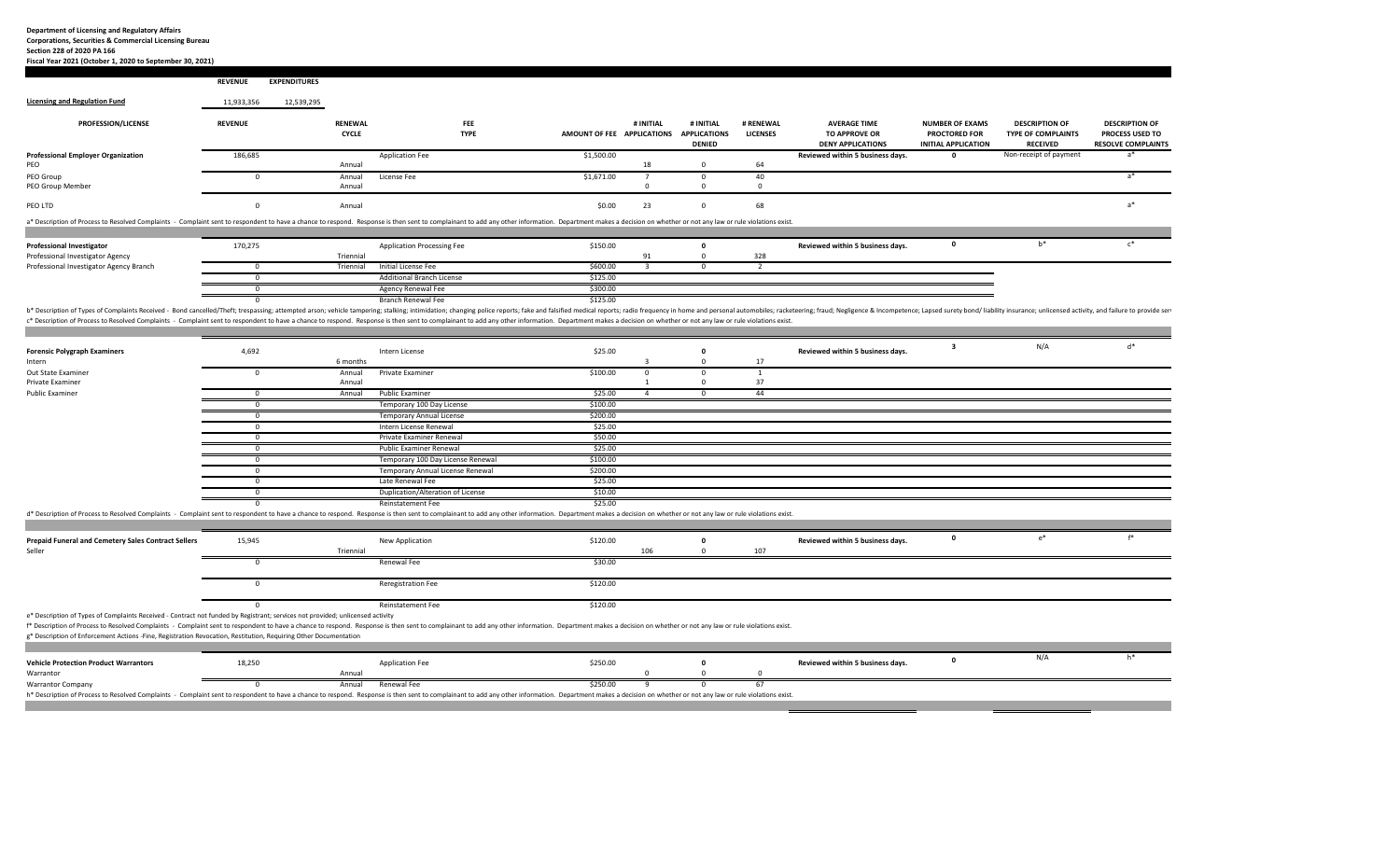**Department of Licensing and Regulatory Affairs**
**Corporations, Securities & Commercial Licensing Bureau**
**Section 228 of 2020 PA 166**
**Fiscal Year 2021 (October 1, 2020 to September 30, 2021)**

| | REVENUE | EXPENDITURES |
|---|---|---|
| **Licensing and Regulation Fund** | 11,933,356 | 12,539,295 |

| PROFESSION/LICENSE | REVENUE | RENEWAL CYCLE | FEE TYPE | AMOUNT OF FEE | # INITIAL APPLICATIONS | # INITIAL APPLICATIONS DENIED | # RENEWAL LICENSES | AVERAGE TIME TO APPROVE OR DENY APPLICATIONS | NUMBER OF EXAMS PROCTORED FOR INITIAL APPLICATION | DESCRIPTION OF TYPE OF COMPLAINTS RECEIVED | DESCRIPTION OF PROCESS USED TO RESOLVE COMPLAINTS |
|---|---|---|---|---|---|---|---|---|---|---|---|
| **Professional Employer Organization** | 186,685 | | Application Fee | $1,500.00 | | | | Reviewed within 5 business days. | 0 | Non-receipt of payment | a* |
| PEO | | Annual | | | 18 | 0 | 64 | | | | |
| PEO Group | 0 | Annual | License Fee | $1,671.00 | 7 | 0 | 40 | | | | a* |
| PEO Group Member | | Annual | | | 0 | 0 | 0 | | | | |
| PEO LTD | 0 | Annual | | $0.00 | 23 | 0 | 68 | | | | a* |

a* Description of Process to Resolved Complaints - Complaint sent to respondent to have a chance to respond. Response is then sent to complainant to add any other information. Department makes a decision on whether or not any law or rule violations exist.

| PROFESSION/LICENSE | REVENUE | RENEWAL CYCLE | FEE TYPE | AMOUNT OF FEE | # INITIAL APPLICATIONS | # INITIAL APPLICATIONS DENIED | # RENEWAL LICENSES | AVERAGE TIME TO APPROVE OR DENY APPLICATIONS | NUMBER OF EXAMS PROCTORED FOR INITIAL APPLICATION | DESCRIPTION OF TYPE OF COMPLAINTS RECEIVED | DESCRIPTION OF PROCESS USED TO RESOLVE COMPLAINTS |
|---|---|---|---|---|---|---|---|---|---|---|---|
| **Professional Investigator** | 170,275 | | Application Processing Fee | $150.00 | | 0 | | Reviewed within 5 business days. | 0 | b* | c* |
| Professional Investigator Agency | | Triennial | | | 91 | 0 | 328 | | | | |
| Professional Investigator Agency Branch | 0 | Triennial | Initial License Fee | $600.00 | 3 | 0 | 2 | | | | |
| | 0 | | Additional Branch License | $125.00 | | | | | | | |
| | 0 | | Agency Renewal Fee | $300.00 | | | | | | | |
| | 0 | | Branch Renewal Fee | $125.00 | | | | | | | |

b* Description of Types of Complaints Received - Bond cancelled/Theft; trespassing; attempted arson; vehicle tampering; stalking; intimidation; changing police reports; fake and falsified medical reports; radio frequency in home and personal automobiles; racketeering; fraud; Negligence & Incompetence; Lapsed surety bond/ liability insurance; unlicensed activity, and failure to provide ser

c* Description of Process to Resolved Complaints - Complaint sent to respondent to have a chance to respond. Response is then sent to complainant to add any other information. Department makes a decision on whether or not any law or rule violations exist.

| PROFESSION/LICENSE | REVENUE | RENEWAL CYCLE | FEE TYPE | AMOUNT OF FEE | # INITIAL APPLICATIONS | # INITIAL APPLICATIONS DENIED | # RENEWAL LICENSES | AVERAGE TIME TO APPROVE OR DENY APPLICATIONS | NUMBER OF EXAMS PROCTORED FOR INITIAL APPLICATION | DESCRIPTION OF TYPE OF COMPLAINTS RECEIVED | DESCRIPTION OF PROCESS USED TO RESOLVE COMPLAINTS |
|---|---|---|---|---|---|---|---|---|---|---|---|
| **Forensic Polygraph Examiners** | 4,692 | | Intern License | $25.00 | | 0 | | Reviewed within 5 business days. | 3 | N/A | d* |
| Intern | | 6 months | | | 3 | 0 | 17 | | | | |
| Out State Examiner | 0 | Annual | Private Examiner | $100.00 | 0 | 0 | 1 | | | | |
| Private Examiner | | Annual | | | 1 | 0 | 37 | | | | |
| Public Examiner | 0 | Annual | Public Examiner | $25.00 | 4 | 0 | 44 | | | | |
| | 0 | | Temporary 100 Day License | $100.00 | | | | | | | |
| | 0 | | Temporary Annual License | $200.00 | | | | | | | |
| | 0 | | Intern License Renewal | $25.00 | | | | | | | |
| | 0 | | Private Examiner Renewal | $50.00 | | | | | | | |
| | 0 | | Public Examiner Renewal | $25.00 | | | | | | | |
| | 0 | | Temporary 100 Day License Renewal | $100.00 | | | | | | | |
| | 0 | | Temporary Annual License Renewal | $200.00 | | | | | | | |
| | 0 | | Late Renewal Fee | $25.00 | | | | | | | |
| | 0 | | Duplication/Alteration of License | $10.00 | | | | | | | |
| | 0 | | Reinstatement Fee | $25.00 | | | | | | | |

d* Description of Process to Resolved Complaints - Complaint sent to respondent to have a chance to respond. Response is then sent to complainant to add any other information. Department makes a decision on whether or not any law or rule violations exist.

| PROFESSION/LICENSE | REVENUE | RENEWAL CYCLE | FEE TYPE | AMOUNT OF FEE | # INITIAL APPLICATIONS | # INITIAL APPLICATIONS DENIED | # RENEWAL LICENSES | AVERAGE TIME TO APPROVE OR DENY APPLICATIONS | NUMBER OF EXAMS PROCTORED FOR INITIAL APPLICATION | DESCRIPTION OF TYPE OF COMPLAINTS RECEIVED | DESCRIPTION OF PROCESS USED TO RESOLVE COMPLAINTS |
|---|---|---|---|---|---|---|---|---|---|---|---|
| **Prepaid Funeral and Cemetery Sales Contract Sellers** | 15,945 | | New Application | $120.00 | | 0 | | Reviewed within 5 business days. | 0 | e* | f* |
| Seller | | Triennial | | | 106 | 0 | 107 | | | | |
| | 0 | | Renewal Fee | $30.00 | | | | | | | |
| | 0 | | Reregistration Fee | $120.00 | | | | | | | |
| | 0 | | Reinstatement Fee | $120.00 | | | | | | | |

e* Description of Types of Complaints Received - Contract not funded by Registrant; services not provided; unlicensed activity

f* Description of Process to Resolved Complaints - Complaint sent to respondent to have a chance to respond. Response is then sent to complainant to add any other information. Department makes a decision on whether or not any law or rule violations exist.

g* Description of Enforcement Actions -Fine, Registration Revocation, Restitution, Requiring Other Documentation

| PROFESSION/LICENSE | REVENUE | RENEWAL CYCLE | FEE TYPE | AMOUNT OF FEE | # INITIAL APPLICATIONS | # INITIAL APPLICATIONS DENIED | # RENEWAL LICENSES | AVERAGE TIME TO APPROVE OR DENY APPLICATIONS | NUMBER OF EXAMS PROCTORED FOR INITIAL APPLICATION | DESCRIPTION OF TYPE OF COMPLAINTS RECEIVED | DESCRIPTION OF PROCESS USED TO RESOLVE COMPLAINTS |
|---|---|---|---|---|---|---|---|---|---|---|---|
| **Vehicle Protection Product Warrantors** | 18,250 | | Application Fee | $250.00 | | 0 | | Reviewed within 5 business days. | 0 | N/A | h* |
| Warrantor | | Annual | | | 0 | 0 | 0 | | | | |
| Warrantor Company | 0 | Annual | Renewal Fee | $250.00 | 9 | 0 | 67 | | | | |

h* Description of Process to Resolved Complaints - Complaint sent to respondent to have a chance to respond. Response is then sent to complainant to add any other information. Department makes a decision on whether or not any law or rule violations exist.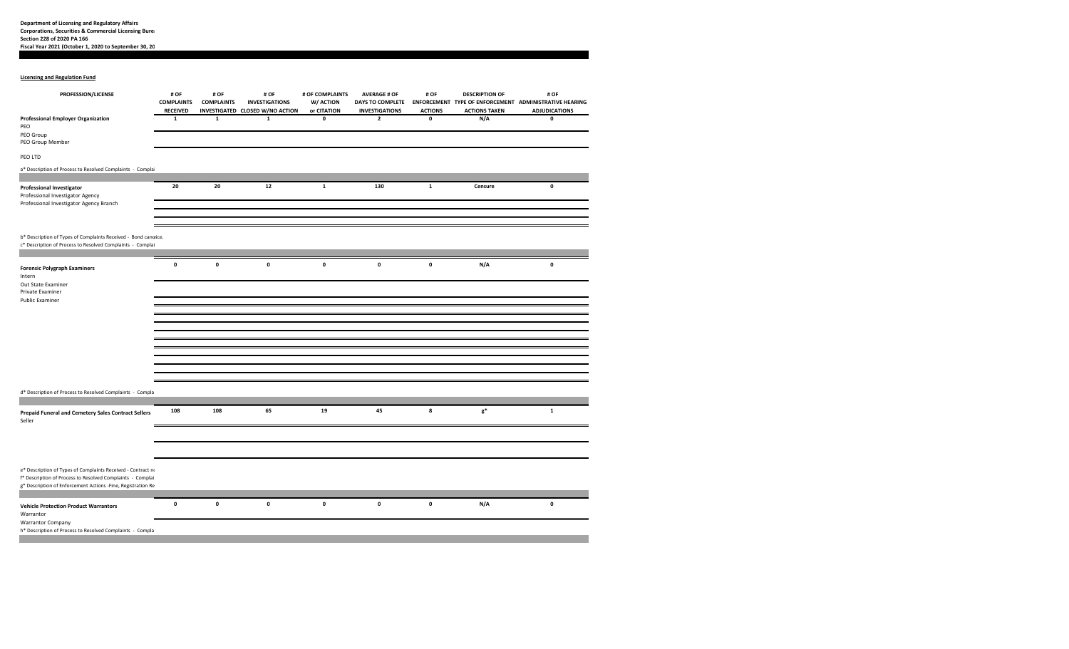**Department of Licensing and Regulatory Affairs**
**Corporations, Securities & Commercial Licensing Bure**
**Section 228 of 2020 PA 166**
**Fiscal Year 2021 (October 1, 2020 to September 30, 20**

**Licensing and Regulation Fund**

| PROFESSION/LICENSE | # OF COMPLAINTS RECEIVED | # OF COMPLAINTS INVESTIGATED | # OF INVESTIGATIONS CLOSED W/NO ACTION | # OF COMPLAINTS W/ ACTION or CITATION | AVERAGE # OF DAYS TO COMPLETE INVESTIGATIONS | # OF ENFORCEMENT ACTIONS | DESCRIPTION OF TYPE OF ENFORCEMENT ACTIONS TAKEN | # OF ADMINISTRATIVE HEARING ADJUDICATIONS |
|---|---|---|---|---|---|---|---|---|
| **Professional Employer Organization** | **1** | **1** | **1** | **0** | **2** | **0** | **N/A** | **0** |
| PEO | | | | | | | | |
| PEO Group | | | | | | | | |
| PEO Group Member | | | | | | | | |
| PEO LTD | | | | | | | | |
| a* Description of Process to Resolved Complaints - Complai | | | | | | | | |
| **Professional Investigator** | **20** | **20** | **12** | **1** | **130** | **1** | **Censure** | **0** |
| Professional Investigator Agency | | | | | | | | |
| Professional Investigator Agency Branch | | | | | | | | |
| b* Description of Types of Complaints Received - Bond cancelce. | | | | | | | | |
| c* Description of Process to Resolved Complaints - Complai | | | | | | | | |
| **Forensic Polygraph Examiners** | **0** | **0** | **0** | **0** | **0** | **0** | **N/A** | **0** |
| Intern | | | | | | | | |
| Out State Examiner | | | | | | | | |
| Private Examiner | | | | | | | | |
| Public Examiner | | | | | | | | |
| d* Description of Process to Resolved Complaints - Compla | | | | | | | | |
| **Prepaid Funeral and Cemetery Sales Contract Sellers** | **108** | **108** | **65** | **19** | **45** | **8** | **g*** | **1** |
| Seller | | | | | | | | |
| e* Description of Types of Complaints Received - Contract no | | | | | | | | |
| f* Description of Process to Resolved Complaints - Complai | | | | | | | | |
| g* Description of Enforcement Actions -Fine, Registration Re | | | | | | | | |
| **Vehicle Protection Product Warrantors** | **0** | **0** | **0** | **0** | **0** | **0** | **N/A** | **0** |
| Warrantor | | | | | | | | |
| Warrantor Company | | | | | | | | |
| h* Description of Process to Resolved Complaints - Compla | | | | | | | | |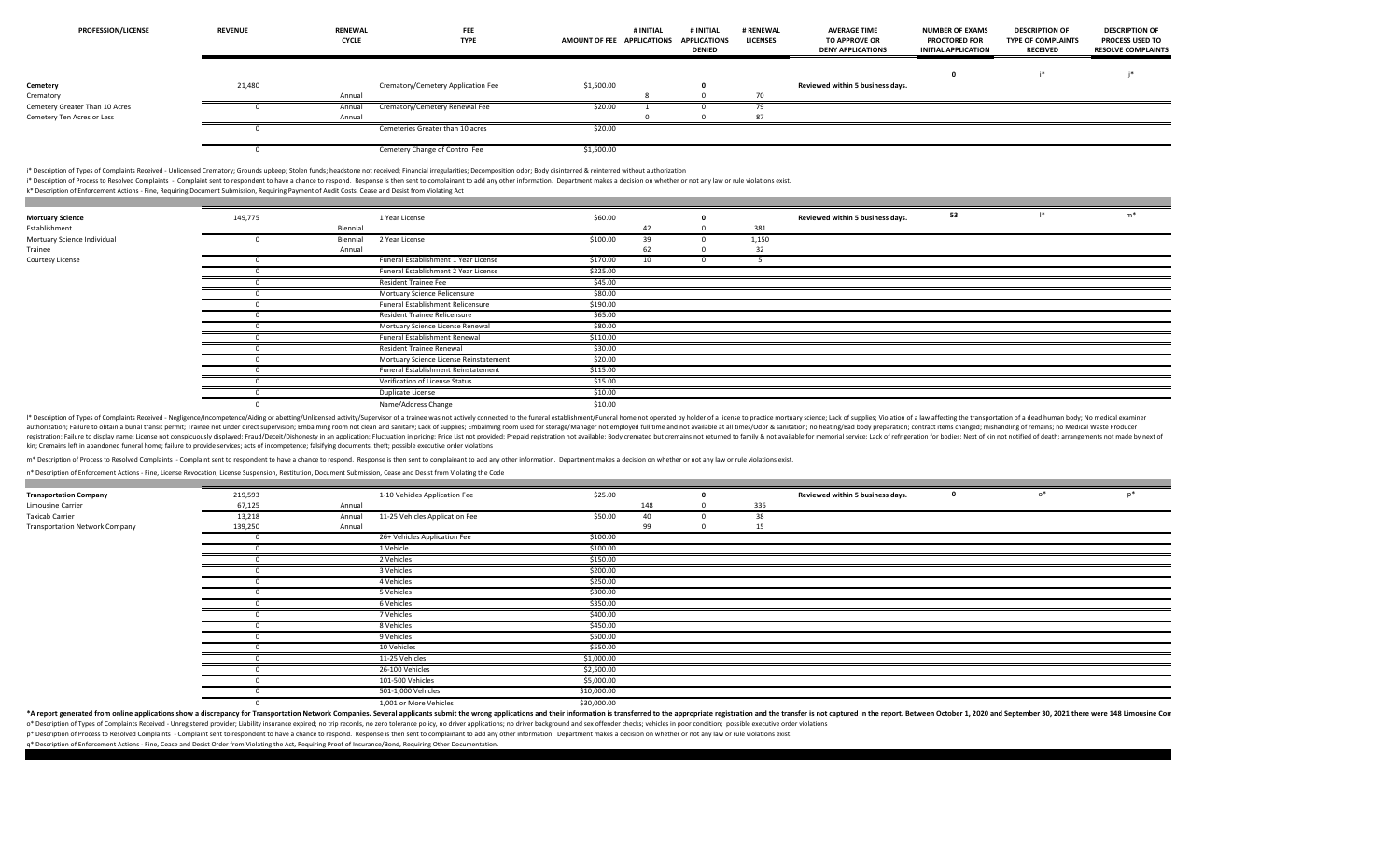| PROFESSION/LICENSE | REVENUE | RENEWAL CYCLE | FEE TYPE | AMOUNT OF FEE | # INITIAL APPLICATIONS | # INITIAL APPLICATIONS DENIED | # RENEWAL LICENSES | AVERAGE TIME TO APPROVE OR DENY APPLICATIONS | NUMBER OF EXAMS PROCTORED FOR INITIAL APPLICATION | DESCRIPTION OF TYPE OF COMPLAINTS RECEIVED | DESCRIPTION OF PROCESS USED TO RESOLVE COMPLAINTS |
|---|---|---|---|---|---|---|---|---|---|---|---|
| | | | | | | | | | 0 | i* | j* |
| **Cemetery** | 21,480 | | Crematory/Cemetery Application Fee | $1,500.00 | | 0 | | Reviewed within 5 business days. | | | |
| Crematory | | Annual | | | 8 | 0 | 70 | | | | |
| Cemetery Greater Than 10 Acres | 0 | Annual | Crematory/Cemetery Renewal Fee | $20.00 | 1 | 0 | 79 | | | | |
| Cemetery Ten Acres or Less | | Annual | | | 0 | 0 | 87 | | | | |
| | 0 | | Cemeteries Greater than 10 acres | $20.00 | | | | | | | |
| | 0 | | Cemetery Change of Control Fee | $1,500.00 | | | | | | | |

i* Description of Types of Complaints Received - Unlicensed Crematory; Grounds upkeep; Stolen funds; headstone not received; Financial irregularities; Decomposition odor; Body disinterred & reinterred without authorization

j* Description of Process to Resolved Complaints - Complaint sent to respondent to have a chance to respond. Response is then sent to complainant to add any other information. Department makes a decision on whether or not any law or rule violations exist.

k* Description of Enforcement Actions - Fine, Requiring Document Submission, Requiring Payment of Audit Costs, Cease and Desist from Violating Act

| PROFESSION/LICENSE | REVENUE | RENEWAL CYCLE | FEE TYPE | AMOUNT OF FEE | # INITIAL APPLICATIONS | # INITIAL APPLICATIONS DENIED | # RENEWAL LICENSES | AVERAGE TIME TO APPROVE OR DENY APPLICATIONS | NUMBER OF EXAMS PROCTORED FOR INITIAL APPLICATION | DESCRIPTION OF TYPE OF COMPLAINTS RECEIVED | DESCRIPTION OF PROCESS USED TO RESOLVE COMPLAINTS |
|---|---|---|---|---|---|---|---|---|---|---|---|
| **Mortuary Science** | 149,775 | | 1 Year License | $60.00 | | 0 | | Reviewed within 5 business days. | 53 | l* | m* |
| Establishment | | Biennial | | | 42 | 0 | 381 | | | | |
| Mortuary Science Individual | 0 | Biennial | 2 Year License | $100.00 | 39 | 0 | 1,150 | | | | |
| Trainee | | Annual | | | 62 | 0 | 32 | | | | |
| Courtesy License | 0 | | Funeral Establishment 1 Year License | $170.00 | 10 | 0 | 5 | | | | |
| | 0 | | Funeral Establishment 2 Year License | $225.00 | | | | | | | |
| | 0 | | Resident Trainee Fee | $45.00 | | | | | | | |
| | 0 | | Mortuary Science Relicensure | $80.00 | | | | | | | |
| | 0 | | Funeral Establishment Relicensure | $190.00 | | | | | | | |
| | 0 | | Resident Trainee Relicensure | $65.00 | | | | | | | |
| | 0 | | Mortuary Science License Renewal | $80.00 | | | | | | | |
| | 0 | | Funeral Establishment Renewal | $110.00 | | | | | | | |
| | 0 | | Resident Trainee Renewal | $30.00 | | | | | | | |
| | 0 | | Mortuary Science License Reinstatement | $20.00 | | | | | | | |
| | 0 | | Funeral Establishment Reinstatement | $115.00 | | | | | | | |
| | 0 | | Verification of License Status | $15.00 | | | | | | | |
| | 0 | | Duplicate License | $10.00 | | | | | | | |
| | 0 | | Name/Address Change | $10.00 | | | | | | | |

l* Description of Types of Complaints Received - Negligence/Incompetence/Aiding or abetting/Unlicensed activity/Supervisor of a trainee was not actively connected to the funeral establishment/Funeral home not operated by holder of a license to practice mortuary science; Lack of supplies; Violation of a law affecting the transportation of a dead human body; No medical examiner authorization; Failure to obtain a burial transit permit; Trainee not under direct supervision; Embalming room not clean and sanitary; Lack of supplies; Embalming room used for storage/Manager not employed full time and not available at all times/Odor & sanitation; no heating/Bad body preparation; contract items changed; mishandling of remains; no Medical Waste Producer registration; Failure to display name; License not conspicuously displayed; Fraud/Deceit/Dishonesty in an application; Fluctuation in pricing; Price List not provided; Prepaid registration not available; Body cremated but cremains not returned to family & not available for memorial service; Lack of refrigeration for bodies; Next of kin not notified of death; arrangements not made by next of kin; Cremains left in abandoned funeral home; failure to provide services; acts of incompetence; falsifying documents, theft; possible executive order violations

m* Description of Process to Resolved Complaints - Complaint sent to respondent to have a chance to respond. Response is then sent to complainant to add any other information. Department makes a decision on whether or not any law or rule violations exist.

n* Description of Enforcement Actions - Fine, License Revocation, License Suspension, Restitution, Document Submission, Cease and Desist from Violating the Code

| PROFESSION/LICENSE | REVENUE | RENEWAL CYCLE | FEE TYPE | AMOUNT OF FEE | # INITIAL APPLICATIONS | # INITIAL APPLICATIONS DENIED | # RENEWAL LICENSES | AVERAGE TIME TO APPROVE OR DENY APPLICATIONS | NUMBER OF EXAMS PROCTORED FOR INITIAL APPLICATION | DESCRIPTION OF TYPE OF COMPLAINTS RECEIVED | DESCRIPTION OF PROCESS USED TO RESOLVE COMPLAINTS |
|---|---|---|---|---|---|---|---|---|---|---|---|
| **Transportation Company** | 219,593 | | 1-10 Vehicles Application Fee | $25.00 | | 0 | | Reviewed within 5 business days. | 0 | o* | p* |
| Limousine Carrier | 67,125 | Annual | | | 148 | 0 | 336 | | | | |
| Taxicab Carrier | 13,218 | Annual | 11-25 Vehicles Application Fee | $50.00 | 40 | 0 | 38 | | | | |
| Transportation Network Company | 139,250 | Annual | | | 99 | 0 | 15 | | | | |
| | 0 | | 26+ Vehicles Application Fee | $100.00 | | | | | | | |
| | 0 | | 1 Vehicle | $100.00 | | | | | | | |
| | 0 | | 2 Vehicles | $150.00 | | | | | | | |
| | 0 | | 3 Vehicles | $200.00 | | | | | | | |
| | 0 | | 4 Vehicles | $250.00 | | | | | | | |
| | 0 | | 5 Vehicles | $300.00 | | | | | | | |
| | 0 | | 6 Vehicles | $350.00 | | | | | | | |
| | 0 | | 7 Vehicles | $400.00 | | | | | | | |
| | 0 | | 8 Vehicles | $450.00 | | | | | | | |
| | 0 | | 9 Vehicles | $500.00 | | | | | | | |
| | 0 | | 10 Vehicles | $550.00 | | | | | | | |
| | 0 | | 11-25 Vehicles | $1,000.00 | | | | | | | |
| | 0 | | 26-100 Vehicles | $2,500.00 | | | | | | | |
| | 0 | | 101-500 Vehicles | $5,000.00 | | | | | | | |
| | 0 | | 501-1,000 Vehicles | $10,000.00 | | | | | | | |
| | 0 | | 1,001 or More Vehicles | $30,000.00 | | | | | | | |

*A report generated from online applications show a discrepancy for Transportation Network Companies. Several applicants submit the wrong applications and their information is transferred to the appropriate registration and the transfer is not captured in the report. Between October 1, 2020 and September 30, 2021 there were 148 Limousine Com

o* Description of Types of Complaints Received - Unregistered provider; Liability insurance expired; no trip records, no zero tolerance policy, no driver applications; no driver background and sex offender checks; vehicles in poor condition; possible executive order violations

p* Description of Process to Resolved Complaints - Complaint sent to respondent to have a chance to respond. Response is then sent to complainant to add any other information. Department makes a decision on whether or not any law or rule violations exist.

q* Description of Enforcement Actions - Fine, Cease and Desist Order from Violating the Act, Requiring Proof of Insurance/Bond, Requiring Other Documentation.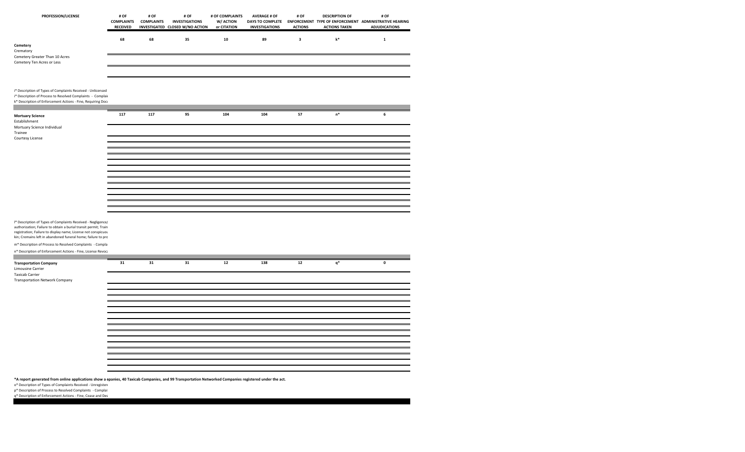| PROFESSION/LICENSE | # OF COMPLAINTS RECEIVED | # OF COMPLAINTS INVESTIGATED | # OF INVESTIGATIONS CLOSED W/NO ACTION | # OF COMPLAINTS W/ ACTION or CITATION | AVERAGE # OF DAYS TO COMPLETE INVESTIGATIONS | # OF ENFORCEMENT ACTIONS | DESCRIPTION OF TYPE OF ENFORCEMENT ACTIONS TAKEN | # OF ADMINISTRATIVE HEARING ADJUDICATIONS |
|---|---|---|---|---|---|---|---|---|
| **Cemetery**<br>Crematory<br>Cemetery Greater Than 10 Acres<br>Cemetery Ten Acres or Less | 68 | 68 | 35 | 10 | 89 | 3 | k* | 1 |
| **Mortuary Science**<br>Establishment<br>Mortuary Science Individual<br>Trainee<br>Courtesy License | 117 | 117 | 95 | 104 | 104 | 57 | n* | 6 |
| **Transportation Company**<br>Limousine Carrier<br>Taxicab Carrier<br>Transportation Network Company | 31 | 31 | 31 | 12 | 138 | 12 | q* | 0 |

i* Description of Types of Complaints Received - Unlicensed

j* Description of Process to Resolved Complaints - Complai

k* Description of Enforcement Actions - Fine, Requiring Docu

l* Description of Types of Complaints Received - Negligence/ authorization; Failure to obtain a burial transit permit; Train registration; Failure to display name; License not conspicuou kin; Cremains left in abandoned funeral home; failure to pro

m* Description of Process to Resolved Complaints - Compla

n* Description of Enforcement Actions - Fine, License Revoca

**\*A report generated from online applications show a epanies, 40 Taxicab Companies, and 99 Transportation Networked Companies registered under the act.**

o* Description of Types of Complaints Received - Unregister

p* Description of Process to Resolved Complaints - Complai

q* Description of Enforcement Actions - Fine, Cease and Des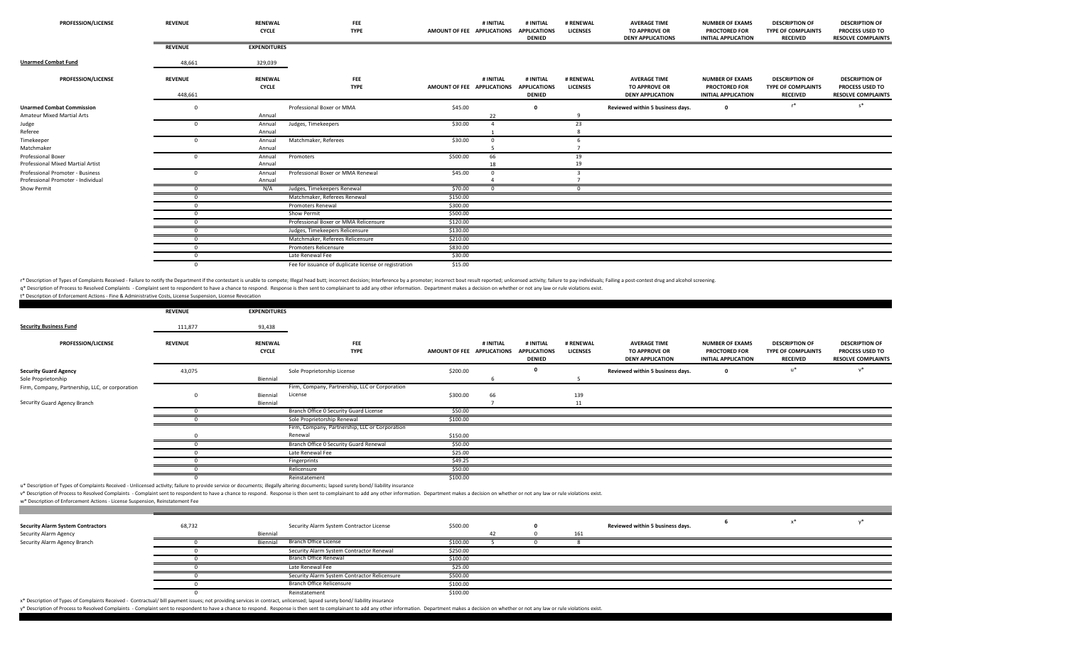| PROFESSION/LICENSE | REVENUE | RENEWAL CYCLE | FEE TYPE | AMOUNT OF FEE | # INITIAL APPLICATIONS | # INITIAL APPLICATIONS DENIED | # RENEWAL LICENSES | AVERAGE TIME TO APPROVE OR DENY APPLICATIONS | NUMBER OF EXAMS PROCTORED FOR INITIAL APPLICATION | DESCRIPTION OF TYPE OF COMPLAINTS RECEIVED | DESCRIPTION OF PROCESS USED TO RESOLVE COMPLAINTS |
|---|---|---|---|---|---|---|---|---|---|---|---|
| | REVENUE | EXPENDITURES | | | | | | | | | |
| **Unarmed Combat Fund** | 48,661 | 329,039 | | | | | | | | | |

| PROFESSION/LICENSE | REVENUE | RENEWAL CYCLE | FEE TYPE | AMOUNT OF FEE | # INITIAL APPLICATIONS | # INITIAL APPLICATIONS DENIED | # RENEWAL LICENSES | AVERAGE TIME TO APPROVE OR DENY APPLICATION | NUMBER OF EXAMS PROCTORED FOR INITIAL APPLICATION | DESCRIPTION OF TYPE OF COMPLAINTS RECEIVED | DESCRIPTION OF PROCESS USED TO RESOLVE COMPLAINTS |
|---|---|---|---|---|---|---|---|---|---|---|---|
| | 448,661 | | | | | | | | | | |
| **Unarmed Combat Commission** | 0 | | Professional Boxer or MMA | $45.00 | | 0 | | Reviewed within 5 business days. | 0 | r* | s* |
| Amateur Mixed Martial Arts | | Annual | | | 22 | | 9 | | | | |
| Judge | 0 | Annual | Judges, Timekeepers | $30.00 | 4 | | 23 | | | | |
| Referee | | Annual | | | 1 | | 8 | | | | |
| Timekeeper | 0 | Annual | Matchmaker, Referees | $30.00 | 0 | | 6 | | | | |
| Matchmaker | | Annual | | | 5 | | 7 | | | | |
| Professional Boxer | 0 | Annual | Promoters | $500.00 | 66 | | 19 | | | | |
| Professional Mixed Martial Artist | | Annual | | | 18 | | 19 | | | | |
| Professional Promoter - Business | 0 | Annual | Professional Boxer or MMA Renewal | $45.00 | 0 | | 3 | | | | |
| Professional Promoter - Individual | | Annual | | | 4 | | 7 | | | | |
| Show Permit | 0 | N/A | Judges, Timekeepers Renewal | $70.00 | 0 | | 0 | | | | |
| | 0 | | Matchmaker, Referees Renewal | $150.00 | | | | | | | |
| | 0 | | Promoters Renewal | $300.00 | | | | | | | |
| | 0 | | Show Permit | $500.00 | | | | | | | |
| | 0 | | Professional Boxer or MMA Relicensure | $120.00 | | | | | | | |
| | 0 | | Judges, Timekeepers Relicensure | $130.00 | | | | | | | |
| | 0 | | Matchmaker, Referees Relicensure | $210.00 | | | | | | | |
| | 0 | | Promoters Relicensure | $830.00 | | | | | | | |
| | 0 | | Late Renewal Fee | $30.00 | | | | | | | |
| | 0 | | Fee for issuance of duplicate license or registration | $15.00 | | | | | | | |

r* Description of Types of Complaints Received - Failure to notify the Department if the contestant is unable to compete; Illegal head butt; incorrect decision; Interference by a promoter; incorrect bout result reported; unlicensed activity; failure to pay individuals; Failing a post-contest drug and alcohol screening.
q* Description of Process to Resolved Complaints - Complaint sent to respondent to have a chance to respond. Response is then sent to complainant to add any other information. Department makes a decision on whether or not any law or rule violations exist.
t* Description of Enforcement Actions - Fine & Administrative Costs, License Suspension, License Revocation

| | REVENUE | EXPENDITURES |
|---|---|---|
| **Security Business Fund** | 111,877 | 93,438 |

| PROFESSION/LICENSE | REVENUE | RENEWAL CYCLE | FEE TYPE | AMOUNT OF FEE | # INITIAL APPLICATIONS | # INITIAL APPLICATIONS DENIED | # RENEWAL LICENSES | AVERAGE TIME TO APPROVE OR DENY APPLICATION | NUMBER OF EXAMS PROCTORED FOR INITIAL APPLICATION | DESCRIPTION OF TYPE OF COMPLAINTS RECEIVED | DESCRIPTION OF PROCESS USED TO RESOLVE COMPLAINTS |
|---|---|---|---|---|---|---|---|---|---|---|---|
| **Security Guard Agency** | 43,075 | | Sole Proprietorship License | $200.00 | | 0 | | Reviewed within 5 business days. | 0 | u* | v* |
| Sole Proprietorship | | Biennial | | | 6 | | 5 | | | | |
| Firm, Company, Partnership, LLC, or corporation | 0 | Biennial | Firm, Company, Partnership, LLC or Corporation License | $300.00 | 66 | | 139 | | | | |
| Security Guard Agency Branch | | Biennial | | | 7 | | 11 | | | | |
| | 0 | | Branch Office 0 Security Guard License | $50.00 | | | | | | | |
| | 0 | | Sole Proprietorship Renewal | $100.00 | | | | | | | |
| | 0 | | Firm, Company, Partnership, LLC or Corporation Renewal | $150.00 | | | | | | | |
| | 0 | | Branch Office 0 Security Guard Renewal | $50.00 | | | | | | | |
| | 0 | | Late Renewal Fee | $25.00 | | | | | | | |
| | 0 | | Fingerprints | $49.25 | | | | | | | |
| | 0 | | Relicensure | $50.00 | | | | | | | |
| | 0 | | Reinstatement | $100.00 | | | | | | | |

u* Description of Types of Complaints Received - Unlicensed activity; failure to provide service or documents; illegally altering documents; lapsed surety bond/ liability insurance
v* Description of Process to Resolved Complaints - Complaint sent to respondent to have a chance to respond. Response is then sent to complainant to add any other information. Department makes a decision on whether or not any law or rule violations exist.
w* Description of Enforcement Actions - License Suspension, Reinstatement Fee

| PROFESSION/LICENSE | REVENUE | RENEWAL CYCLE | FEE TYPE | AMOUNT OF FEE | # INITIAL APPLICATIONS | # INITIAL APPLICATIONS DENIED | # RENEWAL LICENSES | AVERAGE TIME TO APPROVE OR DENY APPLICATION | NUMBER OF EXAMS PROCTORED FOR INITIAL APPLICATION | DESCRIPTION OF TYPE OF COMPLAINTS RECEIVED | DESCRIPTION OF PROCESS USED TO RESOLVE COMPLAINTS |
|---|---|---|---|---|---|---|---|---|---|---|---|
| **Security Alarm System Contractors** | 68,732 | | Security Alarm System Contractor License | $500.00 | | 0 | | Reviewed within 5 business days. | 6 | x* | y* |
| Security Alarm Agency | | Biennial | | | 42 | 0 | 161 | | | | |
| Security Alarm Agency Branch | 0 | Biennial | Branch Office License | $100.00 | 5 | 0 | 8 | | | | |
| | 0 | | Security Alarm System Contractor Renewal | $250.00 | | | | | | | |
| | 0 | | Branch Office Renewal | $100.00 | | | | | | | |
| | 0 | | Late Renewal Fee | $25.00 | | | | | | | |
| | 0 | | Security Alarm System Contractor Relicensure | $500.00 | | | | | | | |
| | 0 | | Branch Office Relicensure | $100.00 | | | | | | | |
| | 0 | | Reinstatement | $100.00 | | | | | | | |

x* Description of Types of Complaints Received - Contractual/ bill payment issues; not providing services in contract, unlicensed; lapsed surety bond/ liability insurance
y* Description of Process to Resolved Complaints - Complaint sent to respondent to have a chance to respond. Response is then sent to complainant to add any other information. Department makes a decision on whether or not any law or rule violations exist.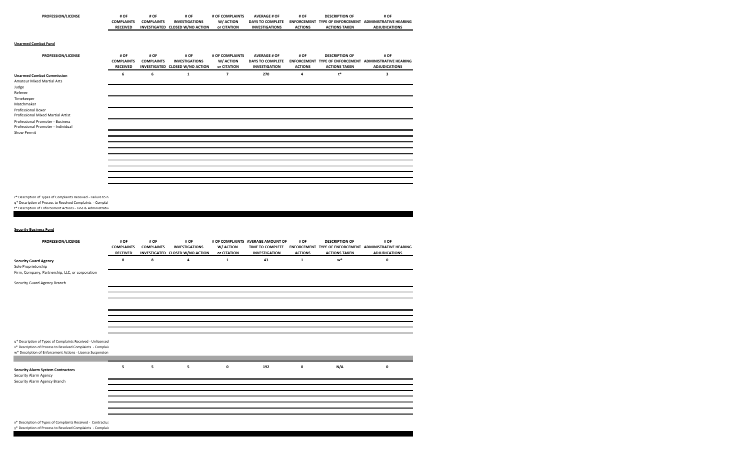| PROFESSION/LICENSE | # OF COMPLAINTS RECEIVED | # OF COMPLAINTS INVESTIGATED | # OF INVESTIGATIONS CLOSED W/NO ACTION | # OF COMPLAINTS W/ ACTION or CITATION | AVERAGE # OF DAYS TO COMPLETE INVESTIGATIONS | # OF ENFORCEMENT ACTIONS | DESCRIPTION OF TYPE OF ENFORCEMENT ACTIONS TAKEN | # OF ADMINISTRATIVE HEARING ADJUDICATIONS |
|---|---|---|---|---|---|---|---|---|

**Unarmed Combat Fund**

| PROFESSION/LICENSE | # OF COMPLAINTS RECEIVED | # OF COMPLAINTS INVESTIGATED | # OF INVESTIGATIONS CLOSED W/NO ACTION | # OF COMPLAINTS W/ ACTION or CITATION | AVERAGE # OF DAYS TO COMPLETE INVESTIGATION | # OF ENFORCEMENT ACTIONS | DESCRIPTION OF TYPE OF ENFORCEMENT ACTIONS TAKEN | # OF ADMINISTRATIVE HEARING ADJUDICATIONS |
|---|---|---|---|---|---|---|---|---|
| **Unarmed Combat Commission** | 6 | 6 | 1 | 7 | 270 | 4 | t* | 3 |
| Amateur Mixed Martial Arts | | | | | | | | |
| Judge | | | | | | | | |
| Referee | | | | | | | | |
| Timekeeper | | | | | | | | |
| Matchmaker | | | | | | | | |
| Professional Boxer | | | | | | | | |
| Professional Mixed Martial Artist | | | | | | | | |
| Professional Promoter - Business | | | | | | | | |
| Professional Promoter - Individual | | | | | | | | |
| Show Permit | | | | | | | | |

r* Description of Types of Complaints Received - Failure to n

q* Description of Process to Resolved Complaints - Complai

t* Description of Enforcement Actions - Fine & Administrativ

**Security Business Fund**

| PROFESSION/LICENSE | # OF COMPLAINTS RECEIVED | # OF COMPLAINTS INVESTIGATED | # OF INVESTIGATIONS CLOSED W/NO ACTION | # OF COMPLAINTS W/ ACTION or CITATION | AVERAGE AMOUNT OF TIME TO COMPLETE INVESTIGATION | # OF ENFORCEMENT ACTIONS | DESCRIPTION OF TYPE OF ENFORCEMENT ACTIONS TAKEN | # OF ADMINISTRATIVE HEARING ADJUDICATIONS |
|---|---|---|---|---|---|---|---|---|
| **Security Guard Agency** | 8 | 8 | 4 | 1 | 43 | 1 | w* | 0 |
| Sole Proprietorship | | | | | | | | |
| Firm, Company, Partnership, LLC, or corporation | | | | | | | | |
| Security Guard Agency Branch | | | | | | | | |

u* Description of Types of Complaints Received - Unlicensed

v* Description of Process to Resolved Complaints - Complai

w* Description of Enforcement Actions - License Suspension

| PROFESSION/LICENSE | # OF COMPLAINTS RECEIVED | # OF COMPLAINTS INVESTIGATED | # OF INVESTIGATIONS CLOSED W/NO ACTION | # OF COMPLAINTS W/ ACTION or CITATION | AVERAGE AMOUNT OF TIME TO COMPLETE INVESTIGATION | # OF ENFORCEMENT ACTIONS | DESCRIPTION OF TYPE OF ENFORCEMENT ACTIONS TAKEN | # OF ADMINISTRATIVE HEARING ADJUDICATIONS |
|---|---|---|---|---|---|---|---|---|
| **Security Alarm System Contractors** | 5 | 5 | 5 | 0 | 192 | 0 | N/A | 0 |
| Security Alarm Agency | | | | | | | | |
| Security Alarm Agency Branch | | | | | | | | |

x* Description of Types of Complaints Received - Contractua

y* Description of Process to Resolved Complaints - Complai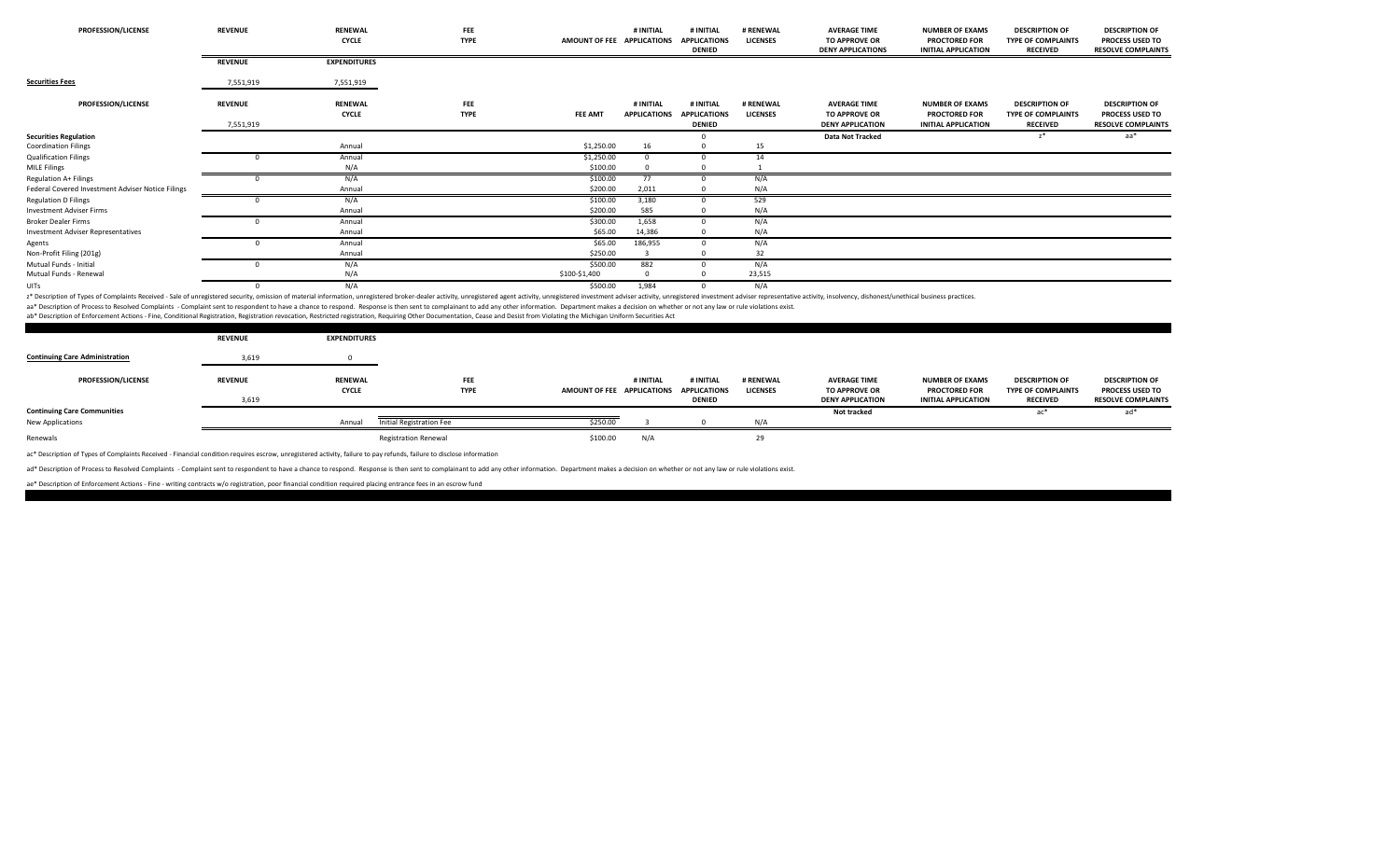| PROFESSION/LICENSE | REVENUE | RENEWAL CYCLE | FEE TYPE | AMOUNT OF FEE | # INITIAL APPLICATIONS | # INITIAL APPLICATIONS DENIED | # RENEWAL LICENSES | AVERAGE TIME TO APPROVE OR DENY APPLICATIONS | NUMBER OF EXAMS PROCTORED FOR INITIAL APPLICATION | DESCRIPTION OF TYPE OF COMPLAINTS RECEIVED | DESCRIPTION OF PROCESS USED TO RESOLVE COMPLAINTS |
|---|---|---|---|---|---|---|---|---|---|---|---|
| | **REVENUE** | **EXPENDITURES** | | | | | | | | | |
| **Securities Fees** | 7,551,919 | 7,551,919 | | | | | | | | | |

| PROFESSION/LICENSE | REVENUE | RENEWAL CYCLE | FEE TYPE | FEE AMT | # INITIAL APPLICATIONS | # INITIAL APPLICATIONS DENIED | # RENEWAL LICENSES | AVERAGE TIME TO APPROVE OR DENY APPLICATION | NUMBER OF EXAMS PROCTORED FOR INITIAL APPLICATION | DESCRIPTION OF TYPE OF COMPLAINTS RECEIVED | DESCRIPTION OF PROCESS USED TO RESOLVE COMPLAINTS |
|---|---|---|---|---|---|---|---|---|---|---|---|
| | 7,551,919 | | | | | | | | | | |
| **Securities Regulation** | | | | | | 0 | | **Data Not Tracked** | | z* | aa* |
| Coordination Filings | | Annual | | $1,250.00 | 16 | 0 | 15 | | | | |
| Qualification Filings | 0 | Annual | | $1,250.00 | 0 | 0 | 14 | | | | |
| MILE Filings | | N/A | | $100.00 | 0 | 0 | 1 | | | | |
| Regulation A+ Filings | 0 | N/A | | $100.00 | 77 | 0 | N/A | | | | |
| Federal Covered Investment Adviser Notice Filings | | Annual | | $200.00 | 2,011 | 0 | N/A | | | | |
| Regulation D Filings | 0 | N/A | | $100.00 | 3,180 | 0 | 529 | | | | |
| Investment Adviser Firms | | Annual | | $200.00 | 585 | 0 | N/A | | | | |
| Broker Dealer Firms | 0 | Annual | | $300.00 | 1,658 | 0 | N/A | | | | |
| Investment Adviser Representatives | | Annual | | $65.00 | 14,386 | 0 | N/A | | | | |
| Agents | 0 | Annual | | $65.00 | 186,955 | 0 | N/A | | | | |
| Non-Profit Filing (201g) | | Annual | | $250.00 | 3 | 0 | 32 | | | | |
| Mutual Funds - Initial | 0 | N/A | | $500.00 | 882 | 0 | N/A | | | | |
| Mutual Funds - Renewal | | N/A | | $100-$1,400 | 0 | 0 | 23,515 | | | | |
| UITs | 0 | N/A | | $500.00 | 1,984 | 0 | N/A | | | | |

z* Description of Types of Complaints Received - Sale of unregistered security, omission of material information, unregistered broker-dealer activity, unregistered agent activity, unregistered investment adviser activity, unregistered investment adviser representative activity, insolvency, dishonest/unethical business practices.

aa* Description of Process to Resolved Complaints - Complaint sent to respondent to have a chance to respond. Response is then sent to complainant to add any other information. Department makes a decision on whether or not any law or rule violations exist.

ab* Description of Enforcement Actions - Fine, Conditional Registration, Registration revocation, Restricted registration, Requiring Other Documentation, Cease and Desist from Violating the Michigan Uniform Securities Act

| | REVENUE | EXPENDITURES |
|---|---|---|
| **Continuing Care Administration** | 3,619 | 0 |

| PROFESSION/LICENSE | REVENUE | RENEWAL CYCLE | FEE TYPE | AMOUNT OF FEE | # INITIAL APPLICATIONS | # INITIAL APPLICATIONS DENIED | # RENEWAL LICENSES | AVERAGE TIME TO APPROVE OR DENY APPLICATION | NUMBER OF EXAMS PROCTORED FOR INITIAL APPLICATION | DESCRIPTION OF TYPE OF COMPLAINTS RECEIVED | DESCRIPTION OF PROCESS USED TO RESOLVE COMPLAINTS |
|---|---|---|---|---|---|---|---|---|---|---|---|
| | 3,619 | | | | | | | | | | |
| **Continuing Care Communities** | | | | | | | | **Not tracked** | | ac* | ad* |
| New Applications | | Annual | Initial Registration Fee | $250.00 | 3 | 0 | N/A | | | | |
| Renewals | | | Registration Renewal | $100.00 | N/A | | 29 | | | | |

ac* Description of Types of Complaints Received - Financial condition requires escrow, unregistered activity, failure to pay refunds, failure to disclose information

ad* Description of Process to Resolved Complaints - Complaint sent to respondent to have a chance to respond. Response is then sent to complainant to add any other information. Department makes a decision on whether or not any law or rule violations exist.

ae* Description of Enforcement Actions - Fine - writing contracts w/o registration, poor financial condition required placing entrance fees in an escrow fund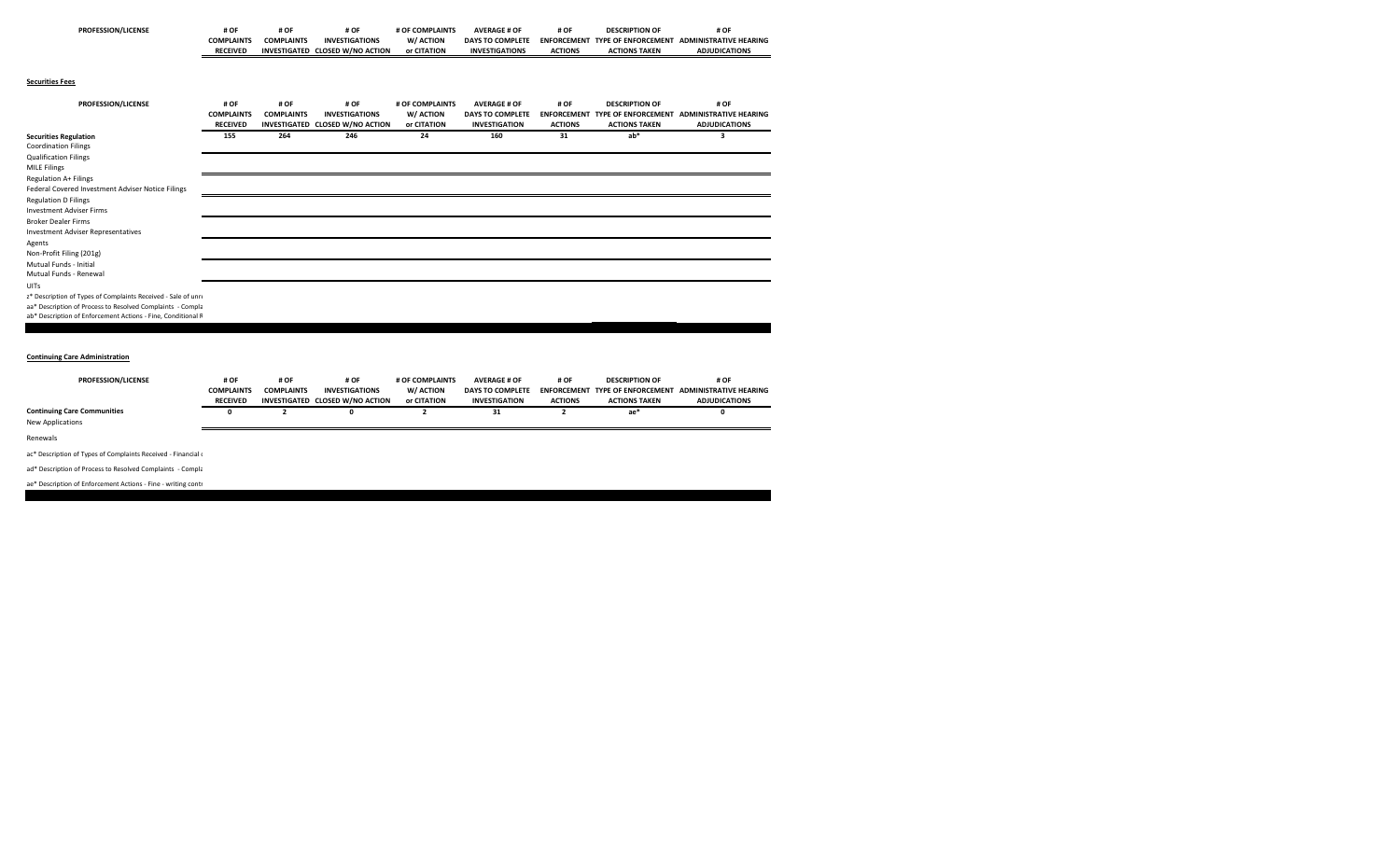| PROFESSION/LICENSE | # OF COMPLAINTS RECEIVED | # OF COMPLAINTS INVESTIGATED | # OF INVESTIGATIONS CLOSED W/NO ACTION | # OF COMPLAINTS W/ ACTION or CITATION | AVERAGE # OF DAYS TO COMPLETE INVESTIGATIONS | # OF ENFORCEMENT ACTIONS | DESCRIPTION OF TYPE OF ENFORCEMENT ACTIONS TAKEN | # OF ADMINISTRATIVE HEARING ADJUDICATIONS |
|---|---|---|---|---|---|---|---|---|

**Securities Fees**

| PROFESSION/LICENSE | # OF COMPLAINTS RECEIVED | # OF COMPLAINTS INVESTIGATED | # OF INVESTIGATIONS CLOSED W/NO ACTION | # OF COMPLAINTS W/ ACTION or CITATION | AVERAGE # OF DAYS TO COMPLETE INVESTIGATION | # OF ENFORCEMENT ACTIONS | DESCRIPTION OF TYPE OF ENFORCEMENT ACTIONS TAKEN | # OF ADMINISTRATIVE HEARING ADJUDICATIONS |
|---|---|---|---|---|---|---|---|---|
| **Securities Regulation** | 155 | 264 | 246 | 24 | 160 | 31 | ab* | 3 |
| Coordination Filings | | | | | | | | |
| Qualification Filings | | | | | | | | |
| MILE Filings | | | | | | | | |
| Regulation A+ Filings | | | | | | | | |
| Federal Covered Investment Adviser Notice Filings | | | | | | | | |
| Regulation D Filings | | | | | | | | |
| Investment Adviser Firms | | | | | | | | |
| Broker Dealer Firms | | | | | | | | |
| Investment Adviser Representatives | | | | | | | | |
| Agents | | | | | | | | |
| Non-Profit Filing (201g) | | | | | | | | |
| Mutual Funds - Initial | | | | | | | | |
| Mutual Funds - Renewal | | | | | | | | |
| UITs | | | | | | | | |

z* Description of Types of Complaints Received - Sale of unr

aa* Description of Process to Resolved Complaints - Compla

ab* Description of Enforcement Actions - Fine, Conditional R

**Continuing Care Administration**

| PROFESSION/LICENSE | # OF COMPLAINTS RECEIVED | # OF COMPLAINTS INVESTIGATED | # OF INVESTIGATIONS CLOSED W/NO ACTION | # OF COMPLAINTS W/ ACTION or CITATION | AVERAGE # OF DAYS TO COMPLETE INVESTIGATION | # OF ENFORCEMENT ACTIONS | DESCRIPTION OF TYPE OF ENFORCEMENT ACTIONS TAKEN | # OF ADMINISTRATIVE HEARING ADJUDICATIONS |
|---|---|---|---|---|---|---|---|---|
| **Continuing Care Communities** | 0 | 2 | 0 | 2 | 31 | 2 | ae* | 0 |
| New Applications | | | | | | | | |
| Renewals | | | | | | | | |

ac* Description of Types of Complaints Received - Financial

ad* Description of Process to Resolved Complaints - Compla

ae* Description of Enforcement Actions - Fine - writing contr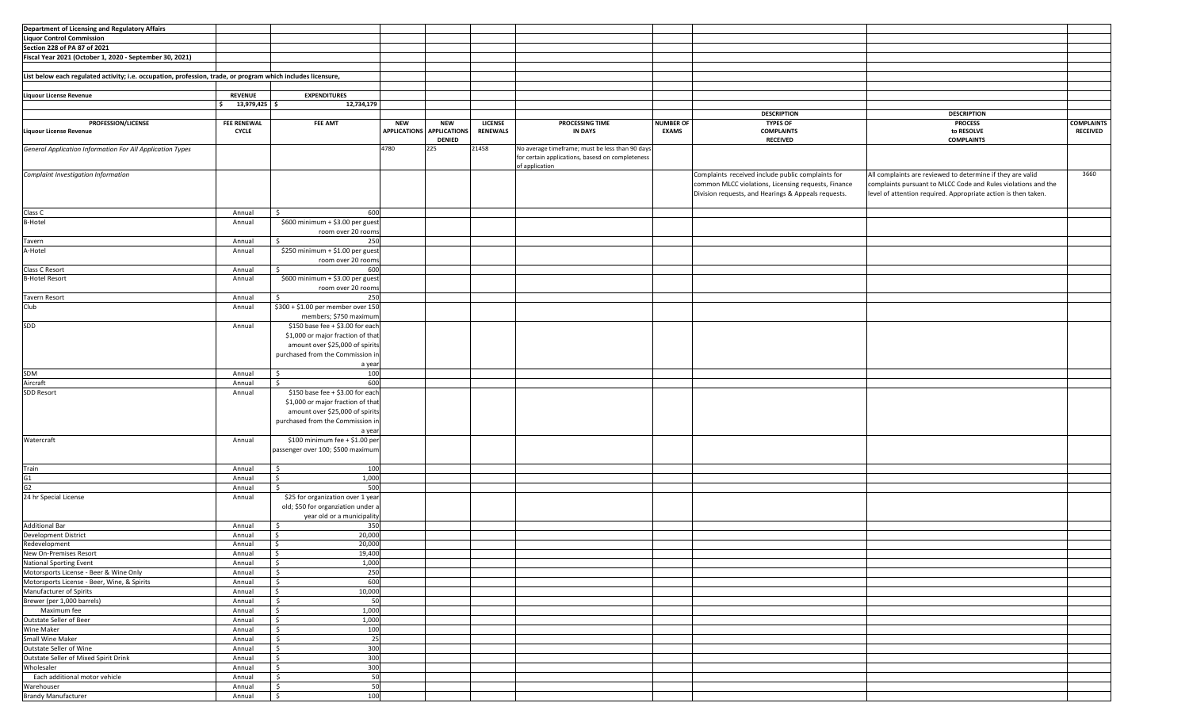**Department of Licensing and Regulatory Affairs**
**Liquor Control Commission**
**Section 228 of PA 87 of 2021**
**Fiscal Year 2021 (October 1, 2020 - September 30, 2021)**

**List below each regulated activity; i.e. occupation, profession, trade, or program which includes licensure,**

| Liquour License Revenue | REVENUE | EXPENDITURES |
|---|---|---|
| | $ 13,979,425 | $ 12,734,179 |

| PROFESSION/LICENSE Liquour License Revenue | FEE RENEWAL CYCLE | FEE AMT | NEW APPLICATIONS | NEW APPLICATIONS DENIED | LICENSE RENEWALS | PROCESSING TIME IN DAYS | NUMBER OF EXAMS | DESCRIPTION TYPES OF COMPLAINTS RECEIVED | DESCRIPTION PROCESS to RESOLVE COMPLAINTS | COMPLAINTS RECEIVED |
|---|---|---|---|---|---|---|---|---|---|---|
| *General Application Information For All Application Types* | | | 4780 | 225 | 21458 | No average timeframe; must be less than 90 days for certain applications, basesd on completeness of application | | | | |
| *Complaint Investigation Information* | | | | | | | | Complaints received include public complaints for common MLCC violations, Licensing requests, Finance Division requests, and Hearings & Appeals requests. | All complaints are reviewed to determine if they are valid complaints pursuant to MLCC Code and Rules violations and the level of attention required. Appropriate action is then taken. | 3660 |
| Class C | Annual | $ 600 | | | | | | | | |
| B-Hotel | Annual | $600 minimum + $3.00 per guest room over 20 rooms | | | | | | | | |
| Tavern | Annual | $ 250 | | | | | | | | |
| A-Hotel | Annual | $250 minimum + $1.00 per guest room over 20 rooms | | | | | | | | |
| Class C Resort | Annual | $ 600 | | | | | | | | |
| B-Hotel Resort | Annual | $600 minimum + $3.00 per guest room over 20 rooms | | | | | | | | |
| Tavern Resort | Annual | $ 250 | | | | | | | | |
| Club | Annual | $300 + $1.00 per member over 150 members; $750 maximum | | | | | | | | |
| SDD | Annual | $150 base fee + $3.00 for each $1,000 or major fraction of that amount over $25,000 of spirits purchased from the Commission in a year | | | | | | | | |
| SDM | Annual | $ 100 | | | | | | | | |
| Aircraft | Annual | $ 600 | | | | | | | | |
| SDD Resort | Annual | $150 base fee + $3.00 for each $1,000 or major fraction of that amount over $25,000 of spirits purchased from the Commission in a year | | | | | | | | |
| Watercraft | Annual | $100 minimum fee + $1.00 per passenger over 100; $500 maximum | | | | | | | | |
| Train | Annual | $ 100 | | | | | | | | |
| G1 | Annual | $ 1,000 | | | | | | | | |
| G2 | Annual | $ 500 | | | | | | | | |
| 24 hr Special License | Annual | $25 for organization over 1 year old; $50 for organziation under a year old or a municipality | | | | | | | | |
| Additional Bar | Annual | $ 350 | | | | | | | | |
| Development District | Annual | $ 20,000 | | | | | | | | |
| Redevelopment | Annual | $ 20,000 | | | | | | | | |
| New On-Premises Resort | Annual | $ 19,400 | | | | | | | | |
| National Sporting Event | Annual | $ 1,000 | | | | | | | | |
| Motorsports License - Beer & Wine Only | Annual | $ 250 | | | | | | | | |
| Motorsports License - Beer, Wine, & Spirits | Annual | $ 600 | | | | | | | | |
| Manufacturer of Spirits | Annual | $ 10,000 | | | | | | | | |
| Brewer (per 1,000 barrels) | Annual | $ 50 | | | | | | | | |
| Maximum fee | Annual | $ 1,000 | | | | | | | | |
| Outstate Seller of Beer | Annual | $ 1,000 | | | | | | | | |
| Wine Maker | Annual | $ 100 | | | | | | | | |
| Small Wine Maker | Annual | $ 25 | | | | | | | | |
| Outstate Seller of Wine | Annual | $ 300 | | | | | | | | |
| Outstate Seller of Mixed Spirit Drink | Annual | $ 300 | | | | | | | | |
| Wholesaler | Annual | $ 300 | | | | | | | | |
| Each additional motor vehicle | Annual | $ 50 | | | | | | | | |
| Warehouser | Annual | $ 50 | | | | | | | | |
| Brandy Manufacturer | Annual | $ 100 | | | | | | | | |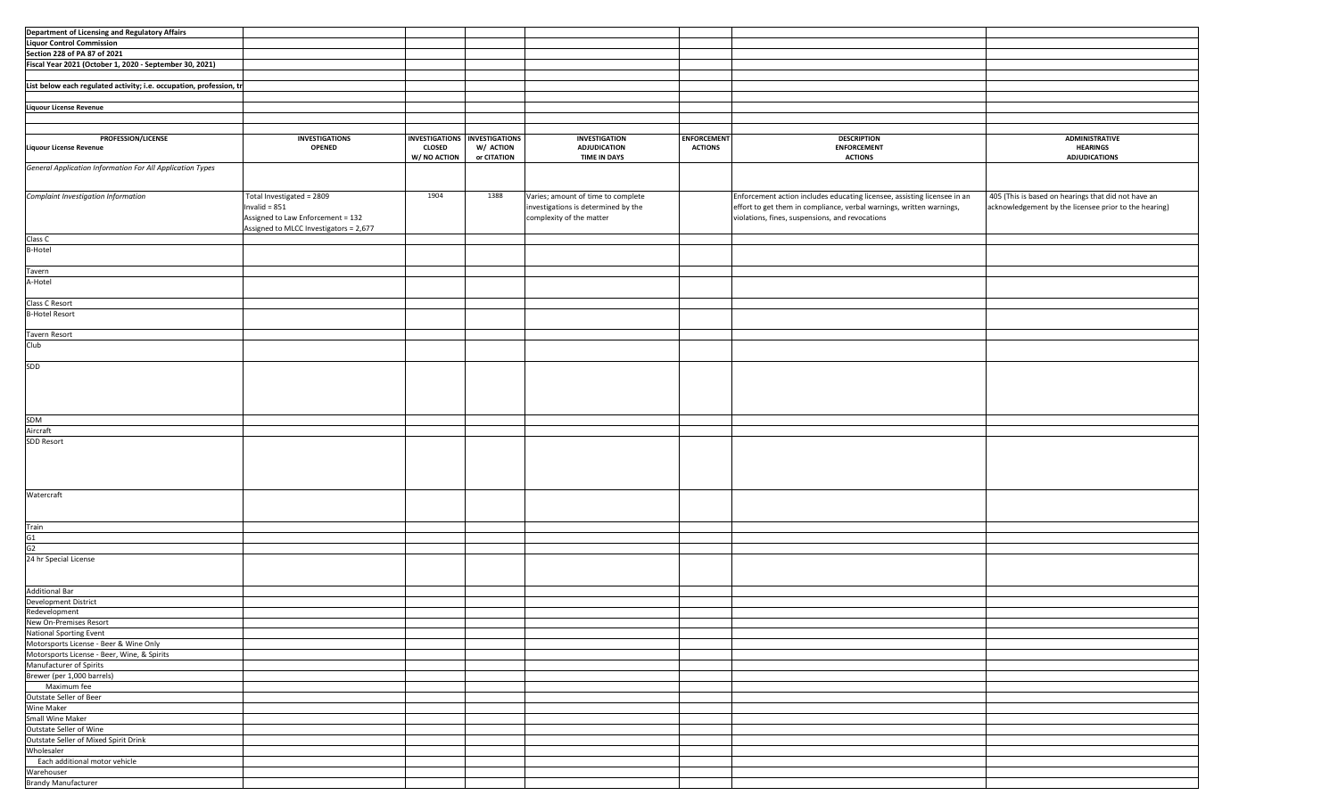**Department of Licensing and Regulatory Affairs**

**Liquor Control Commission**

**Section 228 of PA 87 of 2021**

**Fiscal Year 2021 (October 1, 2020 - September 30, 2021)**

**List below each regulated activity; i.e. occupation, profession, tr**

**Liquour License Revenue**

| PROFESSION/LICENSE<br>Liquour License Revenue | INVESTIGATIONS OPENED | INVESTIGATIONS CLOSED W/ NO ACTION | INVESTIGATIONS W/ ACTION or CITATION | INVESTIGATION ADJUDICATION TIME IN DAYS | ENFORCEMENT ACTIONS | DESCRIPTION ENFORCEMENT ACTIONS | ADMINISTRATIVE HEARINGS ADJUDICATIONS |
|---|---|---|---|---|---|---|---|
| *General Application Information For All Application Types* | | | | | | | |
| *Complaint Investigation Information* | Total Investigated = 2809<br>Invalid = 851<br>Assigned to Law Enforcement = 132<br>Assigned to MLCC Investigators = 2,677 | 1904 | 1388 | Varies; amount of time to complete investigations is determined by the complexity of the matter | | Enforcement action includes educating licensee, assisting licensee in an effort to get them in compliance, verbal warnings, written warnings, violations, fines, suspensions, and revocations | 405 (This is based on hearings that did not have an acknowledgement by the licensee prior to the hearing) |
| Class C | | | | | | | |
| B-Hotel | | | | | | | |
| Tavern | | | | | | | |
| A-Hotel | | | | | | | |
| Class C Resort | | | | | | | |
| B-Hotel Resort | | | | | | | |
| Tavern Resort | | | | | | | |
| Club | | | | | | | |
| SDD | | | | | | | |
| SDM | | | | | | | |
| Aircraft | | | | | | | |
| SDD Resort | | | | | | | |
| Watercraft | | | | | | | |
| Train | | | | | | | |
| G1 | | | | | | | |
| G2 | | | | | | | |
| 24 hr Special License | | | | | | | |
| Additional Bar | | | | | | | |
| Development District | | | | | | | |
| Redevelopment | | | | | | | |
| New On-Premises Resort | | | | | | | |
| National Sporting Event | | | | | | | |
| Motorsports License - Beer & Wine Only | | | | | | | |
| Motorsports License - Beer, Wine, & Spirits | | | | | | | |
| Manufacturer of Spirits | | | | | | | |
| Brewer (per 1,000 barrels) | | | | | | | |
| Maximum fee | | | | | | | |
| Outstate Seller of Beer | | | | | | | |
| Wine Maker | | | | | | | |
| Small Wine Maker | | | | | | | |
| Outstate Seller of Wine | | | | | | | |
| Outstate Seller of Mixed Spirit Drink | | | | | | | |
| Wholesaler | | | | | | | |
| Each additional motor vehicle | | | | | | | |
| Warehouser | | | | | | | |
| Brandy Manufacturer | | | | | | | |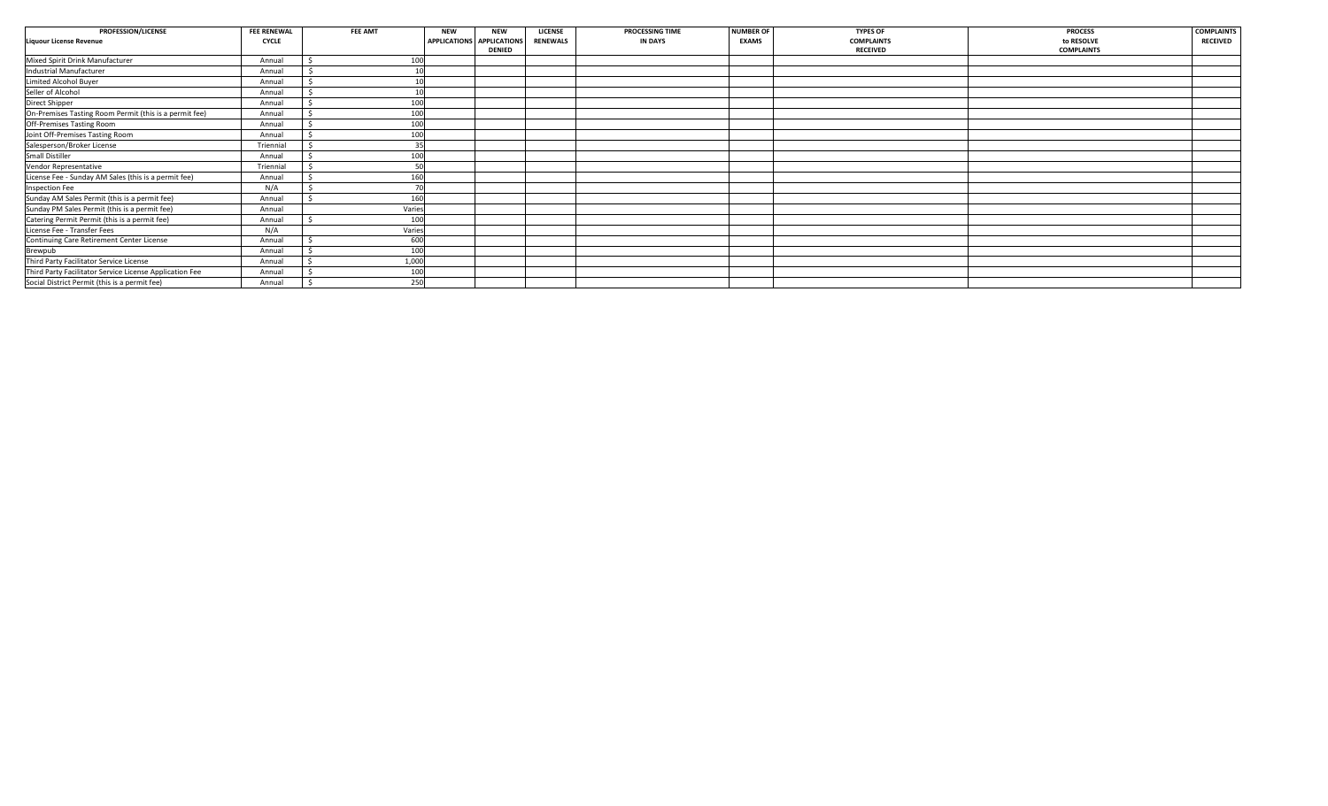| PROFESSION/LICENSE<br>Liquour License Revenue | FEE RENEWAL CYCLE | FEE AMT | NEW APPLICATIONS | NEW APPLICATIONS DENIED | LICENSE RENEWALS | PROCESSING TIME IN DAYS | NUMBER OF EXAMS | TYPES OF COMPLAINTS RECEIVED | PROCESS to RESOLVE COMPLAINTS | COMPLAINTS RECEIVED |
|---|---|---|---|---|---|---|---|---|---|---|
| Mixed Spirit Drink Manufacturer | Annual | $ 100 | | | | | | | | |
| Industrial Manufacturer | Annual | $ 10 | | | | | | | | |
| Limited Alcohol Buyer | Annual | $ 10 | | | | | | | | |
| Seller of Alcohol | Annual | $ 10 | | | | | | | | |
| Direct Shipper | Annual | $ 100 | | | | | | | | |
| On-Premises Tasting Room Permit (this is a permit fee) | Annual | $ 100 | | | | | | | | |
| Off-Premises Tasting Room | Annual | $ 100 | | | | | | | | |
| Joint Off-Premises Tasting Room | Annual | $ 100 | | | | | | | | |
| Salesperson/Broker License | Triennial | $ 35 | | | | | | | | |
| Small Distiller | Annual | $ 100 | | | | | | | | |
| Vendor Representative | Triennial | $ 50 | | | | | | | | |
| License Fee - Sunday AM Sales (this is a permit fee) | Annual | $ 160 | | | | | | | | |
| Inspection Fee | N/A | $ 70 | | | | | | | | |
| Sunday AM Sales Permit (this is a permit fee) | Annual | $ 160 | | | | | | | | |
| Sunday PM Sales Permit (this is a permit fee) | Annual | Varies | | | | | | | | |
| Catering Permit Permit (this is a permit fee) | Annual | $ 100 | | | | | | | | |
| License Fee - Transfer Fees | N/A | Varies | | | | | | | | |
| Continuing Care Retirement Center License | Annual | $ 600 | | | | | | | | |
| Brewpub | Annual | $ 100 | | | | | | | | |
| Third Party Facilitator Service License | Annual | $ 1,000 | | | | | | | | |
| Third Party Facilitator Service License Application Fee | Annual | $ 100 | | | | | | | | |
| Social District Permit (this is a permit fee) | Annual | $ 250 | | | | | | | | |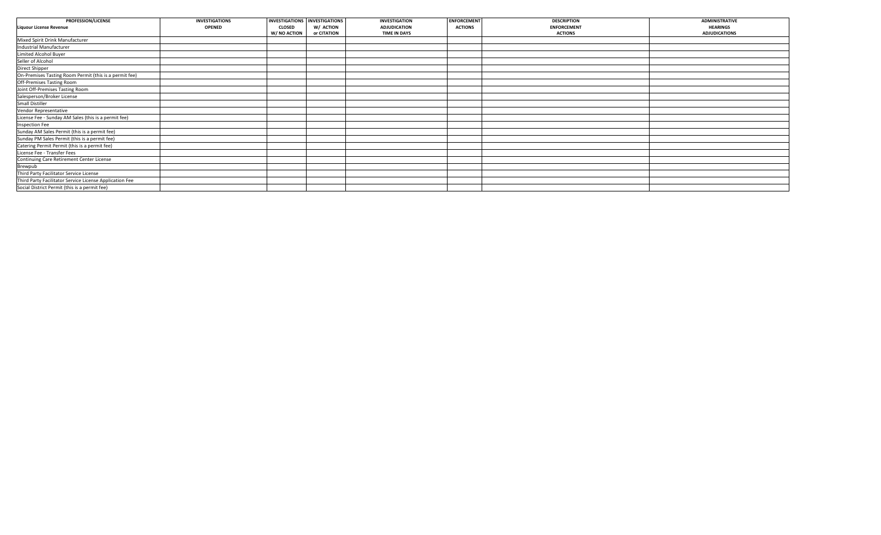| PROFESSION/LICENSE<br>Liquour License Revenue | INVESTIGATIONS<br>OPENED | INVESTIGATIONS<br>CLOSED<br>W/ NO ACTION | INVESTIGATIONS<br>W/ ACTION<br>or CITATION | INVESTIGATION<br>ADJUDICATION<br>TIME IN DAYS | ENFORCEMENT<br>ACTIONS | DESCRIPTION<br>ENFORCEMENT<br>ACTIONS | ADMINISTRATIVE<br>HEARINGS<br>ADJUDICATIONS |
|---|---|---|---|---|---|---|---|
| Mixed Spirit Drink Manufacturer | | | | | | | |
| Industrial Manufacturer | | | | | | | |
| Limited Alcohol Buyer | | | | | | | |
| Seller of Alcohol | | | | | | | |
| Direct Shipper | | | | | | | |
| On-Premises Tasting Room Permit (this is a permit fee) | | | | | | | |
| Off-Premises Tasting Room | | | | | | | |
| Joint Off-Premises Tasting Room | | | | | | | |
| Salesperson/Broker License | | | | | | | |
| Small Distiller | | | | | | | |
| Vendor Representative | | | | | | | |
| License Fee - Sunday AM Sales (this is a permit fee) | | | | | | | |
| Inspection Fee | | | | | | | |
| Sunday AM Sales Permit (this is a permit fee) | | | | | | | |
| Sunday PM Sales Permit (this is a permit fee) | | | | | | | |
| Catering Permit Permit (this is a permit fee) | | | | | | | |
| License Fee - Transfer Fees | | | | | | | |
| Continuing Care Retirement Center License | | | | | | | |
| Brewpub | | | | | | | |
| Third Party Facilitator Service License | | | | | | | |
| Third Party Facilitator Service License Application Fee | | | | | | | |
| Social District Permit (this is a permit fee) | | | | | | | |